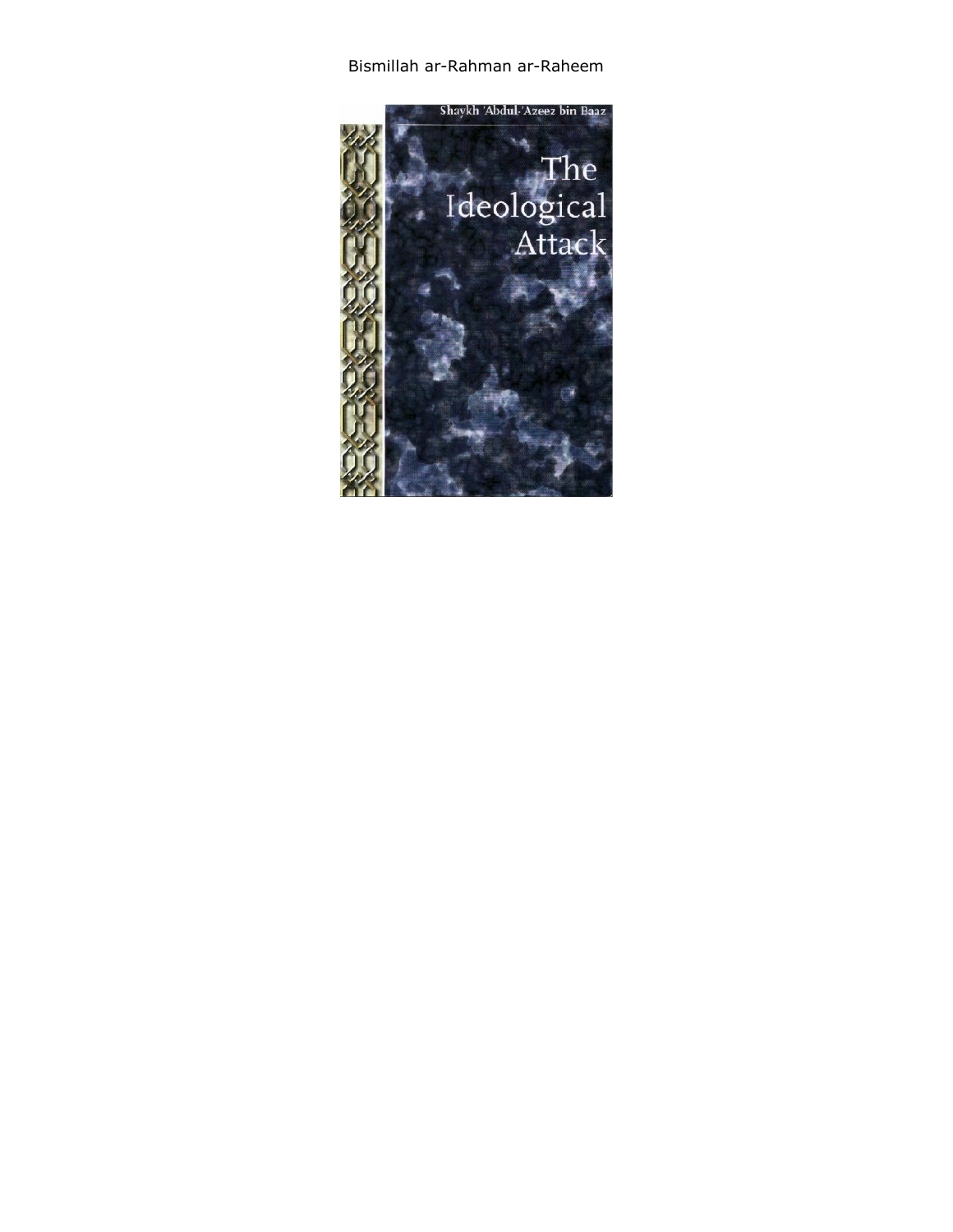Bismillah ar-Rahman ar-Raheem

Shaykh 'Abdul-'Azeez bin Baaz

# The Ideological Attack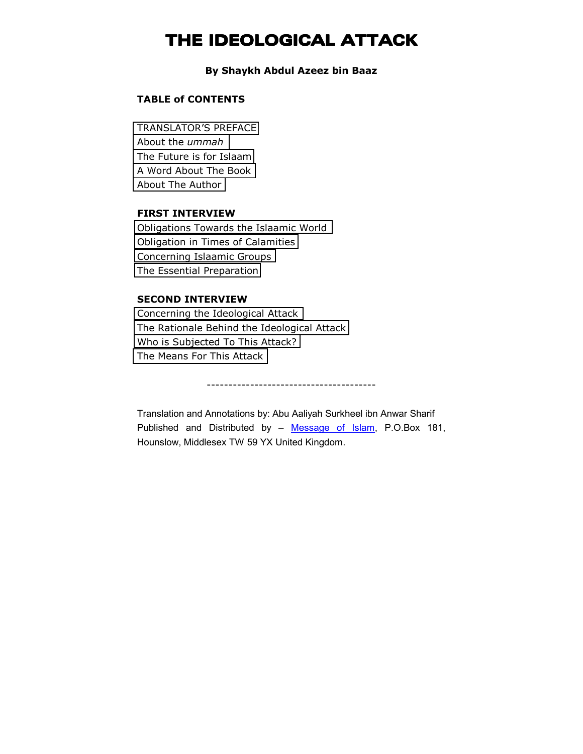# THE IDEOLOGICAL ATTACK

**By Shaykh Abdul Azeez bin Baaz**

**TABLE of CONTENTS**

- TRANSLATOR'S PREFACE
- About the *ummah*
- The Future is for Islaam
- A Word About The Book
- About The Author

**FIRST INTERVIEW**

- Obligations Towards the Islaamic World
- Obligation in Times of Calamities
- Concerning Islaamic Groups
- The Essential Preparation

**SECOND INTERVIEW**

- Concerning the Ideological Attack
- The Rationale Behind the Ideological Attack
- Who is Subjected To This Attack?
- The Means For This Attack

---------------------------------------

Translation and Annotations by: Abu Aaliyah Surkheel ibn Anwar Sharif
Published and Distributed by – Message of Islam, P.O.Box 181, Hounslow, Middlesex TW 59 YX United Kingdom.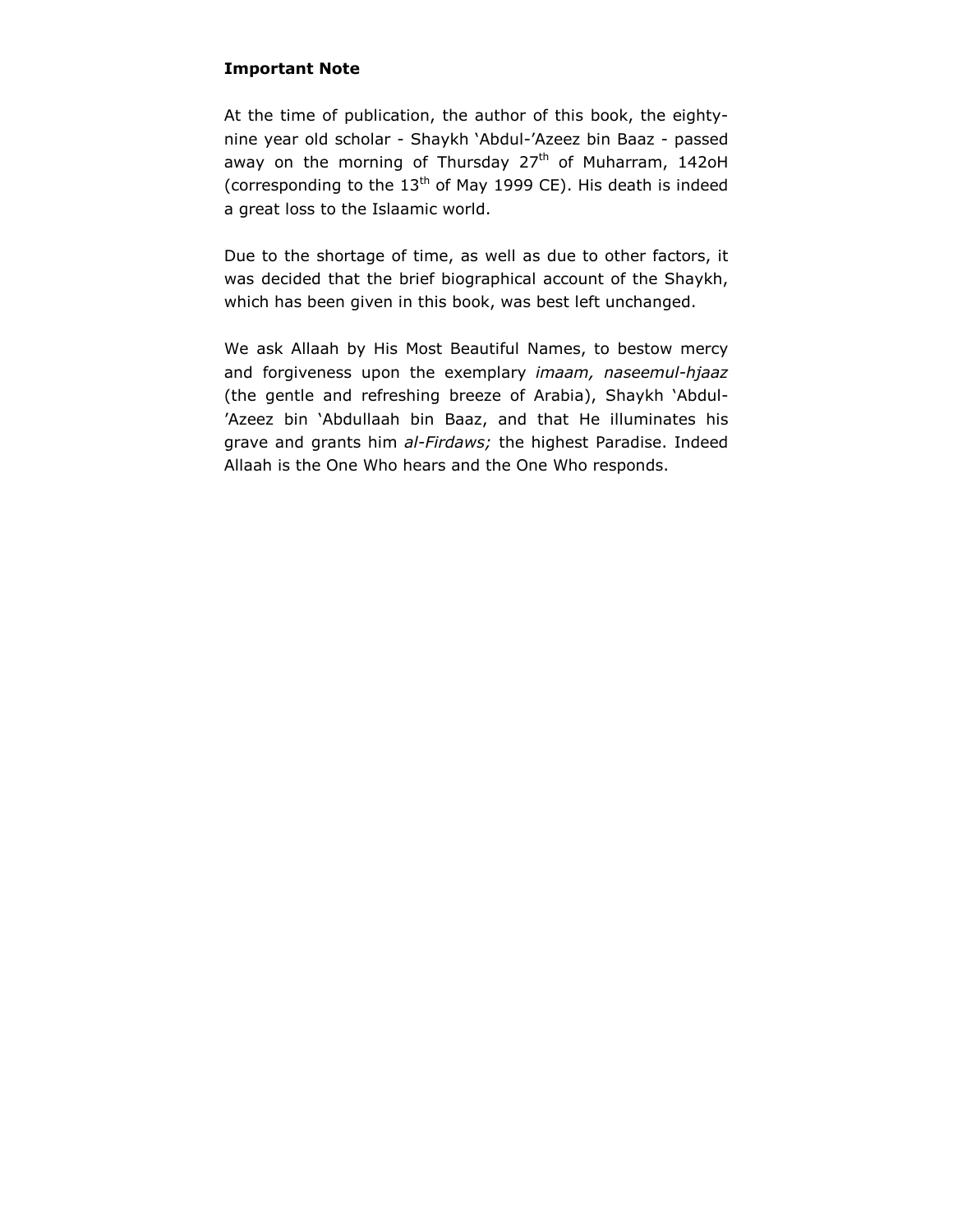**Important Note**

At the time of publication, the author of this book, the eighty-nine year old scholar - Shaykh 'Abdul-'Azeez bin Baaz - passed away on the morning of Thursday 27th of Muharram, 142oH (corresponding to the 13th of May 1999 CE). His death is indeed a great loss to the Islaamic world.

Due to the shortage of time, as well as due to other factors, it was decided that the brief biographical account of the Shaykh, which has been given in this book, was best left unchanged.

We ask Allaah by His Most Beautiful Names, to bestow mercy and forgiveness upon the exemplary *imaam, naseemul-hjaaz* (the gentle and refreshing breeze of Arabia), Shaykh 'Abdul-'Azeez bin 'Abdullaah bin Baaz, and that He illuminates his grave and grants him *al-Firdaws;* the highest Paradise. Indeed Allaah is the One Who hears and the One Who responds.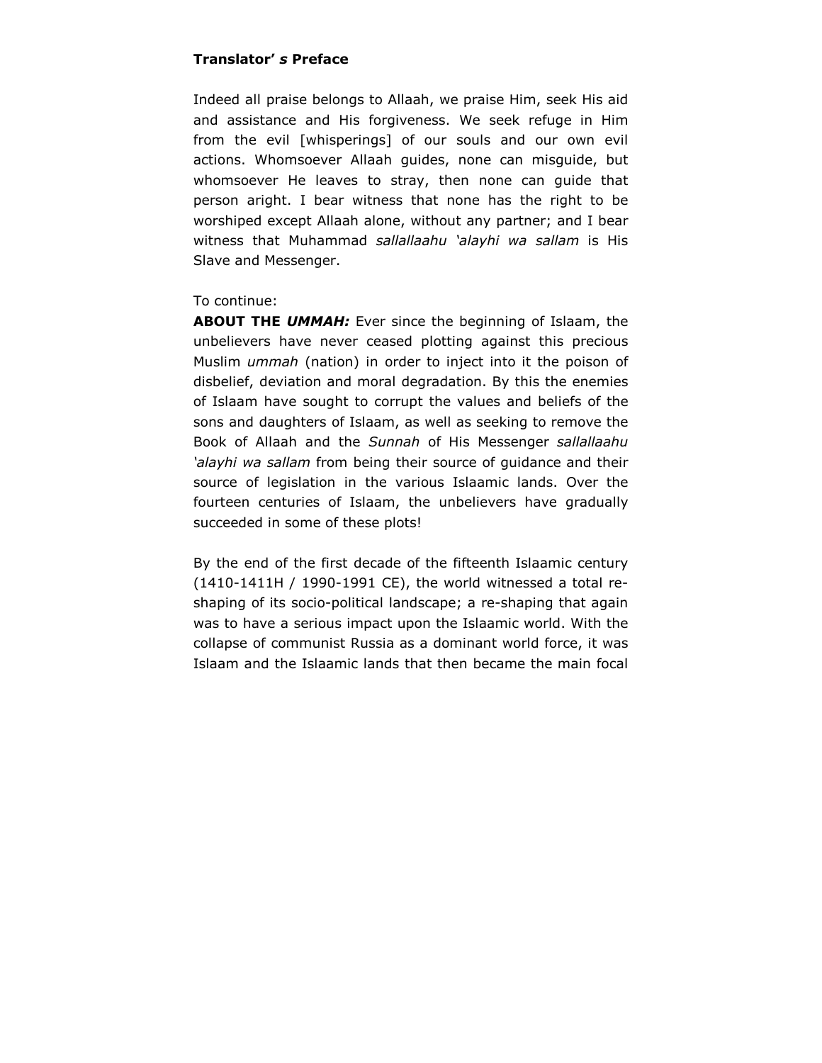**Translator' *s* Preface**

Indeed all praise belongs to Allaah, we praise Him, seek His aid and assistance and His forgiveness. We seek refuge in Him from the evil [whisperings] of our souls and our own evil actions. Whomsoever Allaah guides, none can misguide, but whomsoever He leaves to stray, then none can guide that person aright. I bear witness that none has the right to be worshiped except Allaah alone, without any partner; and I bear witness that Muhammad *sallallaahu 'alayhi wa sallam* is His Slave and Messenger.

To continue:

**ABOUT THE *UMMAH:*** Ever since the beginning of Islaam, the unbelievers have never ceased plotting against this precious Muslim *ummah* (nation) in order to inject into it the poison of disbelief, deviation and moral degradation. By this the enemies of Islaam have sought to corrupt the values and beliefs of the sons and daughters of Islaam, as well as seeking to remove the Book of Allaah and the *Sunnah* of His Messenger *sallallaahu 'alayhi wa sallam* from being their source of guidance and their source of legislation in the various Islaamic lands. Over the fourteen centuries of Islaam, the unbelievers have gradually succeeded in some of these plots!

By the end of the first decade of the fifteenth Islaamic century (1410-1411H / 1990-1991 CE), the world witnessed a total re-shaping of its socio-political landscape; a re-shaping that again was to have a serious impact upon the Islaamic world. With the collapse of communist Russia as a dominant world force, it was Islaam and the Islaamic lands that then became the main focal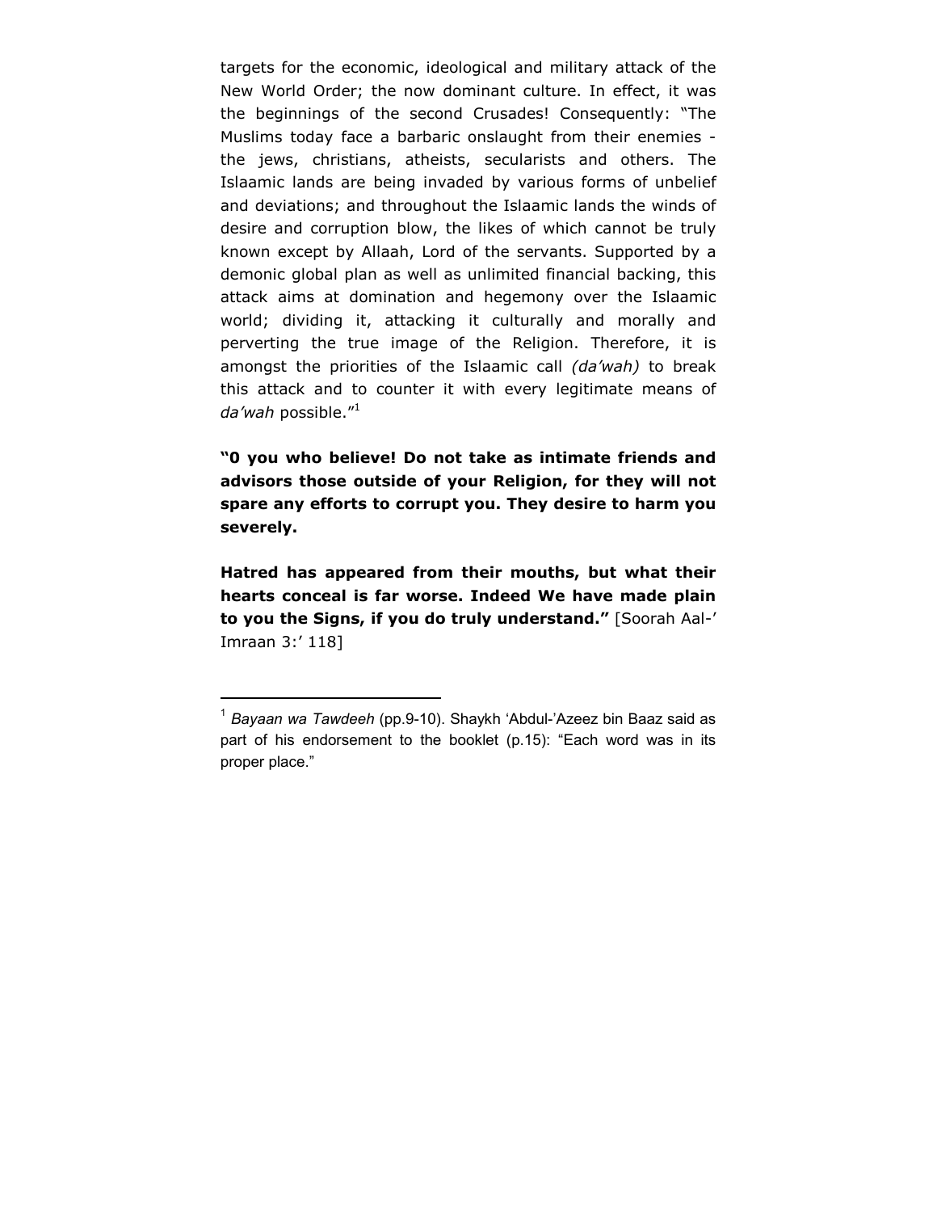targets for the economic, ideological and military attack of the New World Order; the now dominant culture. In effect, it was the beginnings of the second Crusades! Consequently: "The Muslims today face a barbaric onslaught from their enemies - the jews, christians, atheists, secularists and others. The Islaamic lands are being invaded by various forms of unbelief and deviations; and throughout the Islaamic lands the winds of desire and corruption blow, the likes of which cannot be truly known except by Allaah, Lord of the servants. Supported by a demonic global plan as well as unlimited financial backing, this attack aims at domination and hegemony over the Islaamic world; dividing it, attacking it culturally and morally and perverting the true image of the Religion. Therefore, it is amongst the priorities of the Islaamic call *(da'wah)* to break this attack and to counter it with every legitimate means of *da'wah* possible."[1]

**"0 you who believe! Do not take as intimate friends and advisors those outside of your Religion, for they will not spare any efforts to corrupt you. They desire to harm you severely.**

**Hatred has appeared from their mouths, but what their hearts conceal is far worse. Indeed We have made plain to you the Signs, if you do truly understand."** [Soorah Aal-' Imraan 3:' 118]

---

[1] *Bayaan wa Tawdeeh* (pp.9-10). Shaykh 'Abdul-'Azeez bin Baaz said as part of his endorsement to the booklet (p.15): "Each word was in its proper place."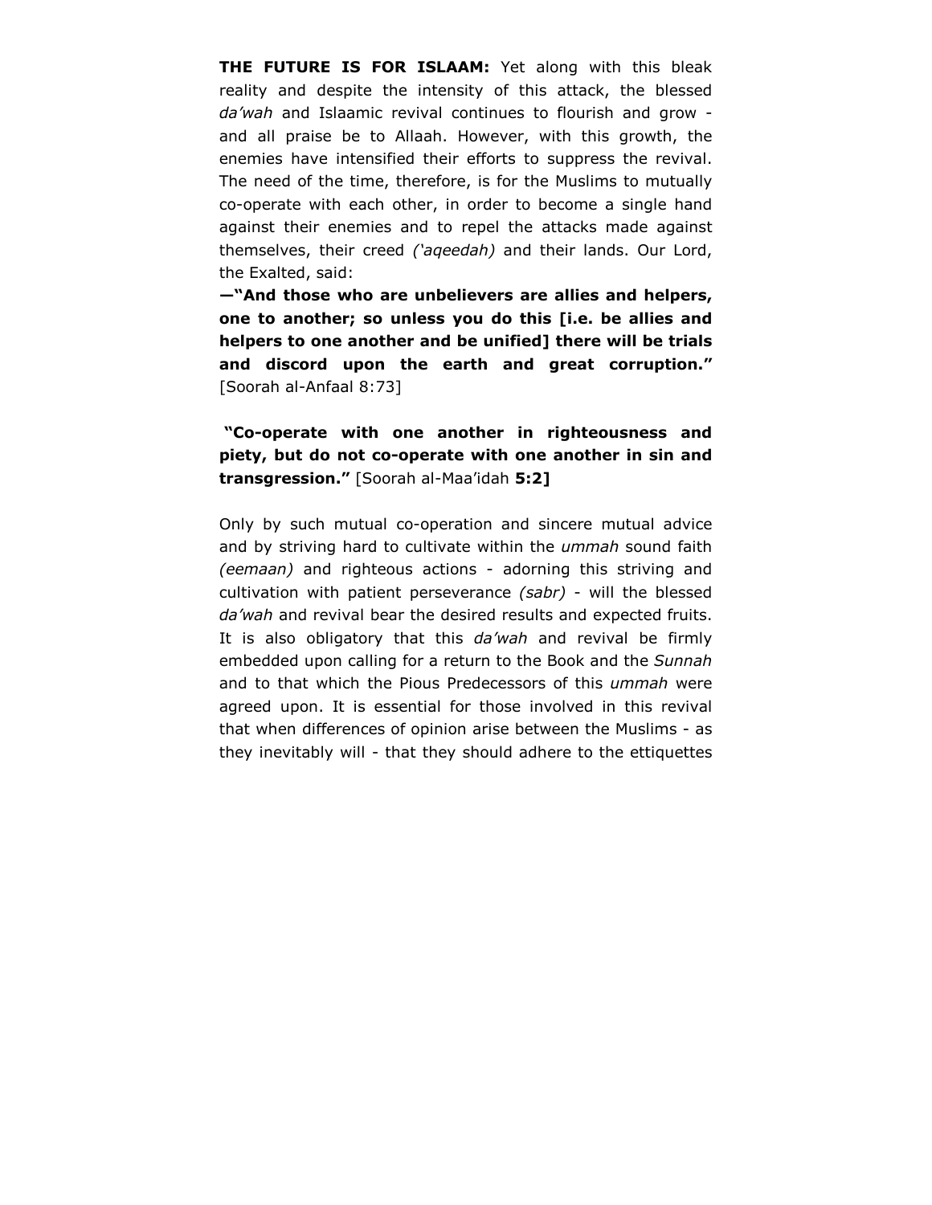**THE FUTURE IS FOR ISLAAM:** Yet along with this bleak reality and despite the intensity of this attack, the blessed *da'wah* and Islaamic revival continues to flourish and grow - and all praise be to Allaah. However, with this growth, the enemies have intensified their efforts to suppress the revival. The need of the time, therefore, is for the Muslims to mutually co-operate with each other, in order to become a single hand against their enemies and to repel the attacks made against themselves, their creed *('aqeedah)* and their lands. Our Lord, the Exalted, said:

**—"And those who are unbelievers are allies and helpers, one to another; so unless you do this [i.e. be allies and helpers to one another and be unified] there will be trials and discord upon the earth and great corruption."** [Soorah al-Anfaal 8:73]

**"Co-operate with one another in righteousness and piety, but do not co-operate with one another in sin and transgression."** [Soorah al-Maa'idah **5:2]**

Only by such mutual co-operation and sincere mutual advice and by striving hard to cultivate within the *ummah* sound faith *(eemaan)* and righteous actions - adorning this striving and cultivation with patient perseverance *(sabr)* - will the blessed *da'wah* and revival bear the desired results and expected fruits. It is also obligatory that this *da'wah* and revival be firmly embedded upon calling for a return to the Book and the *Sunnah* and to that which the Pious Predecessors of this *ummah* were agreed upon. It is essential for those involved in this revival that when differences of opinion arise between the Muslims - as they inevitably will - that they should adhere to the ettiquettes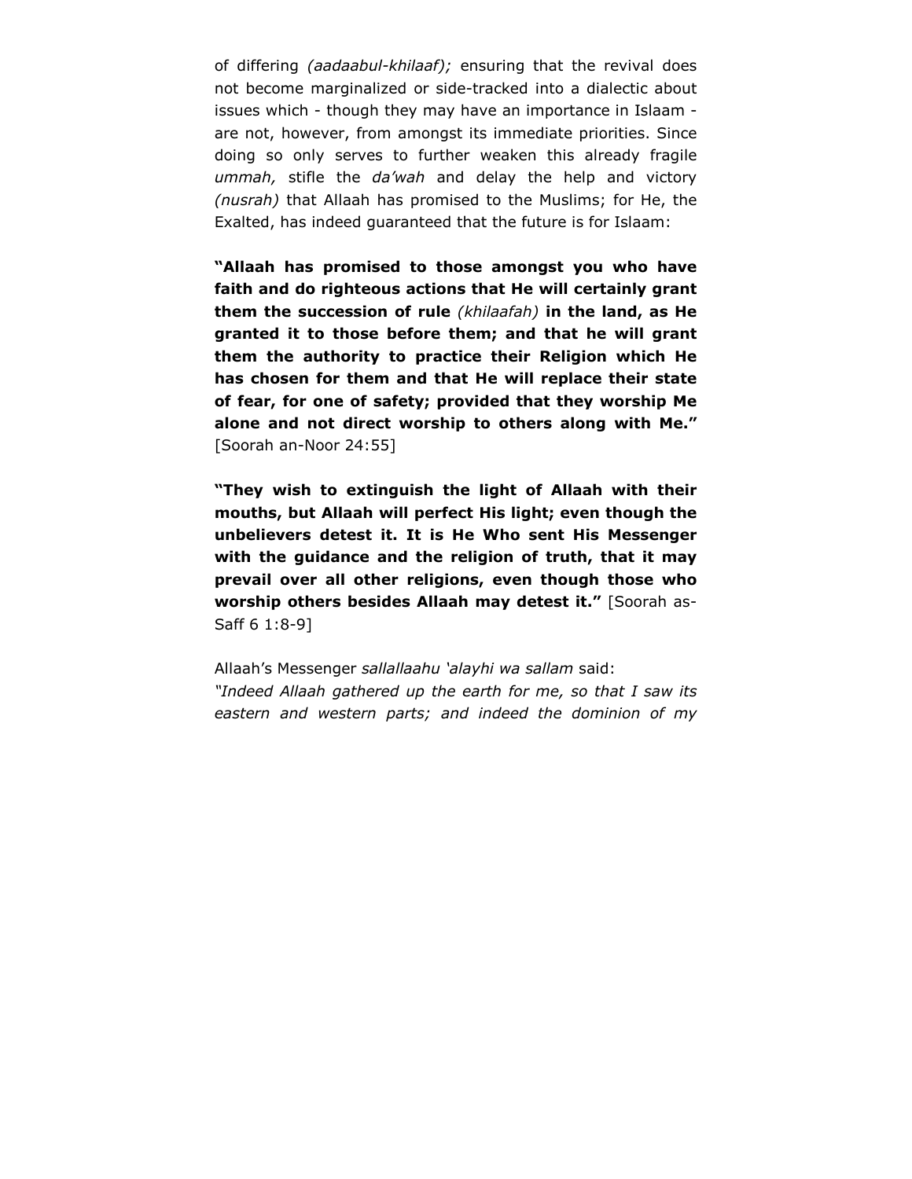of differing *(aadaabul-khilaaf);* ensuring that the revival does not become marginalized or side-tracked into a dialectic about issues which - though they may have an importance in Islaam - are not, however, from amongst its immediate priorities. Since doing so only serves to further weaken this already fragile *ummah,* stifle the *da'wah* and delay the help and victory *(nusrah)* that Allaah has promised to the Muslims; for He, the Exalted, has indeed guaranteed that the future is for Islaam:

**"Allaah has promised to those amongst you who have faith and do righteous actions that He will certainly grant them the succession of rule** *(khilaafah)* **in the land, as He granted it to those before them; and that he will grant them the authority to practice their Religion which He has chosen for them and that He will replace their state of fear, for one of safety; provided that they worship Me alone and not direct worship to others along with Me."** [Soorah an-Noor 24:55]

**"They wish to extinguish the light of Allaah with their mouths, but Allaah will perfect His light; even though the unbelievers detest it. It is He Who sent His Messenger with the guidance and the religion of truth, that it may prevail over all other religions, even though those who worship others besides Allaah may detest it."** [Soorah as-Saff 6 1:8-9]

Allaah's Messenger *sallallaahu 'alayhi wa sallam* said:
*"Indeed Allaah gathered up the earth for me, so that I saw its eastern and western parts; and indeed the dominion of my*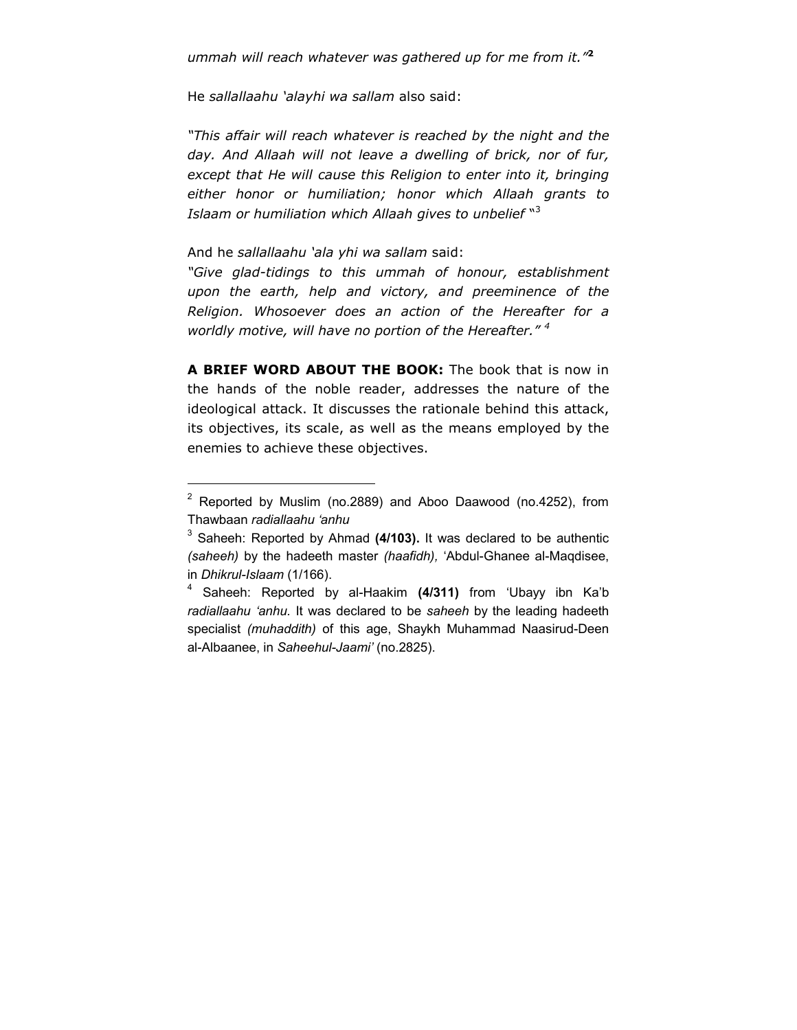*ummah will reach whatever was gathered up for me from it."*[2]

He *sallallaahu 'alayhi wa sallam* also said:

*"This affair will reach whatever is reached by the night and the day. And Allaah will not leave a dwelling of brick, nor of fur, except that He will cause this Religion to enter into it, bringing either honor or humiliation; honor which Allaah grants to Islaam or humiliation which Allaah gives to unbelief* "[3]

And he *sallallaahu 'ala yhi wa sallam* said:

*"Give glad-tidings to this ummah of honour, establishment upon the earth, help and victory, and preeminence of the Religion. Whosoever does an action of the Hereafter for a worldly motive, will have no portion of the Hereafter."* [4]

**A BRIEF WORD ABOUT THE BOOK:** The book that is now in the hands of the noble reader, addresses the nature of the ideological attack. It discusses the rationale behind this attack, its objectives, its scale, as well as the means employed by the enemies to achieve these objectives.

---

[2] Reported by Muslim (no.2889) and Aboo Daawood (no.4252), from Thawbaan *radiallaahu 'anhu*

[3] Saheeh: Reported by Ahmad **(4/103).** It was declared to be authentic *(saheeh)* by the hadeeth master *(haafidh),* 'Abdul-Ghanee al-Maqdisee, in *Dhikrul-Islaam* (1/166).

[4] Saheeh: Reported by al-Haakim **(4/311)** from 'Ubayy ibn Ka'b *radiallaahu 'anhu.* It was declared to be *saheeh* by the leading hadeeth specialist *(muhaddith)* of this age, Shaykh Muhammad Naasirud-Deen al-Albaanee, in *Saheehul-Jaami'* (no.2825).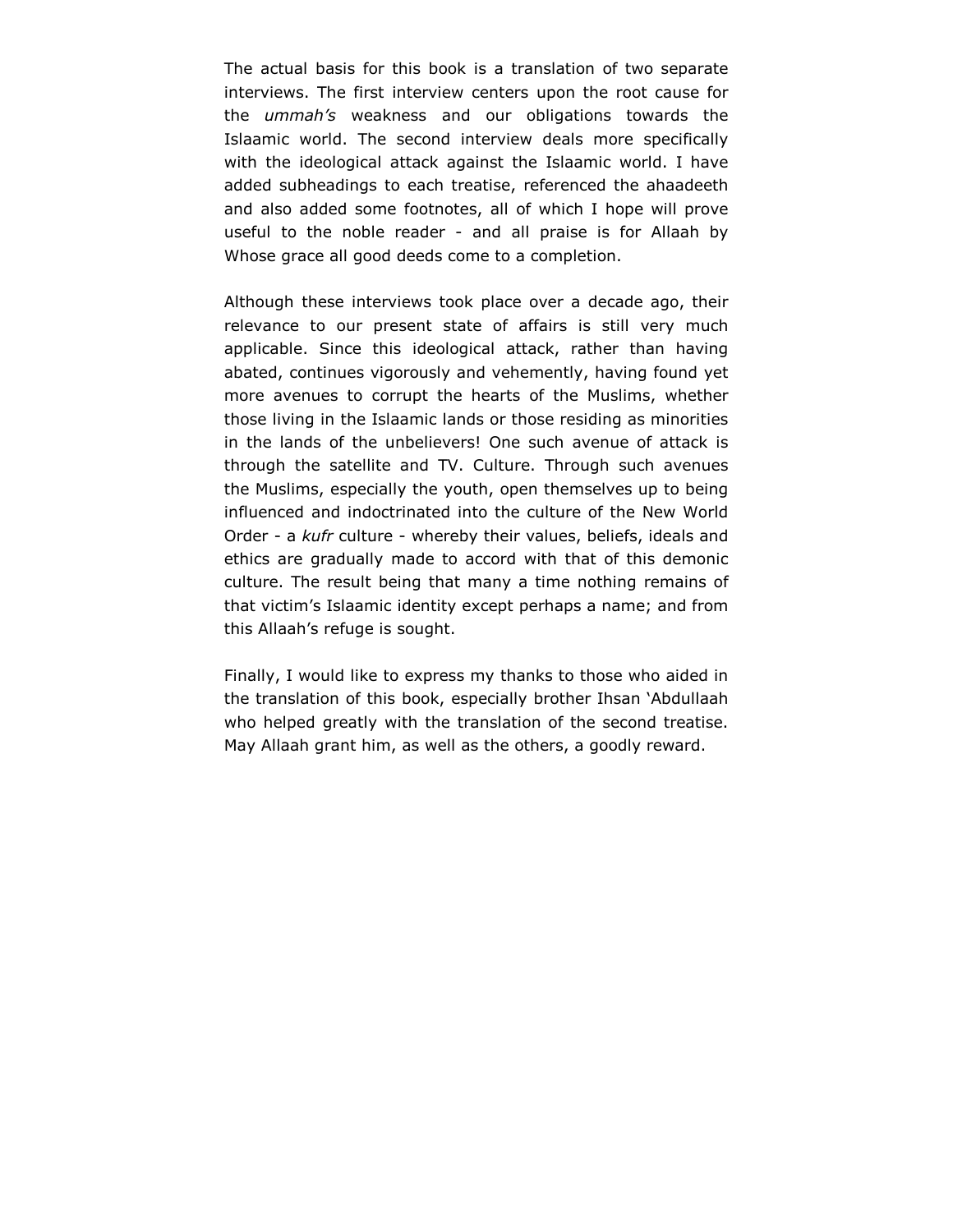The actual basis for this book is a translation of two separate interviews. The first interview centers upon the root cause for the *ummah's* weakness and our obligations towards the Islaamic world. The second interview deals more specifically with the ideological attack against the Islaamic world. I have added subheadings to each treatise, referenced the ahaadeeth and also added some footnotes, all of which I hope will prove useful to the noble reader - and all praise is for Allaah by Whose grace all good deeds come to a completion.

Although these interviews took place over a decade ago, their relevance to our present state of affairs is still very much applicable. Since this ideological attack, rather than having abated, continues vigorously and vehemently, having found yet more avenues to corrupt the hearts of the Muslims, whether those living in the Islaamic lands or those residing as minorities in the lands of the unbelievers! One such avenue of attack is through the satellite and TV. Culture. Through such avenues the Muslims, especially the youth, open themselves up to being influenced and indoctrinated into the culture of the New World Order - a *kufr* culture - whereby their values, beliefs, ideals and ethics are gradually made to accord with that of this demonic culture. The result being that many a time nothing remains of that victim's Islaamic identity except perhaps a name; and from this Allaah's refuge is sought.

Finally, I would like to express my thanks to those who aided in the translation of this book, especially brother Ihsan 'Abdullaah who helped greatly with the translation of the second treatise. May Allaah grant him, as well as the others, a goodly reward.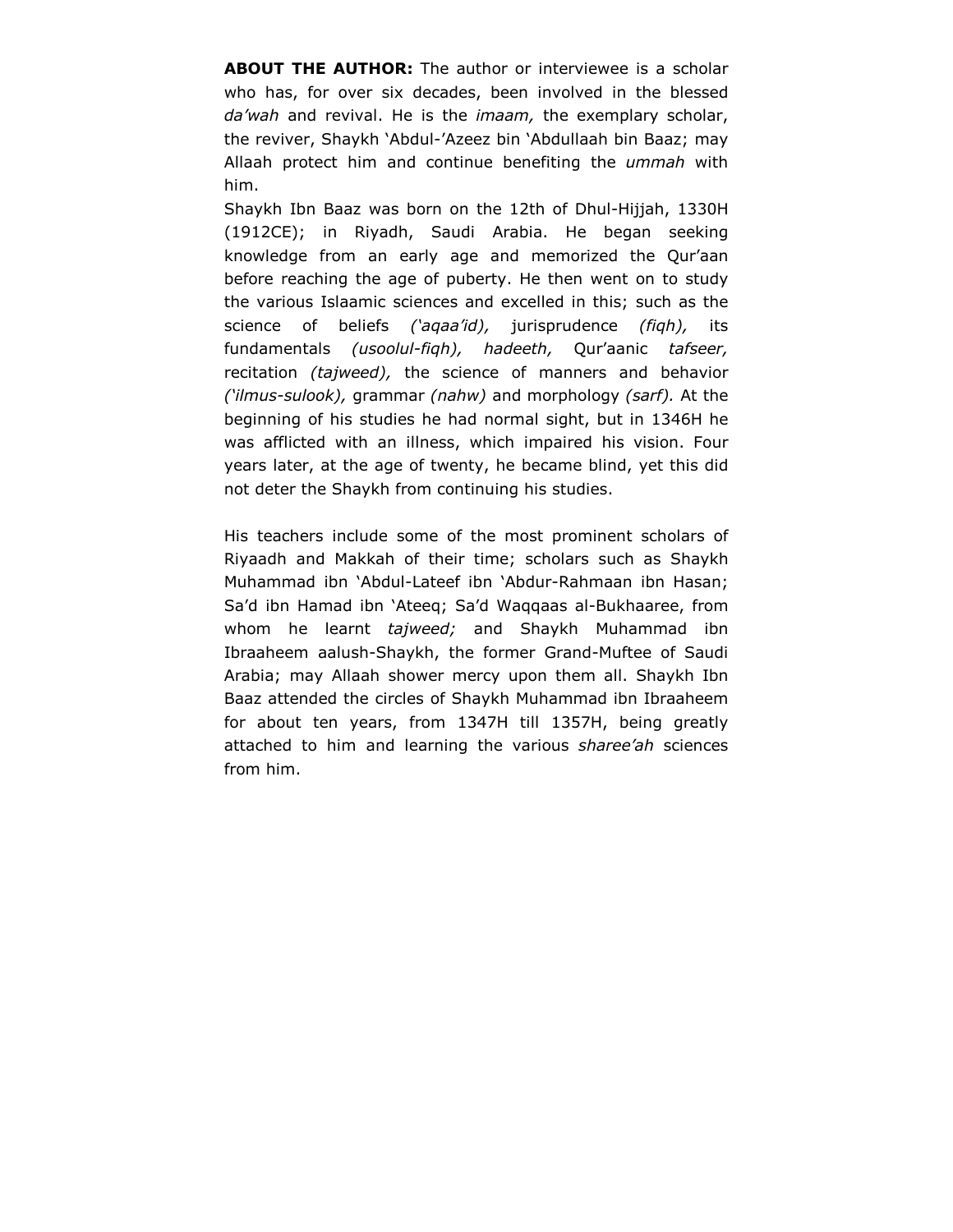**ABOUT THE AUTHOR:** The author or interviewee is a scholar who has, for over six decades, been involved in the blessed *da'wah* and revival. He is the *imaam,* the exemplary scholar, the reviver, Shaykh 'Abdul-'Azeez bin 'Abdullaah bin Baaz; may Allaah protect him and continue benefiting the *ummah* with him.

Shaykh Ibn Baaz was born on the 12th of Dhul-Hijjah, 1330H (1912CE); in Riyadh, Saudi Arabia. He began seeking knowledge from an early age and memorized the Qur'aan before reaching the age of puberty. He then went on to study the various Islaamic sciences and excelled in this; such as the science of beliefs *('aqaa'id),* jurisprudence *(fiqh),* its fundamentals *(usoolul-fiqh), hadeeth,* Qur'aanic *tafseer,* recitation *(tajweed),* the science of manners and behavior *('ilmus-sulook),* grammar *(nahw)* and morphology *(sarf).* At the beginning of his studies he had normal sight, but in 1346H he was afflicted with an illness, which impaired his vision. Four years later, at the age of twenty, he became blind, yet this did not deter the Shaykh from continuing his studies.

His teachers include some of the most prominent scholars of Riyaadh and Makkah of their time; scholars such as Shaykh Muhammad ibn 'Abdul-Lateef ibn 'Abdur-Rahmaan ibn Hasan; Sa'd ibn Hamad ibn 'Ateeq; Sa'd Waqqaas al-Bukhaaree, from whom he learnt *tajweed;* and Shaykh Muhammad ibn Ibraaheem aalush-Shaykh, the former Grand-Muftee of Saudi Arabia; may Allaah shower mercy upon them all. Shaykh Ibn Baaz attended the circles of Shaykh Muhammad ibn Ibraaheem for about ten years, from 1347H till 1357H, being greatly attached to him and learning the various *sharee'ah* sciences from him.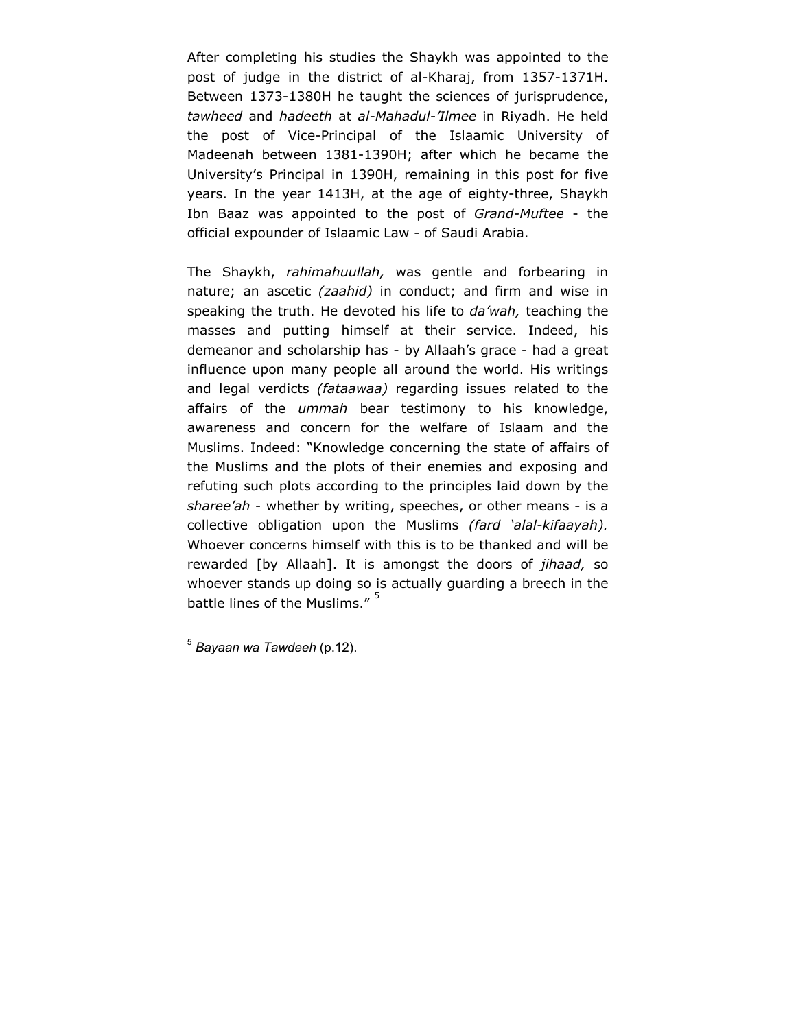After completing his studies the Shaykh was appointed to the post of judge in the district of al-Kharaj, from 1357-1371H. Between 1373-1380H he taught the sciences of jurisprudence, *tawheed* and *hadeeth* at *al-Mahadul-'Ilmee* in Riyadh. He held the post of Vice-Principal of the Islaamic University of Madeenah between 1381-1390H; after which he became the University's Principal in 1390H, remaining in this post for five years. In the year 1413H, at the age of eighty-three, Shaykh Ibn Baaz was appointed to the post of *Grand-Muftee* - the official expounder of Islaamic Law - of Saudi Arabia.

The Shaykh, *rahimahuullah,* was gentle and forbearing in nature; an ascetic *(zaahid)* in conduct; and firm and wise in speaking the truth. He devoted his life to *da'wah,* teaching the masses and putting himself at their service. Indeed, his demeanor and scholarship has - by Allaah's grace - had a great influence upon many people all around the world. His writings and legal verdicts *(fataawaa)* regarding issues related to the affairs of the *ummah* bear testimony to his knowledge, awareness and concern for the welfare of Islaam and the Muslims. Indeed: "Knowledge concerning the state of affairs of the Muslims and the plots of their enemies and exposing and refuting such plots according to the principles laid down by the *sharee'ah* - whether by writing, speeches, or other means - is a collective obligation upon the Muslims *(fard 'alal-kifaayah).* Whoever concerns himself with this is to be thanked and will be rewarded [by Allaah]. It is amongst the doors of *jihaad,* so whoever stands up doing so is actually guarding a breech in the battle lines of the Muslims." [5]

---

[5] *Bayaan wa Tawdeeh* (p.12).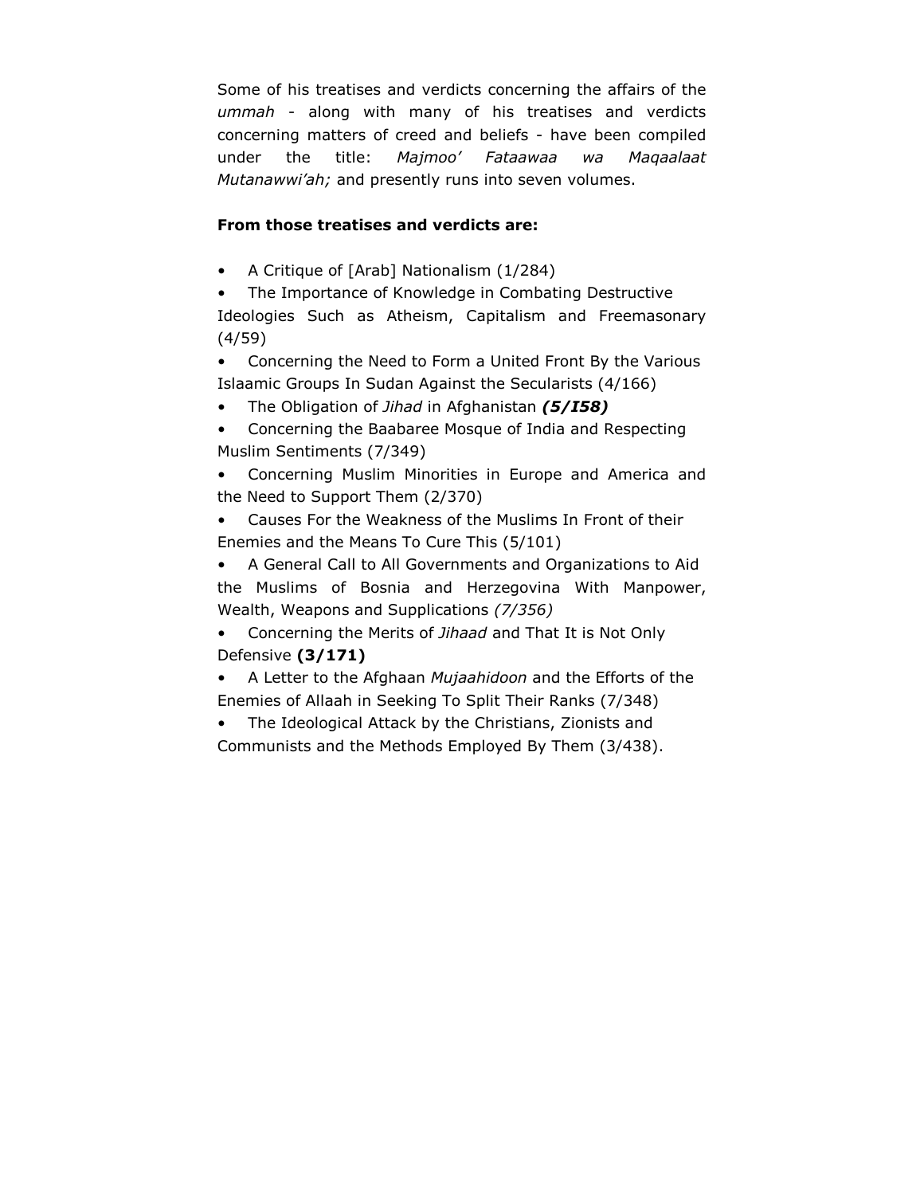Some of his treatises and verdicts concerning the affairs of the *ummah* - along with many of his treatises and verdicts concerning matters of creed and beliefs - have been compiled under the title: *Majmoo' Fataawaa wa Maqaalaat Mutanawwi'ah;* and presently runs into seven volumes.

**From those treatises and verdicts are:**

- A Critique of [Arab] Nationalism (1/284)
- The Importance of Knowledge in Combating Destructive Ideologies Such as Atheism, Capitalism and Freemasonary (4/59)
- Concerning the Need to Form a United Front By the Various Islaamic Groups In Sudan Against the Secularists (4/166)
- The Obligation of *Jihad* in Afghanistan ***(5/I58)***
- Concerning the Baabaree Mosque of India and Respecting Muslim Sentiments (7/349)
- Concerning Muslim Minorities in Europe and America and the Need to Support Them (2/370)
- Causes For the Weakness of the Muslims In Front of their Enemies and the Means To Cure This (5/101)
- A General Call to All Governments and Organizations to Aid the Muslims of Bosnia and Herzegovina With Manpower, Wealth, Weapons and Supplications *(7/356)*
- Concerning the Merits of *Jihaad* and That It is Not Only Defensive **(3/171)**
- A Letter to the Afghaan *Mujaahidoon* and the Efforts of the Enemies of Allaah in Seeking To Split Their Ranks (7/348)
- The Ideological Attack by the Christians, Zionists and Communists and the Methods Employed By Them (3/438).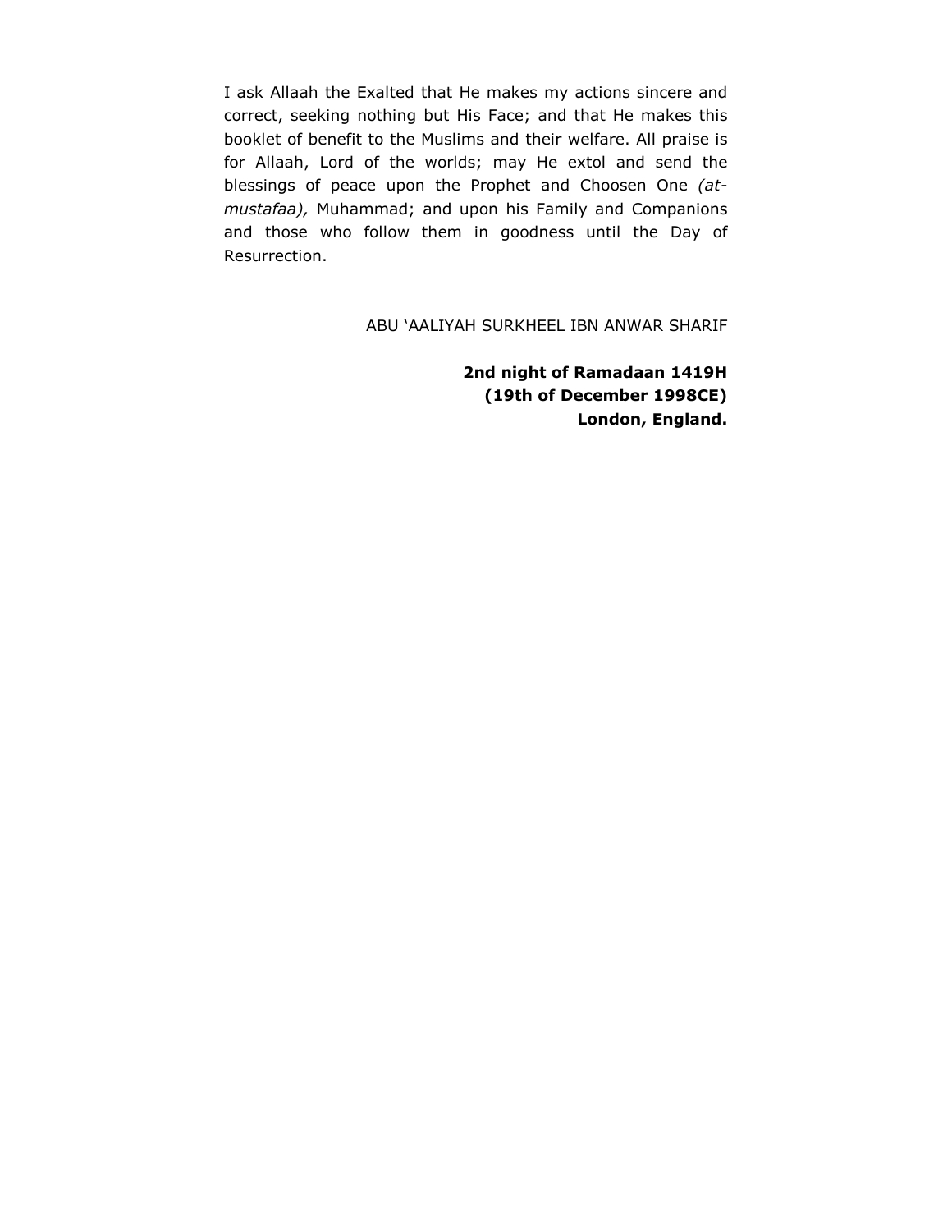I ask Allaah the Exalted that He makes my actions sincere and correct, seeking nothing but His Face; and that He makes this booklet of benefit to the Muslims and their welfare. All praise is for Allaah, Lord of the worlds; may He extol and send the blessings of peace upon the Prophet and Choosen One *(at-mustafaa),* Muhammad; and upon his Family and Companions and those who follow them in goodness until the Day of Resurrection.

ABU 'AALIYAH SURKHEEL IBN ANWAR SHARIF

**2nd night of Ramadaan 1419H**
**(19th of December 1998CE)**
**London, England.**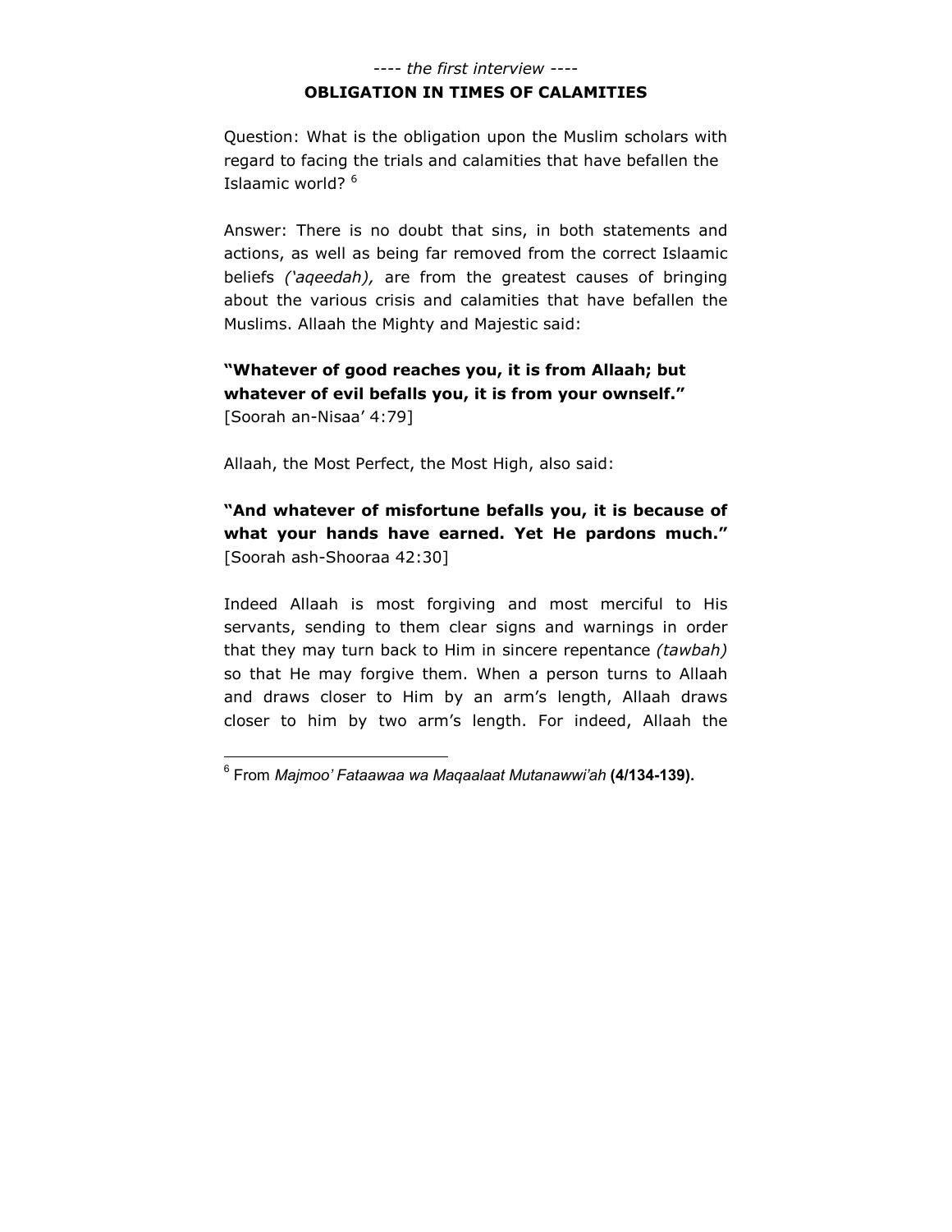*---- the first interview ----*

## OBLIGATION IN TIMES OF CALAMITIES

Question: What is the obligation upon the Muslim scholars with regard to facing the trials and calamities that have befallen the Islaamic world? [6]

Answer: There is no doubt that sins, in both statements and actions, as well as being far removed from the correct Islaamic beliefs *('aqeedah),* are from the greatest causes of bringing about the various crisis and calamities that have befallen the Muslims. Allaah the Mighty and Majestic said:

**"Whatever of good reaches you, it is from Allaah; but whatever of evil befalls you, it is from your ownself."** [Soorah an-Nisaa' 4:79]

Allaah, the Most Perfect, the Most High, also said:

**"And whatever of misfortune befalls you, it is because of what your hands have earned. Yet He pardons much."** [Soorah ash-Shooraa 42:30]

Indeed Allaah is most forgiving and most merciful to His servants, sending to them clear signs and warnings in order that they may turn back to Him in sincere repentance *(tawbah)* so that He may forgive them. When a person turns to Allaah and draws closer to Him by an arm's length, Allaah draws closer to him by two arm's length. For indeed, Allaah the

---

[6] From *Majmoo' Fataawaa wa Maqaalaat Mutanawwi'ah* **(4/134-139).**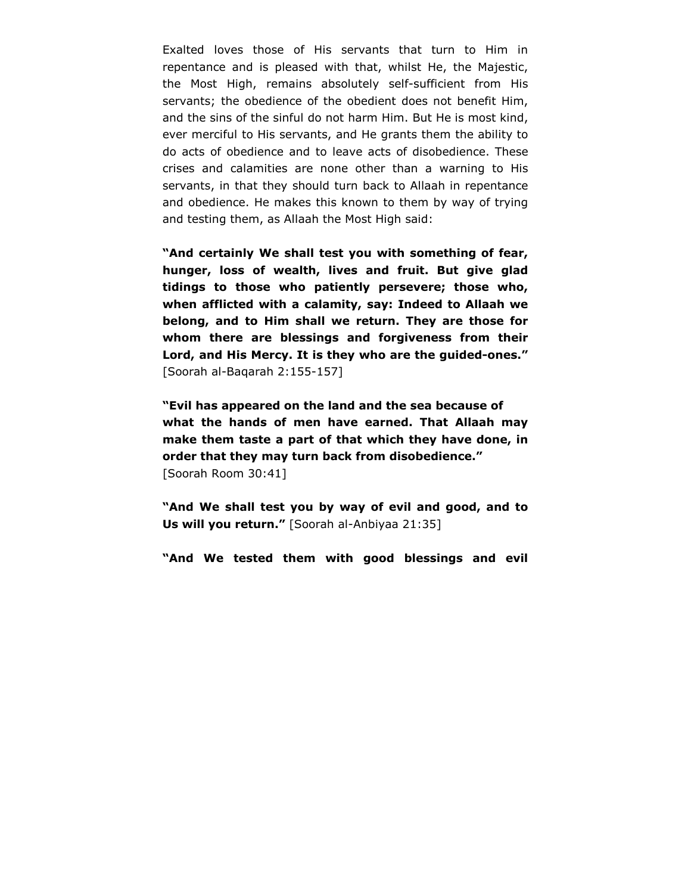Exalted loves those of His servants that turn to Him in repentance and is pleased with that, whilst He, the Majestic, the Most High, remains absolutely self-sufficient from His servants; the obedience of the obedient does not benefit Him, and the sins of the sinful do not harm Him. But He is most kind, ever merciful to His servants, and He grants them the ability to do acts of obedience and to leave acts of disobedience. These crises and calamities are none other than a warning to His servants, in that they should turn back to Allaah in repentance and obedience. He makes this known to them by way of trying and testing them, as Allaah the Most High said:

**"And certainly We shall test you with something of fear, hunger, loss of wealth, lives and fruit. But give glad tidings to those who patiently persevere; those who, when afflicted with a calamity, say: Indeed to Allaah we belong, and to Him shall we return. They are those for whom there are blessings and forgiveness from their Lord, and His Mercy. It is they who are the guided-ones."** [Soorah al-Baqarah 2:155-157]

**"Evil has appeared on the land and the sea because of what the hands of men have earned. That Allaah may make them taste a part of that which they have done, in order that they may turn back from disobedience."** [Soorah Room 30:41]

**"And We shall test you by way of evil and good, and to Us will you return."** [Soorah al-Anbiyaa 21:35]

**"And We tested them with good blessings and evil**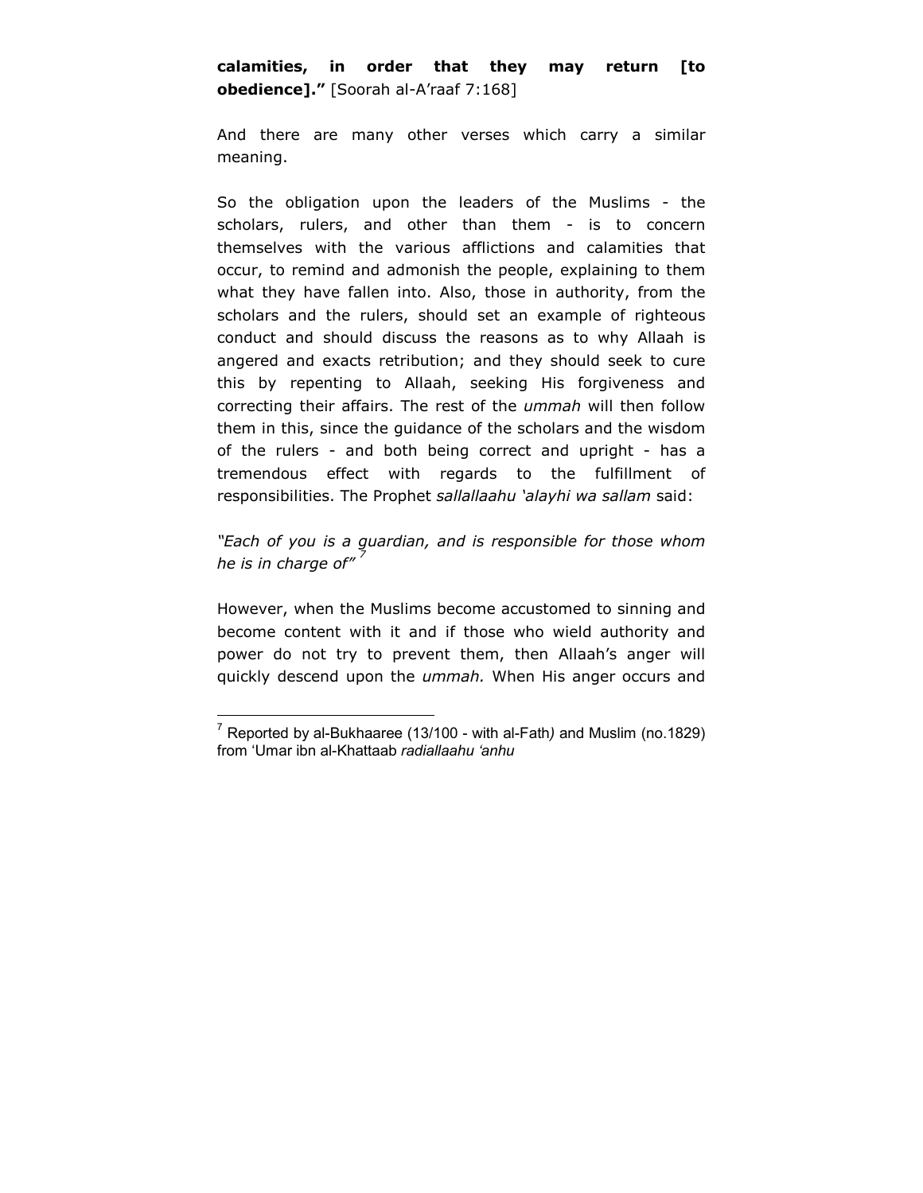**calamities, in order that they may return [to obedience].”** [Soorah al-A’raaf 7:168]

And there are many other verses which carry a similar meaning.

So the obligation upon the leaders of the Muslims - the scholars, rulers, and other than them - is to concern themselves with the various afflictions and calamities that occur, to remind and admonish the people, explaining to them what they have fallen into. Also, those in authority, from the scholars and the rulers, should set an example of righteous conduct and should discuss the reasons as to why Allaah is angered and exacts retribution; and they should seek to cure this by repenting to Allaah, seeking His forgiveness and correcting their affairs. The rest of the *ummah* will then follow them in this, since the guidance of the scholars and the wisdom of the rulers - and both being correct and upright - has a tremendous effect with regards to the fulfillment of responsibilities. The Prophet *sallallaahu ‘alayhi wa sallam* said:

*“Each of you is a guardian, and is responsible for those whom he is in charge of”* [7]

However, when the Muslims become accustomed to sinning and become content with it and if those who wield authority and power do not try to prevent them, then Allaah’s anger will quickly descend upon the *ummah.* When His anger occurs and

---

[7] Reported by al-Bukhaaree (13/100 - with al-Fath*)* and Muslim (no.1829) from ‘Umar ibn al-Khattaab *radiallaahu ‘anhu*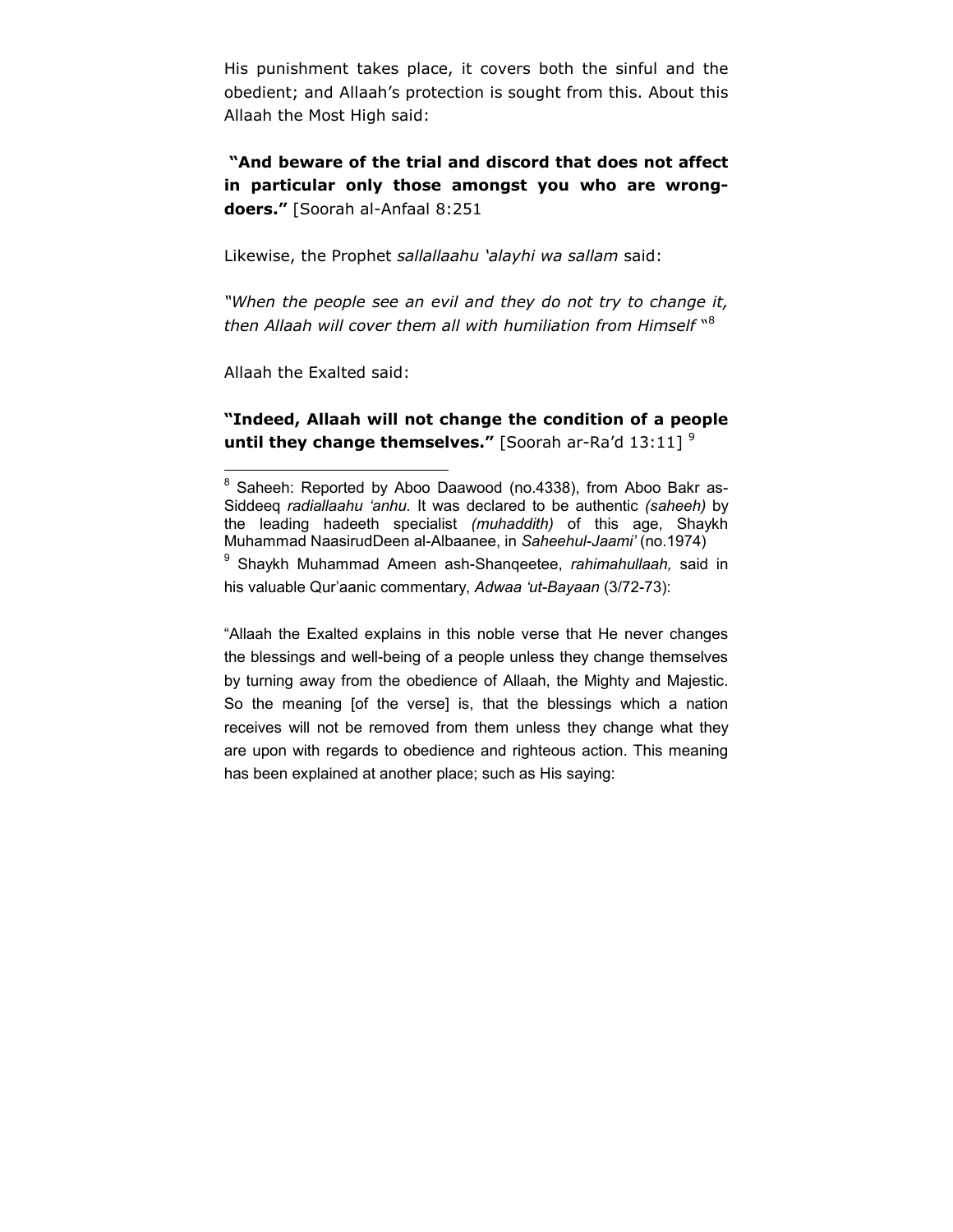His punishment takes place, it covers both the sinful and the obedient; and Allaah's protection is sought from this. About this Allaah the Most High said:

**"And beware of the trial and discord that does not affect in particular only those amongst you who are wrong-doers."** [Soorah al-Anfaal 8:251

Likewise, the Prophet *sallallaahu 'alayhi wa sallam* said:

*"When the people see an evil and they do not try to change it, then Allaah will cover them all with humiliation from Himself* "[8]

Allaah the Exalted said:

**"Indeed, Allaah will not change the condition of a people until they change themselves."** [Soorah ar-Ra'd 13:11] [9]

---

[8] Saheeh: Reported by Aboo Daawood (no.4338), from Aboo Bakr as-Siddeeq *radiallaahu 'anhu*. It was declared to be authentic *(saheeh)* by the leading hadeeth specialist *(muhaddith)* of this age, Shaykh Muhammad NaasirudDeen al-Albaanee, in *Saheehul-Jaami'* (no.1974)

[9] Shaykh Muhammad Ameen ash-Shanqeetee, *rahimahullaah,* said in his valuable Qur'aanic commentary, *Adwaa 'ut-Bayaan* (3/72-73):

"Allaah the Exalted explains in this noble verse that He never changes the blessings and well-being of a people unless they change themselves by turning away from the obedience of Allaah, the Mighty and Majestic. So the meaning [of the verse] is, that the blessings which a nation receives will not be removed from them unless they change what they are upon with regards to obedience and righteous action. This meaning has been explained at another place; such as His saying: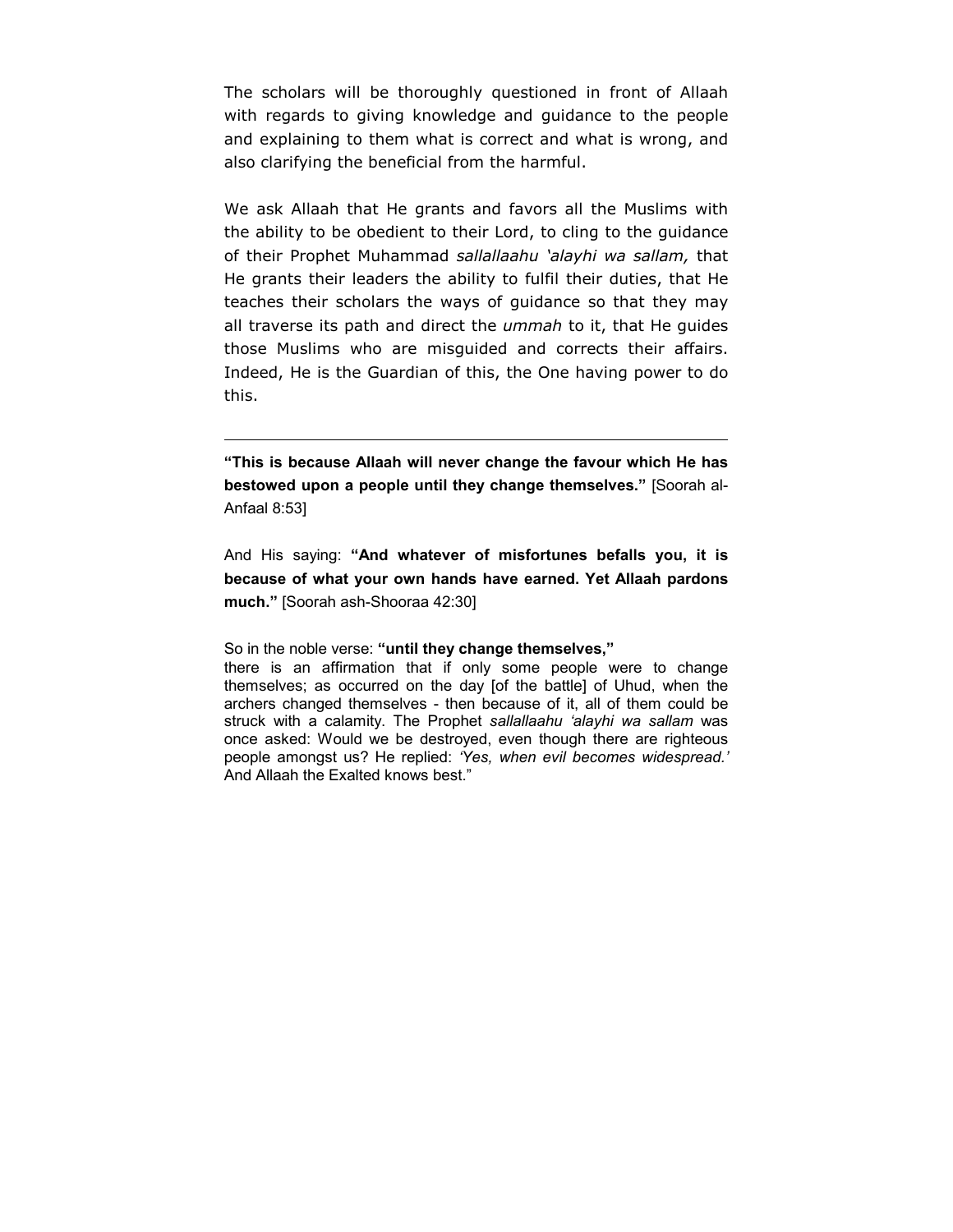The scholars will be thoroughly questioned in front of Allaah with regards to giving knowledge and guidance to the people and explaining to them what is correct and what is wrong, and also clarifying the beneficial from the harmful.

We ask Allaah that He grants and favors all the Muslims with the ability to be obedient to their Lord, to cling to the guidance of their Prophet Muhammad *sallallaahu 'alayhi wa sallam,* that He grants their leaders the ability to fulfil their duties, that He teaches their scholars the ways of guidance so that they may all traverse its path and direct the *ummah* to it, that He guides those Muslims who are misguided and corrects their affairs. Indeed, He is the Guardian of this, the One having power to do this.

---

**"This is because Allaah will never change the favour which He has bestowed upon a people until they change themselves."** [Soorah al-Anfaal 8:53]

And His saying: **"And whatever of misfortunes befalls you, it is because of what your own hands have earned. Yet Allaah pardons much."** [Soorah ash-Shooraa 42:30]

So in the noble verse: **"until they change themselves,"** there is an affirmation that if only some people were to change themselves; as occurred on the day [of the battle] of Uhud, when the archers changed themselves - then because of it, all of them could be struck with a calamity. The Prophet *sallallaahu 'alayhi wa sallam* was once asked: Would we be destroyed, even though there are righteous people amongst us? He replied: *'Yes, when evil becomes widespread.'* And Allaah the Exalted knows best."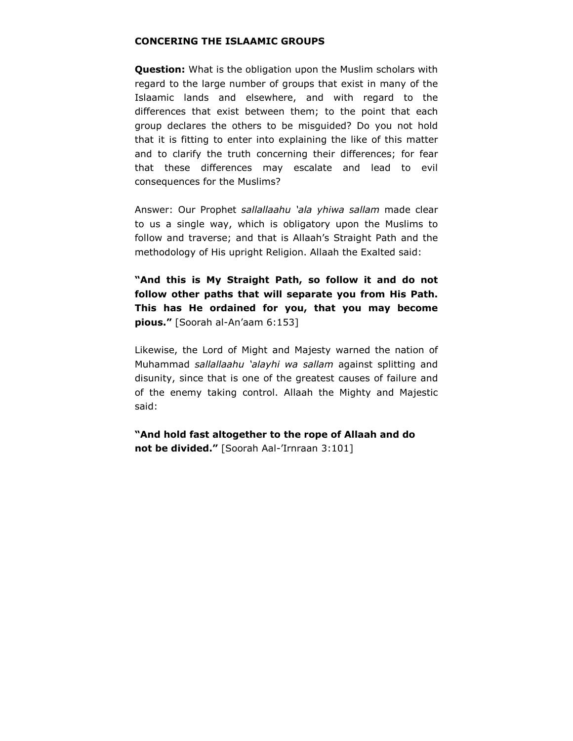**CONCERING THE ISLAAMIC GROUPS**

**Question:** What is the obligation upon the Muslim scholars with regard to the large number of groups that exist in many of the Islaamic lands and elsewhere, and with regard to the differences that exist between them; to the point that each group declares the others to be misguided? Do you not hold that it is fitting to enter into explaining the like of this matter and to clarify the truth concerning their differences; for fear that these differences may escalate and lead to evil consequences for the Muslims?

Answer: Our Prophet *sallallaahu 'ala yhiwa sallam* made clear to us a single way, which is obligatory upon the Muslims to follow and traverse; and that is Allaah's Straight Path and the methodology of His upright Religion. Allaah the Exalted said:

**"And this is My Straight Path, so follow it and do not follow other paths that will separate you from His Path. This has He ordained for you, that you may become pious."** [Soorah al-An'aam 6:153]

Likewise, the Lord of Might and Majesty warned the nation of Muhammad *sallallaahu 'alayhi wa sallam* against splitting and disunity, since that is one of the greatest causes of failure and of the enemy taking control. Allaah the Mighty and Majestic said:

**"And hold fast altogether to the rope of Allaah and do not be divided."** [Soorah Aal-'Irnraan 3:101]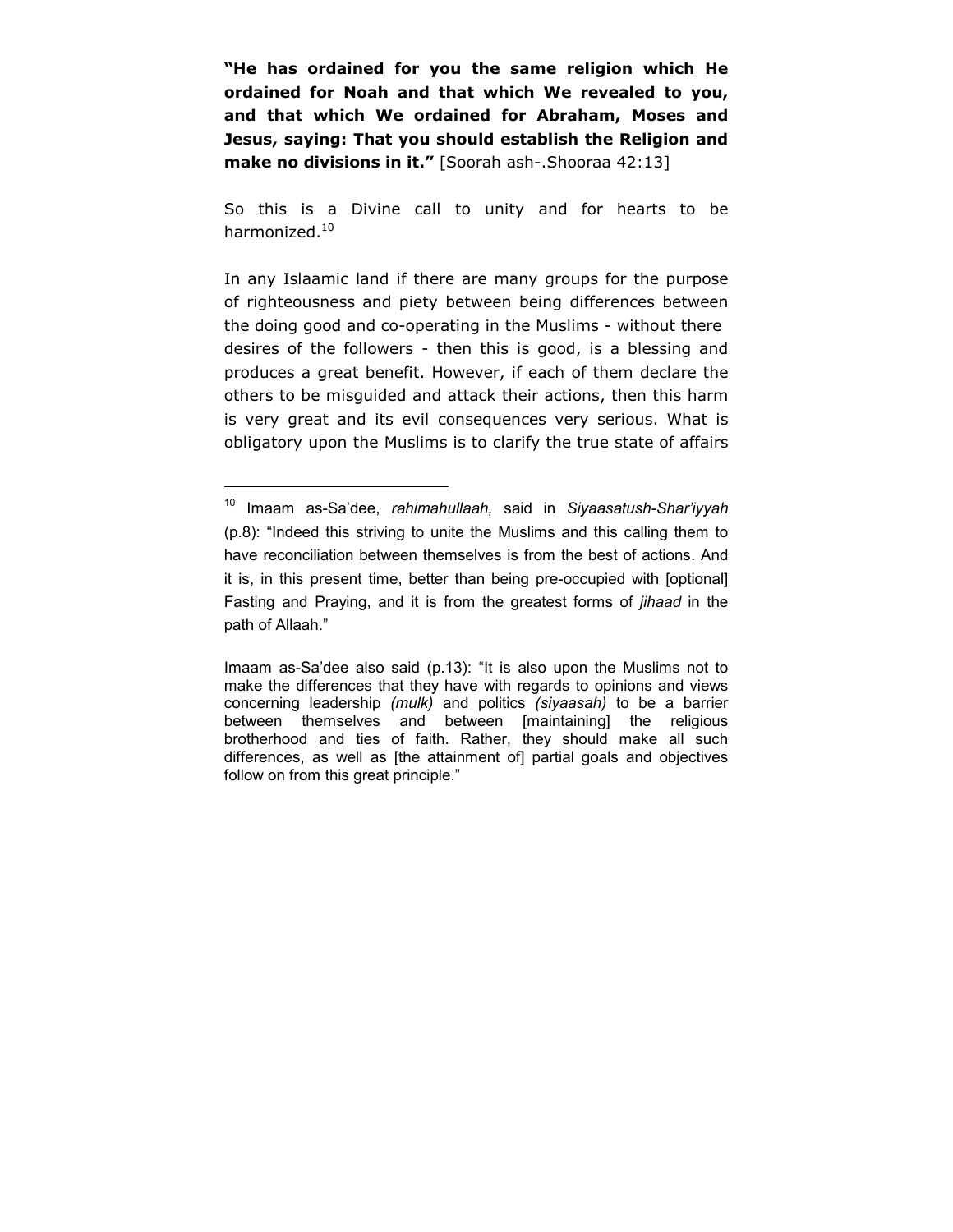**"He has ordained for you the same religion which He ordained for Noah and that which We revealed to you, and that which We ordained for Abraham, Moses and Jesus, saying: That you should establish the Religion and make no divisions in it."** [Soorah ash-.Shooraa 42:13]

So this is a Divine call to unity and for hearts to be harmonized.[10]

In any Islaamic land if there are many groups for the purpose of righteousness and piety between being differences between the doing good and co-operating in the Muslims - without there desires of the followers - then this is good, is a blessing and produces a great benefit. However, if each of them declare the others to be misguided and attack their actions, then this harm is very great and its evil consequences very serious. What is obligatory upon the Muslims is to clarify the true state of affairs

---

[10] Imaam as-Sa'dee, *rahimahullaah,* said in *Siyaasatush-Shar'iyyah* (p.8): "Indeed this striving to unite the Muslims and this calling them to have reconciliation between themselves is from the best of actions. And it is, in this present time, better than being pre-occupied with [optional] Fasting and Praying, and it is from the greatest forms of *jihaad* in the path of Allaah."

Imaam as-Sa'dee also said (p.13): "It is also upon the Muslims not to make the differences that they have with regards to opinions and views concerning leadership *(mulk)* and politics *(siyaasah)* to be a barrier between themselves and between [maintaining] the religious brotherhood and ties of faith. Rather, they should make all such differences, as well as [the attainment of] partial goals and objectives follow on from this great principle."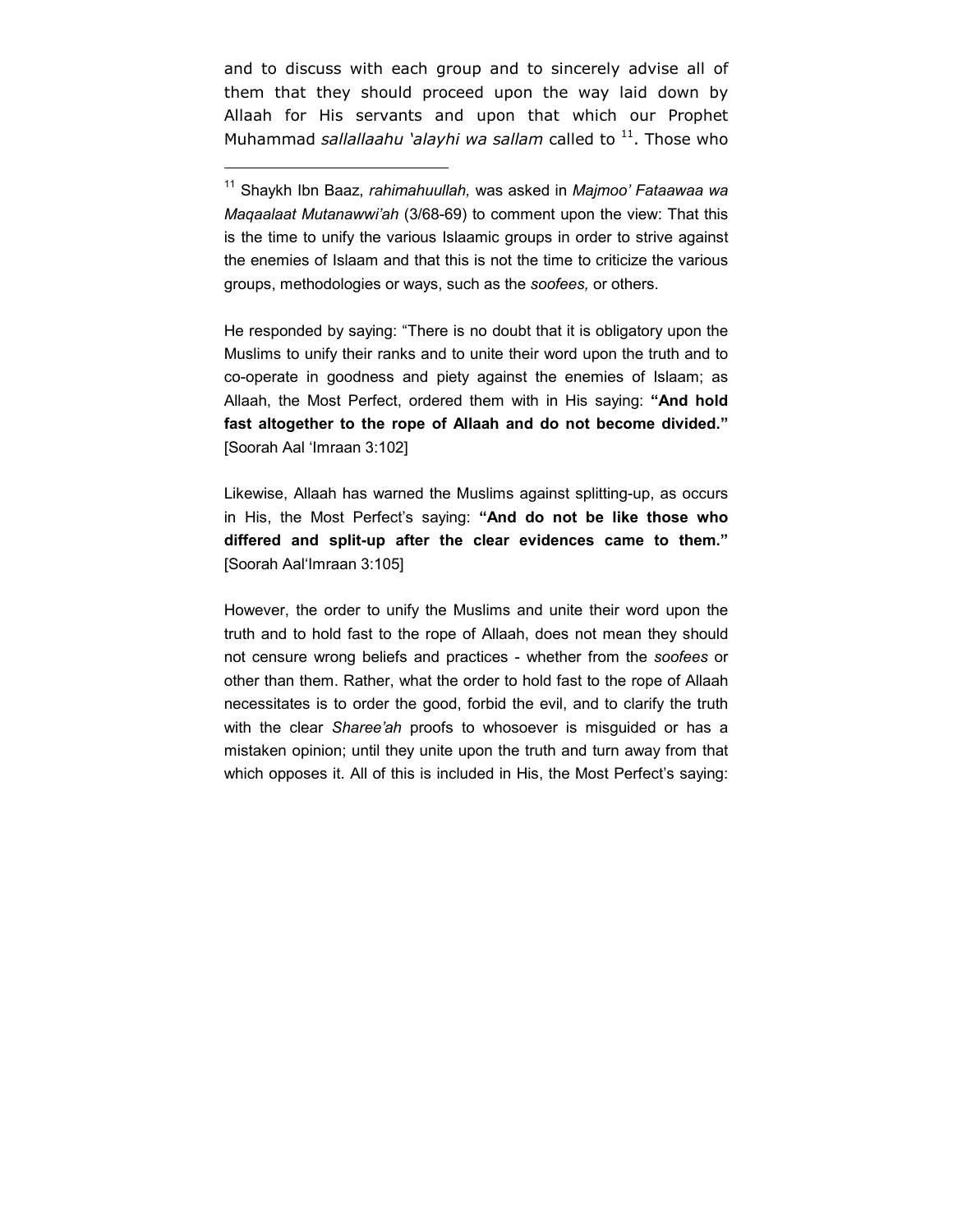and to discuss with each group and to sincerely advise all of them that they should proceed upon the way laid down by Allaah for His servants and upon that which our Prophet Muhammad *sallallaahu 'alayhi wa sallam* called to [11]. Those who

---

[11] Shaykh Ibn Baaz, *rahimahuullah,* was asked in *Majmoo' Fataawaa wa Maqaalaat Mutanawwi'ah* (3/68-69) to comment upon the view: That this is the time to unify the various Islaamic groups in order to strive against the enemies of Islaam and that this is not the time to criticize the various groups, methodologies or ways, such as the *soofees,* or others.

He responded by saying: "There is no doubt that it is obligatory upon the Muslims to unify their ranks and to unite their word upon the truth and to co-operate in goodness and piety against the enemies of Islaam; as Allaah, the Most Perfect, ordered them with in His saying: **"And hold fast altogether to the rope of Allaah and do not become divided."** [Soorah Aal 'Imraan 3:102]

Likewise, Allaah has warned the Muslims against splitting-up, as occurs in His, the Most Perfect's saying: **"And do not be like those who differed and split-up after the clear evidences came to them."** [Soorah Aal'Imraan 3:105]

However, the order to unify the Muslims and unite their word upon the truth and to hold fast to the rope of Allaah, does not mean they should not censure wrong beliefs and practices - whether from the *soofees* or other than them. Rather, what the order to hold fast to the rope of Allaah necessitates is to order the good, forbid the evil, and to clarify the truth with the clear *Sharee'ah* proofs to whosoever is misguided or has a mistaken opinion; until they unite upon the truth and turn away from that which opposes it. All of this is included in His, the Most Perfect's saying: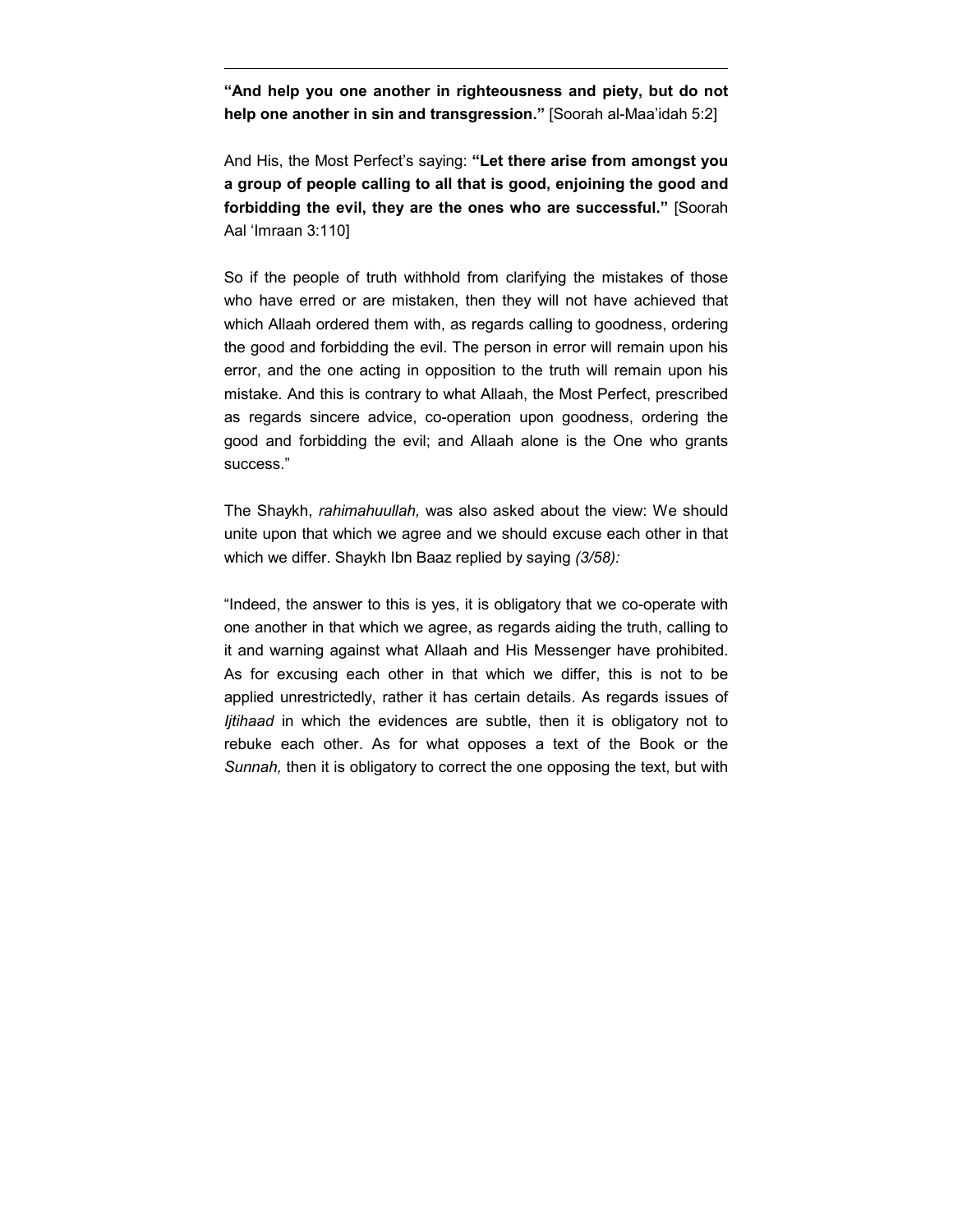**“And help you one another in righteousness and piety, but do not help one another in sin and transgression.”** [Soorah al-Maa’idah 5:2]

And His, the Most Perfect’s saying: **“Let there arise from amongst you a group of people calling to all that is good, enjoining the good and forbidding the evil, they are the ones who are successful.”** [Soorah Aal ‘Imraan 3:110]

So if the people of truth withhold from clarifying the mistakes of those who have erred or are mistaken, then they will not have achieved that which Allaah ordered them with, as regards calling to goodness, ordering the good and forbidding the evil. The person in error will remain upon his error, and the one acting in opposition to the truth will remain upon his mistake. And this is contrary to what Allaah, the Most Perfect, prescribed as regards sincere advice, co-operation upon goodness, ordering the good and forbidding the evil; and Allaah alone is the One who grants success.”

The Shaykh, *rahimahuullah,* was also asked about the view: We should unite upon that which we agree and we should excuse each other in that which we differ. Shaykh Ibn Baaz replied by saying *(3/58):*

“Indeed, the answer to this is yes, it is obligatory that we co-operate with one another in that which we agree, as regards aiding the truth, calling to it and warning against what Allaah and His Messenger have prohibited. As for excusing each other in that which we differ, this is not to be applied unrestrictedly, rather it has certain details. As regards issues of *Ijtihaad* in which the evidences are subtle, then it is obligatory not to rebuke each other. As for what opposes a text of the Book or the *Sunnah,* then it is obligatory to correct the one opposing the text, but with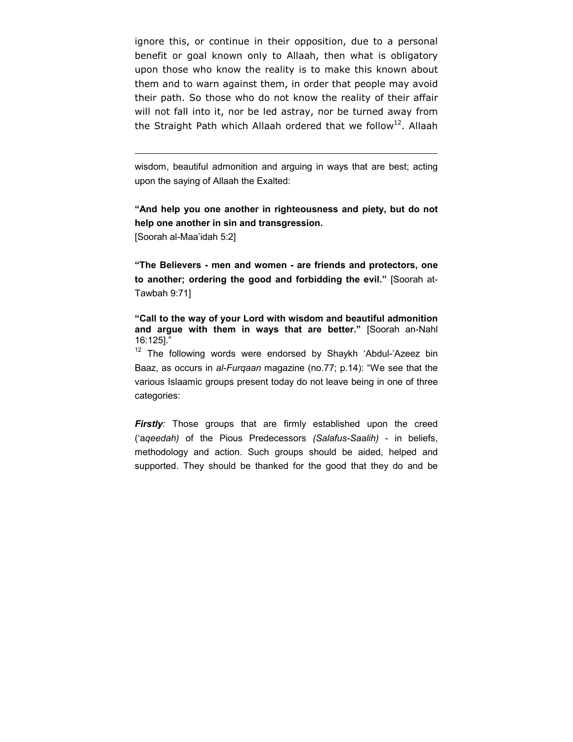ignore this, or continue in their opposition, due to a personal benefit or goal known only to Allaah, then what is obligatory upon those who know the reality is to make this known about them and to warn against them, in order that people may avoid their path. So those who do not know the reality of their affair will not fall into it, nor be led astray, nor be turned away from the Straight Path which Allaah ordered that we follow[12]. Allaah

---

wisdom, beautiful admonition and arguing in ways that are best; acting upon the saying of Allaah the Exalted:

**"And help you one another in righteousness and piety, but do not help one another in sin and transgression.**
[Soorah al-Maa'idah 5:2]

**"The Believers - men and women - are friends and protectors, one to another; ordering the good and forbidding the evil."** [Soorah at-Tawbah 9:71]

**"Call to the way of your Lord with wisdom and beautiful admonition and argue with them in ways that are better."** [Soorah an-Nahl 16:125]."

[12] The following words were endorsed by Shaykh 'Abdul-'Azeez bin Baaz, as occurs in *al-Furqaan* magazine (no.77; p.14): "We see that the various Islaamic groups present today do not leave being in one of three categories:

***Firstly:*** Those groups that are firmly established upon the creed (*'aqeedah)* of the Pious Predecessors *(Salafus-Saalih)* - in beliefs, methodology and action. Such groups should be aided, helped and supported. They should be thanked for the good that they do and be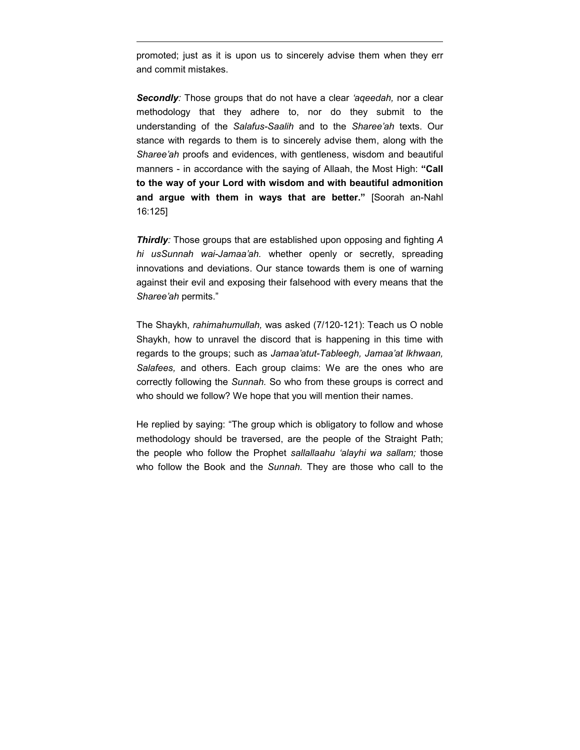promoted; just as it is upon us to sincerely advise them when they err and commit mistakes.

***Secondly:*** Those groups that do not have a clear *'aqeedah,* nor a clear methodology that they adhere to, nor do they submit to the understanding of the *Salafus-Saalih* and to the *Sharee'ah* texts. Our stance with regards to them is to sincerely advise them, along with the *Sharee'ah* proofs and evidences, with gentleness, wisdom and beautiful manners - in accordance with the saying of Allaah, the Most High: **"Call to the way of your Lord with wisdom and with beautiful admonition and argue with them in ways that are better."** [Soorah an-Nahl 16:125]

***Thirdly:*** Those groups that are established upon opposing and fighting *A hi usSunnah wai-Jamaa'ah.* whether openly or secretly, spreading innovations and deviations. Our stance towards them is one of warning against their evil and exposing their falsehood with every means that the *Sharee'ah* permits."

The Shaykh, *rahimahumullah,* was asked (7/120-121): Teach us O noble Shaykh, how to unravel the discord that is happening in this time with regards to the groups; such as *Jamaa'atut-Tableegh, Jamaa'at lkhwaan, Salafees,* and others. Each group claims: We are the ones who are correctly following the *Sunnah.* So who from these groups is correct and who should we follow? We hope that you will mention their names.

He replied by saying: "The group which is obligatory to follow and whose methodology should be traversed, are the people of the Straight Path; the people who follow the Prophet *sallallaahu 'alayhi wa sallam;* those who follow the Book and the *Sunnah.* They are those who call to the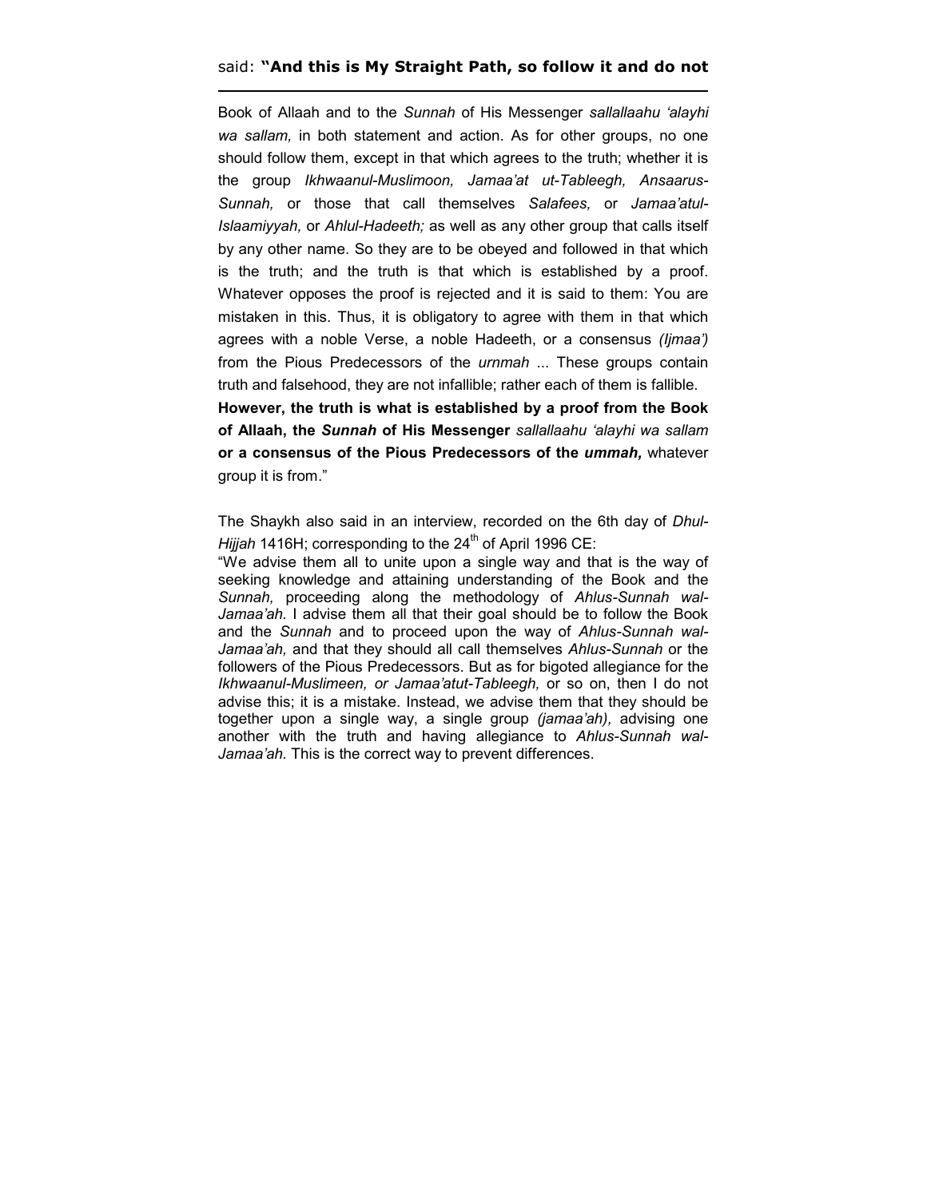Book of Allaah and to the *Sunnah* of His Messenger *sallallaahu 'alayhi wa sallam,* in both statement and action. As for other groups, no one should follow them, except in that which agrees to the truth; whether it is the group *Ikhwaanul-Muslimoon, Jamaa'at ut-Tableegh, Ansaarus-Sunnah,* or those that call themselves *Salafees,* or *Jamaa'atul-Islaamiyyah,* or *Ahlul-Hadeeth;* as well as any other group that calls itself by any other name. So they are to be obeyed and followed in that which is the truth; and the truth is that which is established by a proof. Whatever opposes the proof is rejected and it is said to them: You are mistaken in this. Thus, it is obligatory to agree with them in that which agrees with a noble Verse, a noble Hadeeth, or a consensus *(Ijmaa')* from the Pious Predecessors of the *urnmah* ... These groups contain truth and falsehood, they are not infallible; rather each of them is fallible. **However, the truth is what is established by a proof from the Book of Allaah, the *Sunnah* of His Messenger** *sallallaahu 'alayhi wa sallam* **or a consensus of the Pious Predecessors of the *ummah,*** whatever group it is from."

The Shaykh also said in an interview, recorded on the 6th day of *Dhul-Hijjah* 1416H; corresponding to the 24th of April 1996 CE:

"We advise them all to unite upon a single way and that is the way of seeking knowledge and attaining understanding of the Book and the *Sunnah,* proceeding along the methodology of *Ahlus-Sunnah wal-Jamaa'ah*. I advise them all that their goal should be to follow the Book and the *Sunnah* and to proceed upon the way of *Ahlus-Sunnah wal-Jamaa'ah,* and that they should all call themselves *Ahlus-Sunnah* or the followers of the Pious Predecessors. But as for bigoted allegiance for the *Ikhwaanul-Muslimeen, or Jamaa'atut-Tableegh,* or so on, then I do not advise this; it is a mistake. Instead, we advise them that they should be together upon a single way, a single group *(jamaa'ah),* advising one another with the truth and having allegiance to *Ahlus-Sunnah wal-Jamaa'ah*. This is the correct way to prevent differences.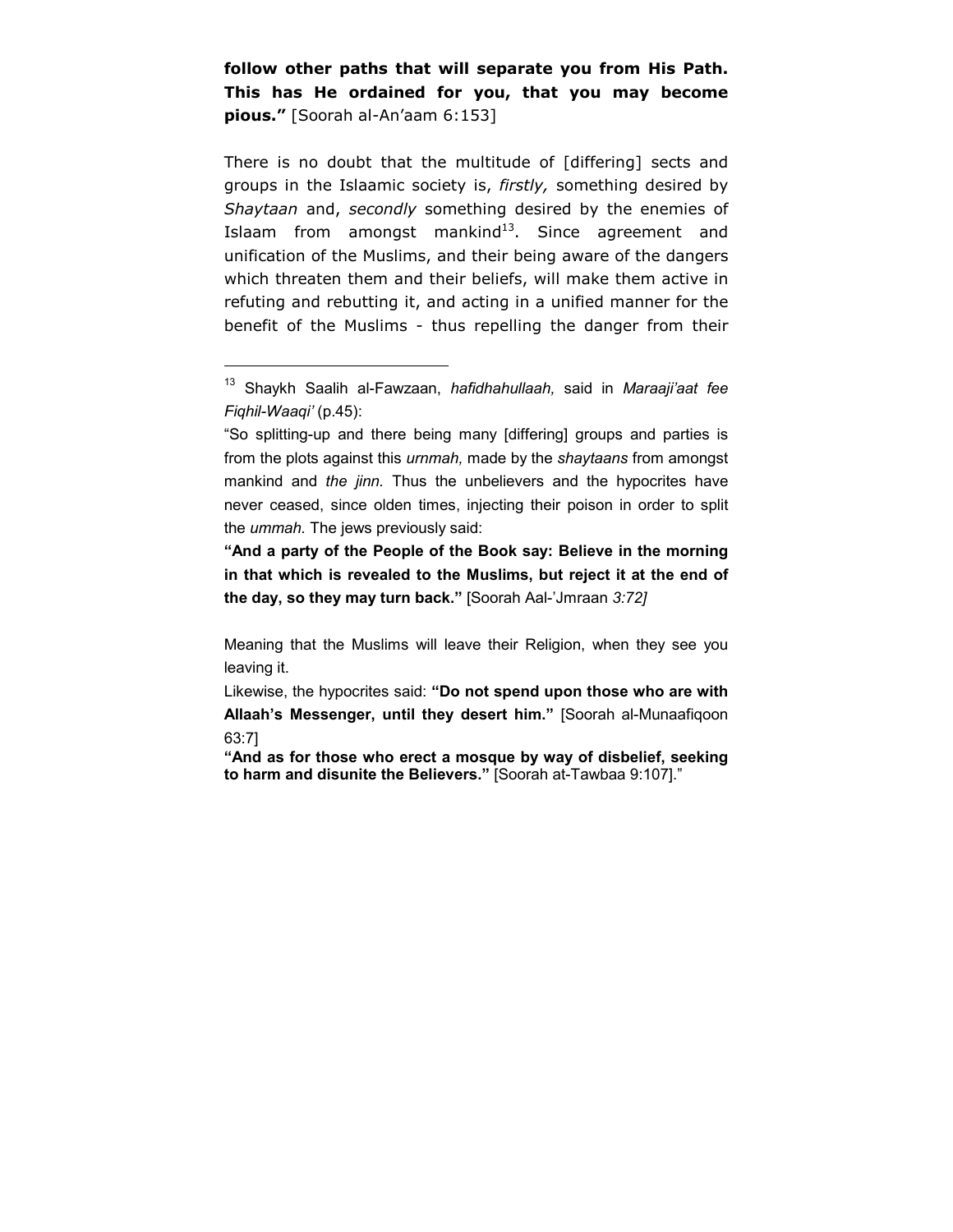**follow other paths that will separate you from His Path. This has He ordained for you, that you may become pious."** [Soorah al-An'aam 6:153]

There is no doubt that the multitude of [differing] sects and groups in the Islaamic society is, *firstly,* something desired by *Shaytaan* and, *secondly* something desired by the enemies of Islaam from amongst mankind[13]. Since agreement and unification of the Muslims, and their being aware of the dangers which threaten them and their beliefs, will make them active in refuting and rebutting it, and acting in a unified manner for the benefit of the Muslims - thus repelling the danger from their

---

[13] Shaykh Saalih al-Fawzaan, *hafidhahullaah,* said in *Maraaji'aat fee Fiqhil-Waaqi'* (p.45):

"So splitting-up and there being many [differing] groups and parties is from the plots against this *urnmah,* made by the *shaytaans* from amongst mankind and *the jinn.* Thus the unbelievers and the hypocrites have never ceased, since olden times, injecting their poison in order to split the *ummah.* The jews previously said:

**"And a party of the People of the Book say: Believe in the morning in that which is revealed to the Muslims, but reject it at the end of the day, so they may turn back."** [Soorah Aal-'Jmraan *3:72]*

Meaning that the Muslims will leave their Religion, when they see you leaving it.

Likewise, the hypocrites said: **"Do not spend upon those who are with Allaah's Messenger, until they desert him."** [Soorah al-Munaafiqoon 63:7]

**"And as for those who erect a mosque by way of disbelief, seeking to harm and disunite the Believers."** [Soorah at-Tawbaa 9:107]."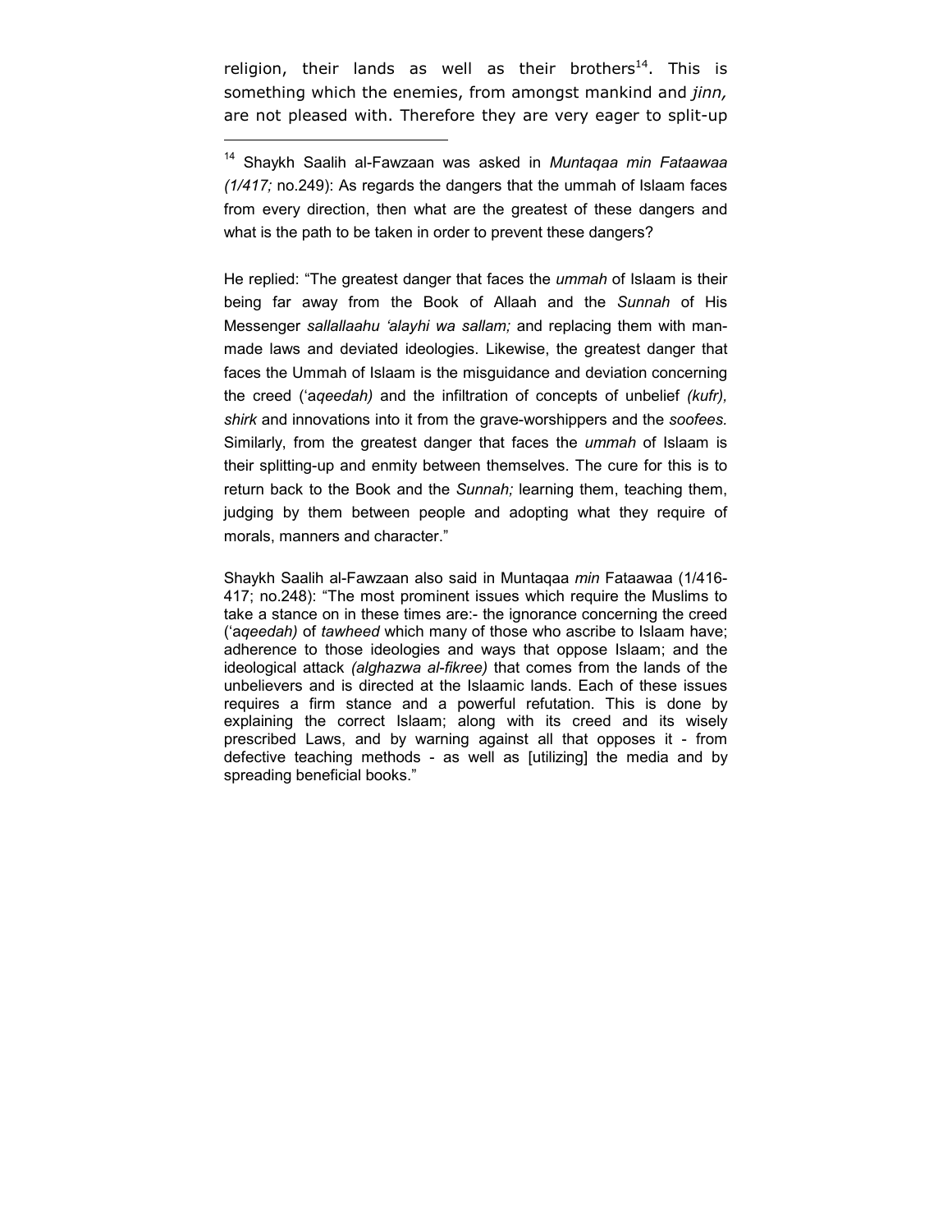religion, their lands as well as their brothers[14]. This is something which the enemies, from amongst mankind and *jinn,* are not pleased with. Therefore they are very eager to split-up

---

[14] Shaykh Saalih al-Fawzaan was asked in *Muntaqaa min Fataawaa (1/417;* no.249): As regards the dangers that the ummah of Islaam faces from every direction, then what are the greatest of these dangers and what is the path to be taken in order to prevent these dangers?

He replied: "The greatest danger that faces the *ummah* of Islaam is their being far away from the Book of Allaah and the *Sunnah* of His Messenger *sallallaahu 'alayhi wa sallam;* and replacing them with man-made laws and deviated ideologies. Likewise, the greatest danger that faces the Ummah of Islaam is the misguidance and deviation concerning the creed (*'aqeedah)* and the infiltration of concepts of unbelief *(kufr), shirk* and innovations into it from the grave-worshippers and the *soofees.* Similarly, from the greatest danger that faces the *ummah* of Islaam is their splitting-up and enmity between themselves. The cure for this is to return back to the Book and the *Sunnah;* learning them, teaching them, judging by them between people and adopting what they require of morals, manners and character."

Shaykh Saalih al-Fawzaan also said in Muntaqaa *min* Fataawaa (1/416-417; no.248): "The most prominent issues which require the Muslims to take a stance on in these times are:- the ignorance concerning the creed (*'aqeedah)* of *tawheed* which many of those who ascribe to Islaam have; adherence to those ideologies and ways that oppose Islaam; and the ideological attack *(alghazwa al-fikree)* that comes from the lands of the unbelievers and is directed at the Islaamic lands. Each of these issues requires a firm stance and a powerful refutation. This is done by explaining the correct Islaam; along with its creed and its wisely prescribed Laws, and by warning against all that opposes it - from defective teaching methods - as well as [utilizing] the media and by spreading beneficial books."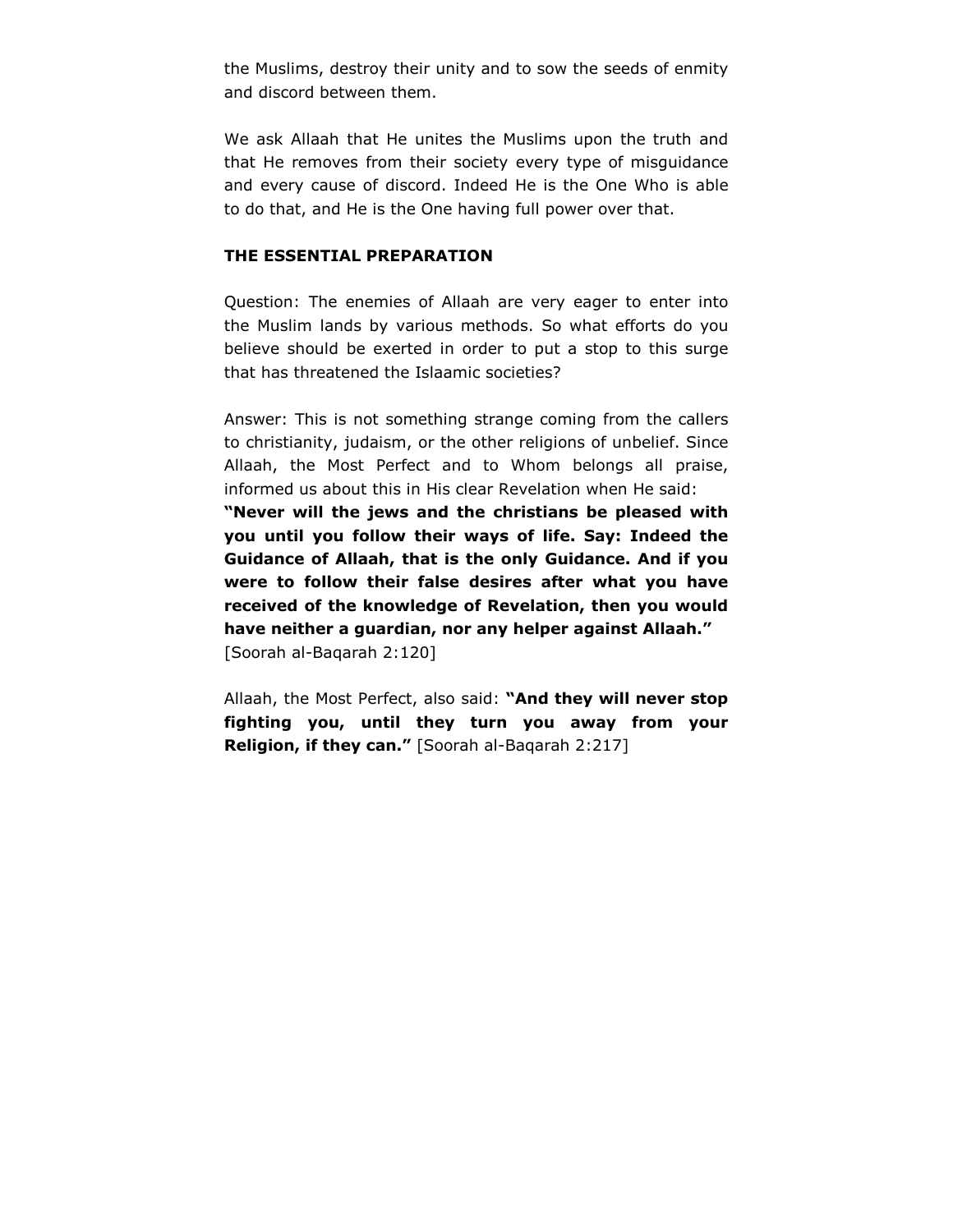the Muslims, destroy their unity and to sow the seeds of enmity and discord between them.

We ask Allaah that He unites the Muslims upon the truth and that He removes from their society every type of misguidance and every cause of discord. Indeed He is the One Who is able to do that, and He is the One having full power over that.

**THE ESSENTIAL PREPARATION**

Question: The enemies of Allaah are very eager to enter into the Muslim lands by various methods. So what efforts do you believe should be exerted in order to put a stop to this surge that has threatened the Islaamic societies?

Answer: This is not something strange coming from the callers to christianity, judaism, or the other religions of unbelief. Since Allaah, the Most Perfect and to Whom belongs all praise, informed us about this in His clear Revelation when He said: **"Never will the jews and the christians be pleased with you until you follow their ways of life. Say: Indeed the Guidance of Allaah, that is the only Guidance. And if you were to follow their false desires after what you have received of the knowledge of Revelation, then you would have neither a guardian, nor any helper against Allaah."** [Soorah al-Baqarah 2:120]

Allaah, the Most Perfect, also said: **"And they will never stop fighting you, until they turn you away from your Religion, if they can."** [Soorah al-Baqarah 2:217]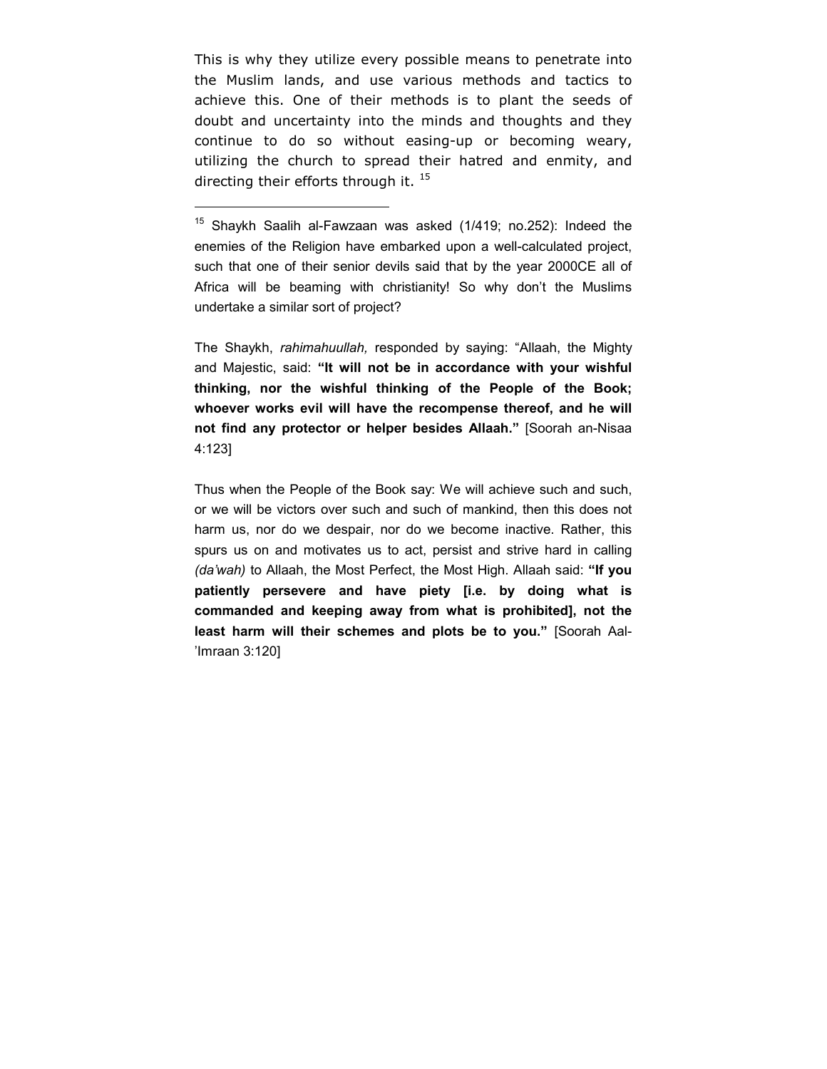This is why they utilize every possible means to penetrate into the Muslim lands, and use various methods and tactics to achieve this. One of their methods is to plant the seeds of doubt and uncertainty into the minds and thoughts and they continue to do so without easing-up or becoming weary, utilizing the church to spread their hatred and enmity, and directing their efforts through it. [15]

---

[15] Shaykh Saalih al-Fawzaan was asked (1/419; no.252): Indeed the enemies of the Religion have embarked upon a well-calculated project, such that one of their senior devils said that by the year 2000CE all of Africa will be beaming with christianity! So why don't the Muslims undertake a similar sort of project?

The Shaykh, *rahimahuullah,* responded by saying: "Allaah, the Mighty and Majestic, said: **"It will not be in accordance with your wishful thinking, nor the wishful thinking of the People of the Book; whoever works evil will have the recompense thereof, and he will not find any protector or helper besides Allaah."** [Soorah an-Nisaa 4:123]

Thus when the People of the Book say: We will achieve such and such, or we will be victors over such and such of mankind, then this does not harm us, nor do we despair, nor do we become inactive. Rather, this spurs us on and motivates us to act, persist and strive hard in calling *(da'wah)* to Allaah, the Most Perfect, the Most High. Allaah said: **"If you patiently persevere and have piety [i.e. by doing what is commanded and keeping away from what is prohibited], not the least harm will their schemes and plots be to you."** [Soorah Aal-'Imraan 3:120]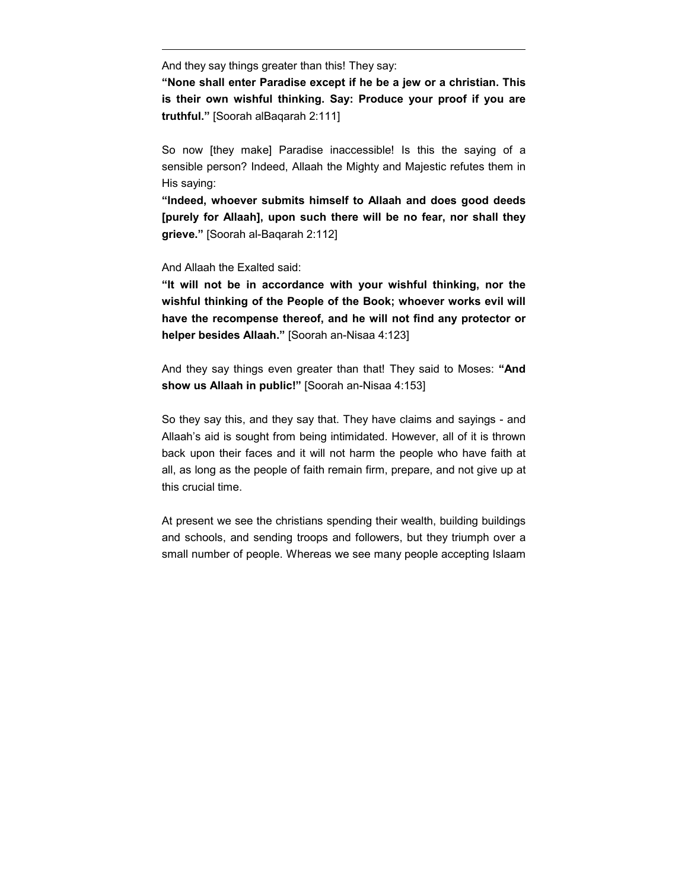And they say things greater than this! They say:

**"None shall enter Paradise except if he be a jew or a christian. This is their own wishful thinking. Say: Produce your proof if you are truthful."** [Soorah alBaqarah 2:111]

So now [they make] Paradise inaccessible! Is this the saying of a sensible person? Indeed, Allaah the Mighty and Majestic refutes them in His saying:

**"Indeed, whoever submits himself to Allaah and does good deeds [purely for Allaah], upon such there will be no fear, nor shall they grieve."** [Soorah al-Baqarah 2:112]

And Allaah the Exalted said:

**"It will not be in accordance with your wishful thinking, nor the wishful thinking of the People of the Book; whoever works evil will have the recompense thereof, and he will not find any protector or helper besides Allaah."** [Soorah an-Nisaa 4:123]

And they say things even greater than that! They said to Moses: **"And show us Allaah in public!"** [Soorah an-Nisaa 4:153]

So they say this, and they say that. They have claims and sayings - and Allaah's aid is sought from being intimidated. However, all of it is thrown back upon their faces and it will not harm the people who have faith at all, as long as the people of faith remain firm, prepare, and not give up at this crucial time.

At present we see the christians spending their wealth, building buildings and schools, and sending troops and followers, but they triumph over a small number of people. Whereas we see many people accepting Islaam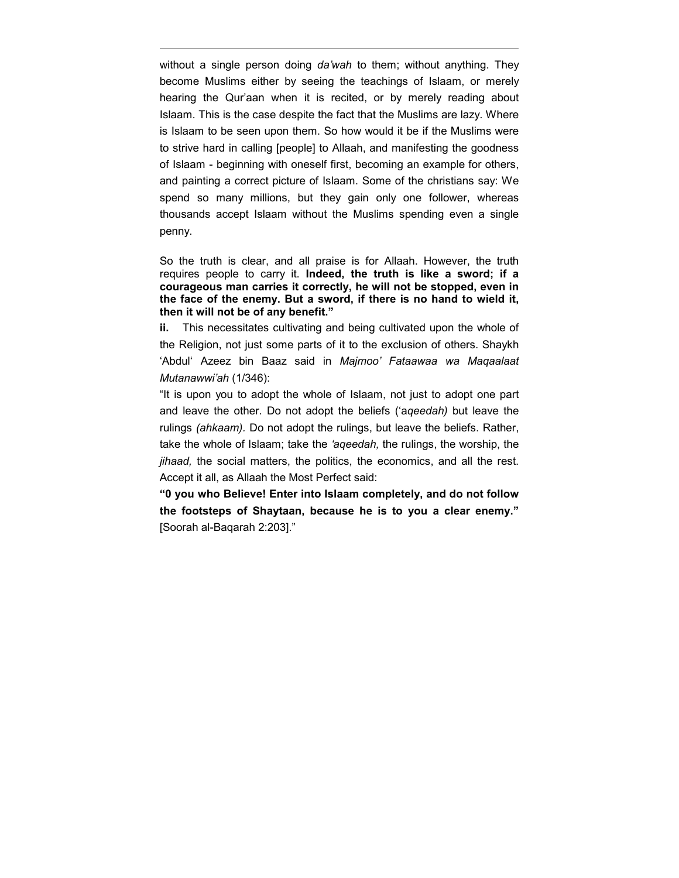without a single person doing *da'wah* to them; without anything. They become Muslims either by seeing the teachings of Islaam, or merely hearing the Qur'aan when it is recited, or by merely reading about Islaam. This is the case despite the fact that the Muslims are lazy. Where is Islaam to be seen upon them. So how would it be if the Muslims were to strive hard in calling [people] to Allaah, and manifesting the goodness of Islaam - beginning with oneself first, becoming an example for others, and painting a correct picture of Islaam. Some of the christians say: We spend so many millions, but they gain only one follower, whereas thousands accept Islaam without the Muslims spending even a single penny.

So the truth is clear, and all praise is for Allaah. However, the truth requires people to carry it. **Indeed, the truth is like a sword; if a courageous man carries it correctly, he will not be stopped, even in the face of the enemy. But a sword, if there is no hand to wield it, then it will not be of any benefit."**

**ii.** This necessitates cultivating and being cultivated upon the whole of the Religion, not just some parts of it to the exclusion of others. Shaykh 'Abdul' Azeez bin Baaz said in *Majmoo' Fataawaa wa Maqaalaat Mutanawwi'ah* (1/346):

"It is upon you to adopt the whole of Islaam, not just to adopt one part and leave the other. Do not adopt the beliefs ('*aqeedah)* but leave the rulings *(ahkaam).* Do not adopt the rulings, but leave the beliefs. Rather, take the whole of Islaam; take the *'aqeedah,* the rulings, the worship, the *jihaad,* the social matters, the politics, the economics, and all the rest. Accept it all, as Allaah the Most Perfect said:

**"0 you who Believe! Enter into Islaam completely, and do not follow the footsteps of Shaytaan, because he is to you a clear enemy."** [Soorah al-Baqarah 2:203]."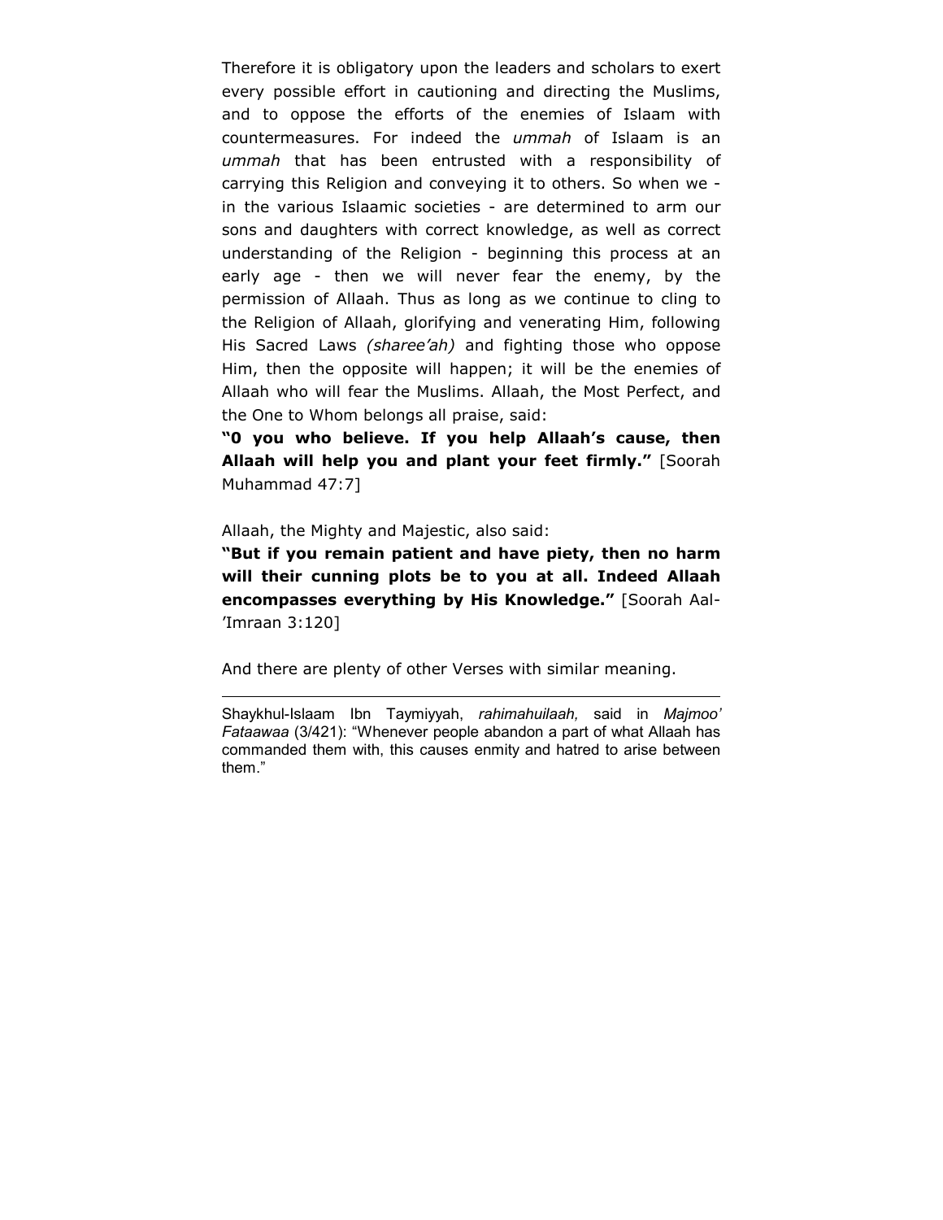Therefore it is obligatory upon the leaders and scholars to exert every possible effort in cautioning and directing the Muslims, and to oppose the efforts of the enemies of Islaam with countermeasures. For indeed the *ummah* of Islaam is an *ummah* that has been entrusted with a responsibility of carrying this Religion and conveying it to others. So when we - in the various Islaamic societies - are determined to arm our sons and daughters with correct knowledge, as well as correct understanding of the Religion - beginning this process at an early age - then we will never fear the enemy, by the permission of Allaah. Thus as long as we continue to cling to the Religion of Allaah, glorifying and venerating Him, following His Sacred Laws *(sharee'ah)* and fighting those who oppose Him, then the opposite will happen; it will be the enemies of Allaah who will fear the Muslims. Allaah, the Most Perfect, and the One to Whom belongs all praise, said:

**"0 you who believe. If you help Allaah's cause, then Allaah will help you and plant your feet firmly."** [Soorah Muhammad 47:7]

Allaah, the Mighty and Majestic, also said:

**"But if you remain patient and have piety, then no harm will their cunning plots be to you at all. Indeed Allaah encompasses everything by His Knowledge."** [Soorah Aal-'Imraan 3:120]

And there are plenty of other Verses with similar meaning.

---

Shaykhul-Islaam Ibn Taymiyyah, *rahimahuilaah,* said in *Majmoo' Fataawaa* (3/421): "Whenever people abandon a part of what Allaah has commanded them with, this causes enmity and hatred to arise between them."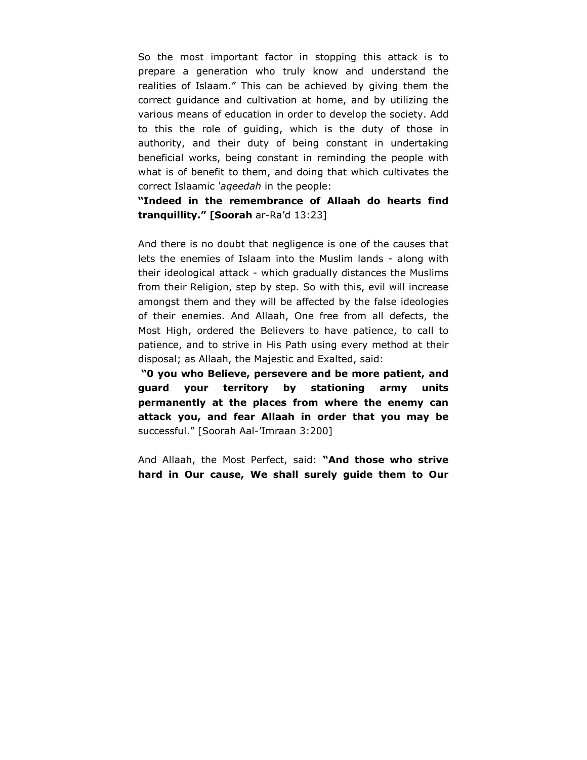So the most important factor in stopping this attack is to prepare a generation who truly know and understand the realities of Islaam." This can be achieved by giving them the correct guidance and cultivation at home, and by utilizing the various means of education in order to develop the society. Add to this the role of guiding, which is the duty of those in authority, and their duty of being constant in undertaking beneficial works, being constant in reminding the people with what is of benefit to them, and doing that which cultivates the correct Islaamic *'aqeedah* in the people:

**"Indeed in the remembrance of Allaah do hearts find tranquillity." [Soorah** ar-Ra'd 13:23]

And there is no doubt that negligence is one of the causes that lets the enemies of Islaam into the Muslim lands - along with their ideological attack - which gradually distances the Muslims from their Religion, step by step. So with this, evil will increase amongst them and they will be affected by the false ideologies of their enemies. And Allaah, One free from all defects, the Most High, ordered the Believers to have patience, to call to patience, and to strive in His Path using every method at their disposal; as Allaah, the Majestic and Exalted, said:

**"0 you who Believe, persevere and be more patient, and guard your territory by stationing army units permanently at the places from where the enemy can attack you, and fear Allaah in order that you may be** successful." [Soorah Aal-'Imraan 3:200]

And Allaah, the Most Perfect, said: **"And those who strive hard in Our cause, We shall surely guide them to Our**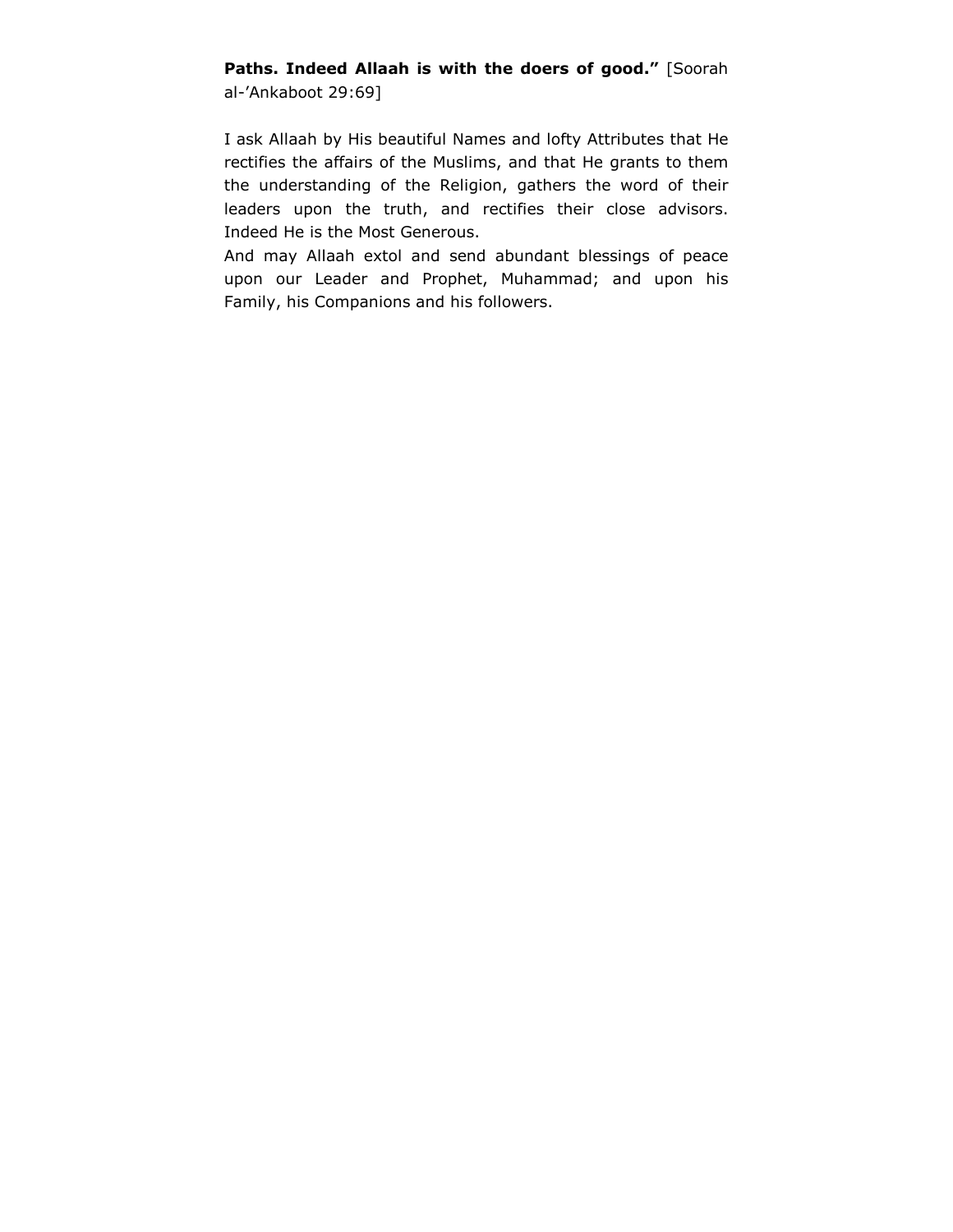**Paths. Indeed Allaah is with the doers of good."** [Soorah al-'Ankaboot 29:69]

I ask Allaah by His beautiful Names and lofty Attributes that He rectifies the affairs of the Muslims, and that He grants to them the understanding of the Religion, gathers the word of their leaders upon the truth, and rectifies their close advisors. Indeed He is the Most Generous.

And may Allaah extol and send abundant blessings of peace upon our Leader and Prophet, Muhammad; and upon his Family, his Companions and his followers.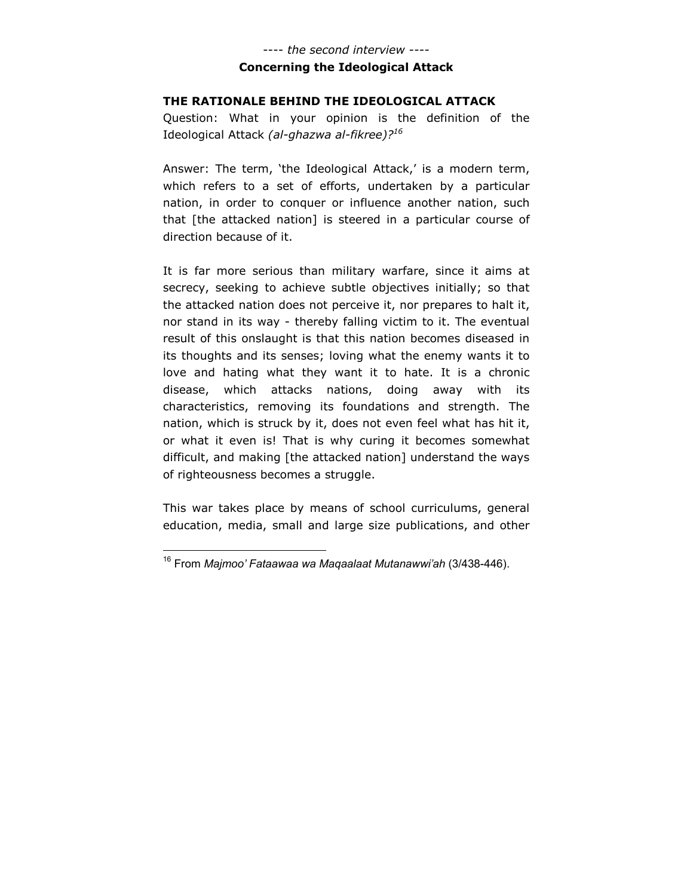*---- the second interview ----*

**Concerning the Ideological Attack**

### THE RATIONALE BEHIND THE IDEOLOGICAL ATTACK

Question: What in your opinion is the definition of the Ideological Attack *(al-ghazwa al-fikree)?*[16]

Answer: The term, 'the Ideological Attack,' is a modern term, which refers to a set of efforts, undertaken by a particular nation, in order to conquer or influence another nation, such that [the attacked nation] is steered in a particular course of direction because of it.

It is far more serious than military warfare, since it aims at secrecy, seeking to achieve subtle objectives initially; so that the attacked nation does not perceive it, nor prepares to halt it, nor stand in its way - thereby falling victim to it. The eventual result of this onslaught is that this nation becomes diseased in its thoughts and its senses; loving what the enemy wants it to love and hating what they want it to hate. It is a chronic disease, which attacks nations, doing away with its characteristics, removing its foundations and strength. The nation, which is struck by it, does not even feel what has hit it, or what it even is! That is why curing it becomes somewhat difficult, and making [the attacked nation] understand the ways of righteousness becomes a struggle.

This war takes place by means of school curriculums, general education, media, small and large size publications, and other

---

[16] From *Majmoo' Fataawaa wa Maqaalaat Mutanawwi'ah* (3/438-446).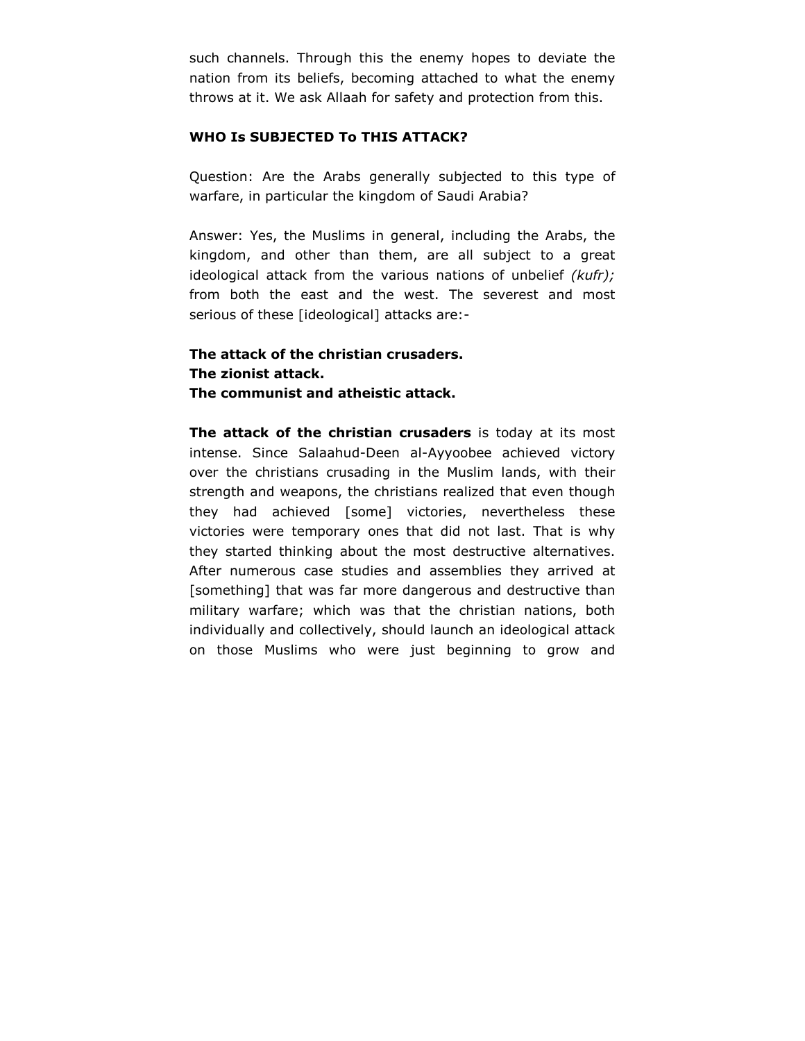such channels. Through this the enemy hopes to deviate the nation from its beliefs, becoming attached to what the enemy throws at it. We ask Allaah for safety and protection from this.

**WHO Is SUBJECTED To THIS ATTACK?**

Question: Are the Arabs generally subjected to this type of warfare, in particular the kingdom of Saudi Arabia?

Answer: Yes, the Muslims in general, including the Arabs, the kingdom, and other than them, are all subject to a great ideological attack from the various nations of unbelief *(kufr);* from both the east and the west. The severest and most serious of these [ideological] attacks are:-

**The attack of the christian crusaders.**
**The zionist attack.**
**The communist and atheistic attack.**

**The attack of the christian crusaders** is today at its most intense. Since Salaahud-Deen al-Ayyoobee achieved victory over the christians crusading in the Muslim lands, with their strength and weapons, the christians realized that even though they had achieved [some] victories, nevertheless these victories were temporary ones that did not last. That is why they started thinking about the most destructive alternatives. After numerous case studies and assemblies they arrived at [something] that was far more dangerous and destructive than military warfare; which was that the christian nations, both individually and collectively, should launch an ideological attack on those Muslims who were just beginning to grow and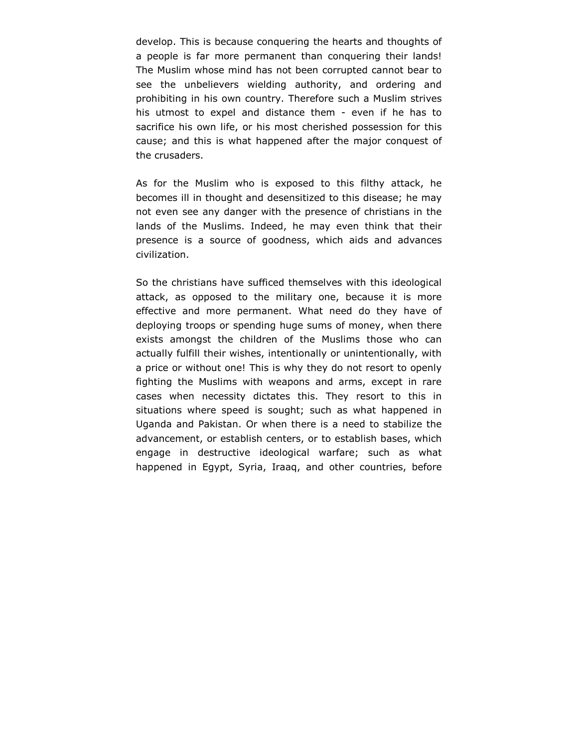develop. This is because conquering the hearts and thoughts of a people is far more permanent than conquering their lands! The Muslim whose mind has not been corrupted cannot bear to see the unbelievers wielding authority, and ordering and prohibiting in his own country. Therefore such a Muslim strives his utmost to expel and distance them - even if he has to sacrifice his own life, or his most cherished possession for this cause; and this is what happened after the major conquest of the crusaders.

As for the Muslim who is exposed to this filthy attack, he becomes ill in thought and desensitized to this disease; he may not even see any danger with the presence of christians in the lands of the Muslims. Indeed, he may even think that their presence is a source of goodness, which aids and advances civilization.

So the christians have sufficed themselves with this ideological attack, as opposed to the military one, because it is more effective and more permanent. What need do they have of deploying troops or spending huge sums of money, when there exists amongst the children of the Muslims those who can actually fulfill their wishes, intentionally or unintentionally, with a price or without one! This is why they do not resort to openly fighting the Muslims with weapons and arms, except in rare cases when necessity dictates this. They resort to this in situations where speed is sought; such as what happened in Uganda and Pakistan. Or when there is a need to stabilize the advancement, or establish centers, or to establish bases, which engage in destructive ideological warfare; such as what happened in Egypt, Syria, Iraaq, and other countries, before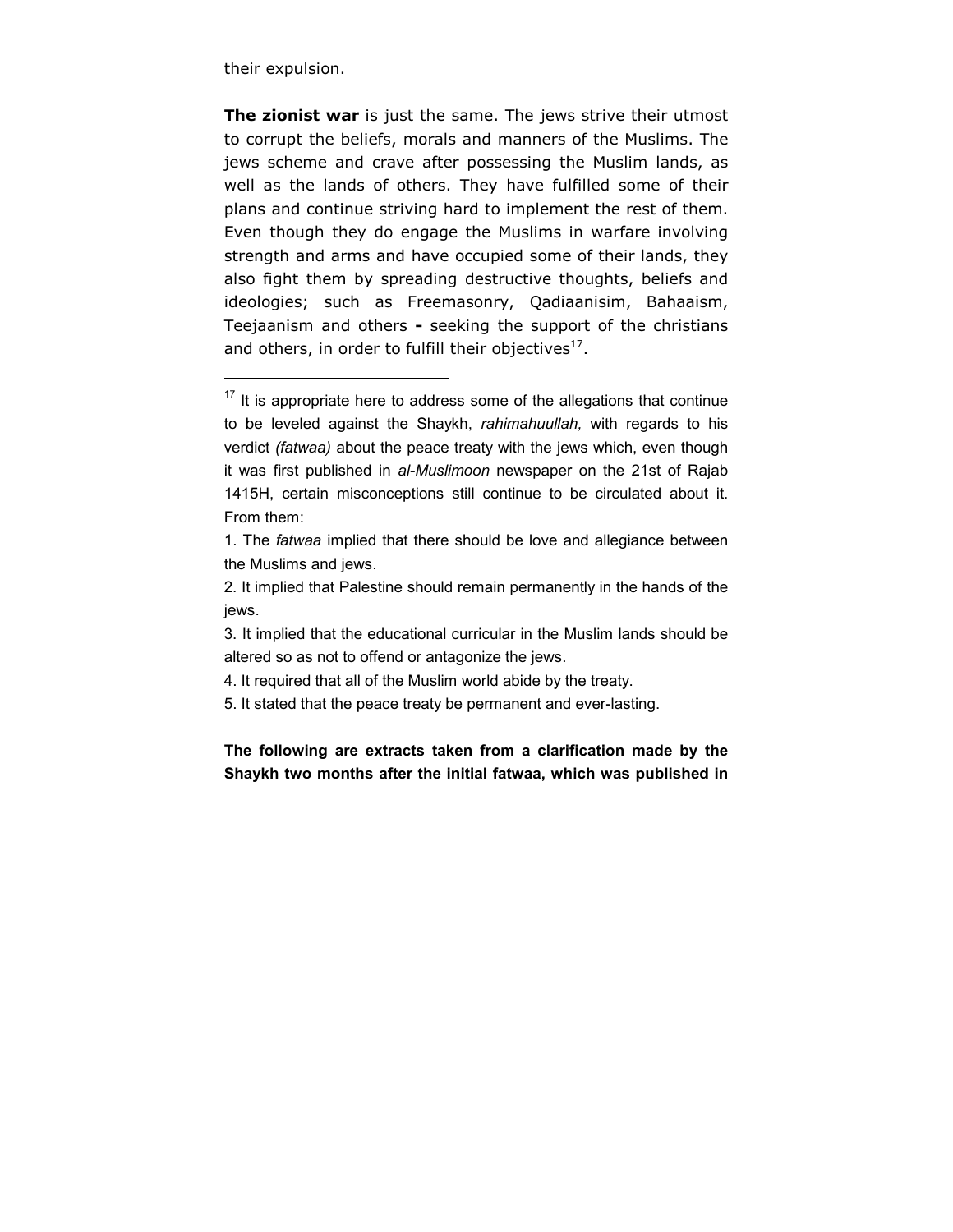their expulsion.

**The zionist war** is just the same. The jews strive their utmost to corrupt the beliefs, morals and manners of the Muslims. The jews scheme and crave after possessing the Muslim lands, as well as the lands of others. They have fulfilled some of their plans and continue striving hard to implement the rest of them. Even though they do engage the Muslims in warfare involving strength and arms and have occupied some of their lands, they also fight them by spreading destructive thoughts, beliefs and ideologies; such as Freemasonry, Qadiaanisim, Bahaaism, Teejaanism and others **-** seeking the support of the christians and others, in order to fulfill their objectives[17].

---

[17] It is appropriate here to address some of the allegations that continue to be leveled against the Shaykh, *rahimahuullah,* with regards to his verdict *(fatwaa)* about the peace treaty with the jews which, even though it was first published in *al-Muslimoon* newspaper on the 21st of Rajab 1415H, certain misconceptions still continue to be circulated about it. From them:

1. The *fatwaa* implied that there should be love and allegiance between the Muslims and jews.

2. It implied that Palestine should remain permanently in the hands of the jews.

3. It implied that the educational curricular in the Muslim lands should be altered so as not to offend or antagonize the jews.

4. It required that all of the Muslim world abide by the treaty.

5. It stated that the peace treaty be permanent and ever-lasting.

**The following are extracts taken from a clarification made by the Shaykh two months after the initial fatwaa, which was published in**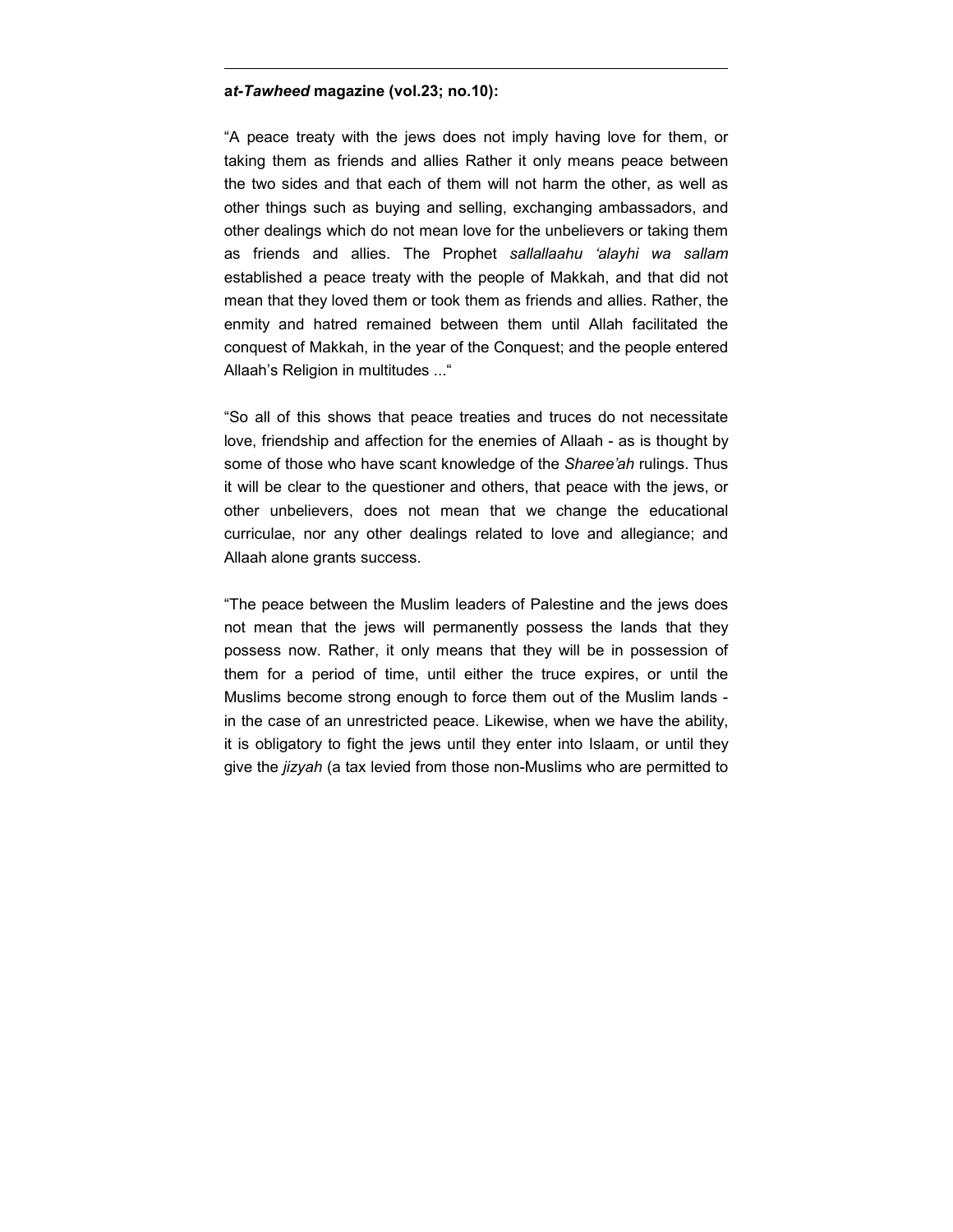**a*t-Tawheed* magazine (vol.23; no.10):**

"A peace treaty with the jews does not imply having love for them, or taking them as friends and allies Rather it only means peace between the two sides and that each of them will not harm the other, as well as other things such as buying and selling, exchanging ambassadors, and other dealings which do not mean love for the unbelievers or taking them as friends and allies. The Prophet *sallallaahu 'alayhi wa sallam* established a peace treaty with the people of Makkah, and that did not mean that they loved them or took them as friends and allies. Rather, the enmity and hatred remained between them until Allah facilitated the conquest of Makkah, in the year of the Conquest; and the people entered Allaah's Religion in multitudes ..."

"So all of this shows that peace treaties and truces do not necessitate love, friendship and affection for the enemies of Allaah - as is thought by some of those who have scant knowledge of the *Sharee'ah* rulings. Thus it will be clear to the questioner and others, that peace with the jews, or other unbelievers, does not mean that we change the educational curriculae, nor any other dealings related to love and allegiance; and Allaah alone grants success.

"The peace between the Muslim leaders of Palestine and the jews does not mean that the jews will permanently possess the lands that they possess now. Rather, it only means that they will be in possession of them for a period of time, until either the truce expires, or until the Muslims become strong enough to force them out of the Muslim lands - in the case of an unrestricted peace. Likewise, when we have the ability, it is obligatory to fight the jews until they enter into Islaam, or until they give the *jizyah* (a tax levied from those non-Muslims who are permitted to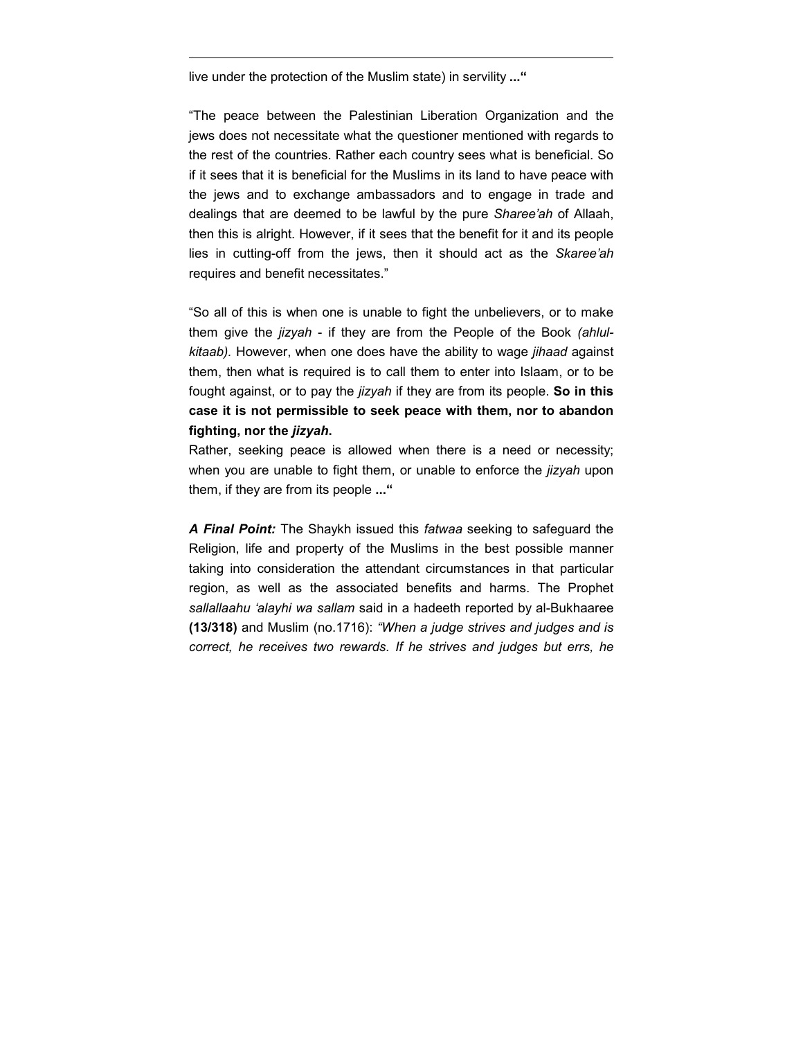live under the protection of the Muslim state) in servility **...“**

“The peace between the Palestinian Liberation Organization and the jews does not necessitate what the questioner mentioned with regards to the rest of the countries. Rather each country sees what is beneficial. So if it sees that it is beneficial for the Muslims in its land to have peace with the jews and to exchange ambassadors and to engage in trade and dealings that are deemed to be lawful by the pure *Sharee’ah* of Allaah, then this is alright. However, if it sees that the benefit for it and its people lies in cutting-off from the jews, then it should act as the *Skaree’ah* requires and benefit necessitates.”

“So all of this is when one is unable to fight the unbelievers, or to make them give the *jizyah* - if they are from the People of the Book *(ahlul-kitaab).* However, when one does have the ability to wage *jihaad* against them, then what is required is to call them to enter into Islaam, or to be fought against, or to pay the *jizyah* if they are from its people. **So in this case it is not permissible to seek peace with them, nor to abandon fighting, nor the *jizyah*.**
Rather, seeking peace is allowed when there is a need or necessity; when you are unable to fight them, or unable to enforce the *jizyah* upon them, if they are from its people **...“**

***A Final Point:*** The Shaykh issued this *fatwaa* seeking to safeguard the Religion, life and property of the Muslims in the best possible manner taking into consideration the attendant circumstances in that particular region, as well as the associated benefits and harms. The Prophet *sallallaahu ‘alayhi wa sallam* said in a hadeeth reported by al-Bukhaaree **(13/318)** and Muslim (no.1716): *“When a judge strives and judges and is correct, he receives two rewards. If he strives and judges but errs, he*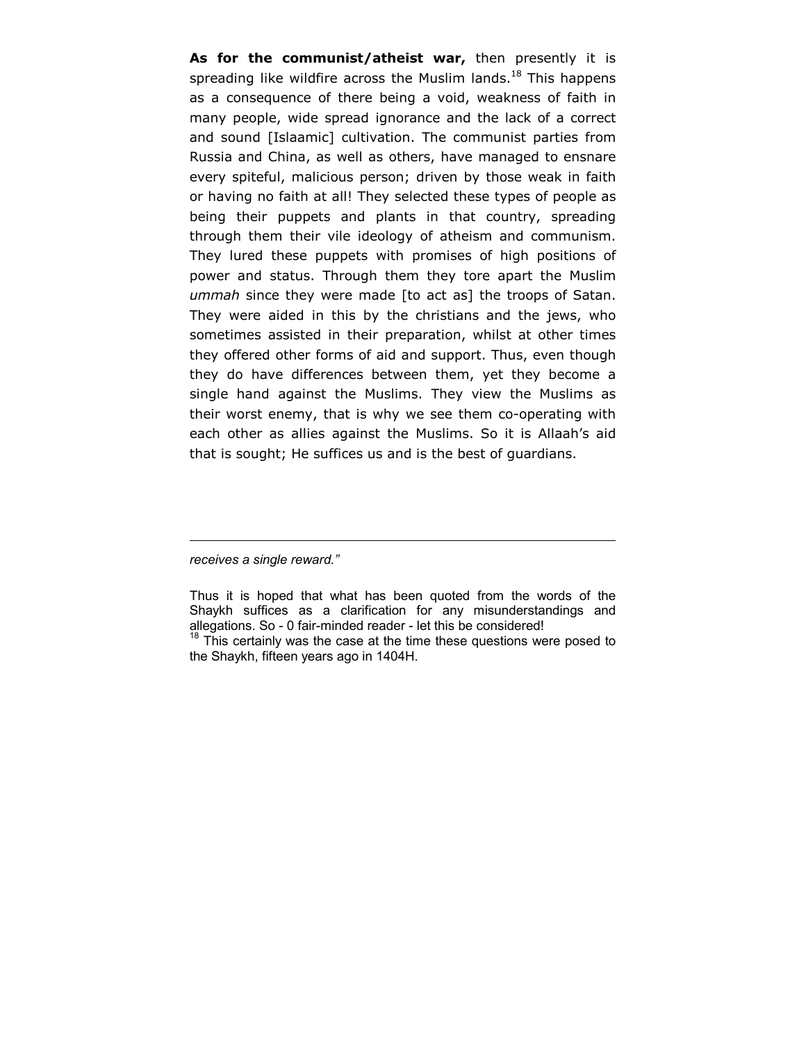**As for the communist/atheist war,** then presently it is spreading like wildfire across the Muslim lands.[18] This happens as a consequence of there being a void, weakness of faith in many people, wide spread ignorance and the lack of a correct and sound [Islaamic] cultivation. The communist parties from Russia and China, as well as others, have managed to ensnare every spiteful, malicious person; driven by those weak in faith or having no faith at all! They selected these types of people as being their puppets and plants in that country, spreading through them their vile ideology of atheism and communism. They lured these puppets with promises of high positions of power and status. Through them they tore apart the Muslim *ummah* since they were made [to act as] the troops of Satan. They were aided in this by the christians and the jews, who sometimes assisted in their preparation, whilst at other times they offered other forms of aid and support. Thus, even though they do have differences between them, yet they become a single hand against the Muslims. They view the Muslims as their worst enemy, that is why we see them co-operating with each other as allies against the Muslims. So it is Allaah's aid that is sought; He suffices us and is the best of guardians.

---

*receives a single reward."*

Thus it is hoped that what has been quoted from the words of the Shaykh suffices as a clarification for any misunderstandings and allegations. So - 0 fair-minded reader - let this be considered!

[18] This certainly was the case at the time these questions were posed to the Shaykh, fifteen years ago in 1404H.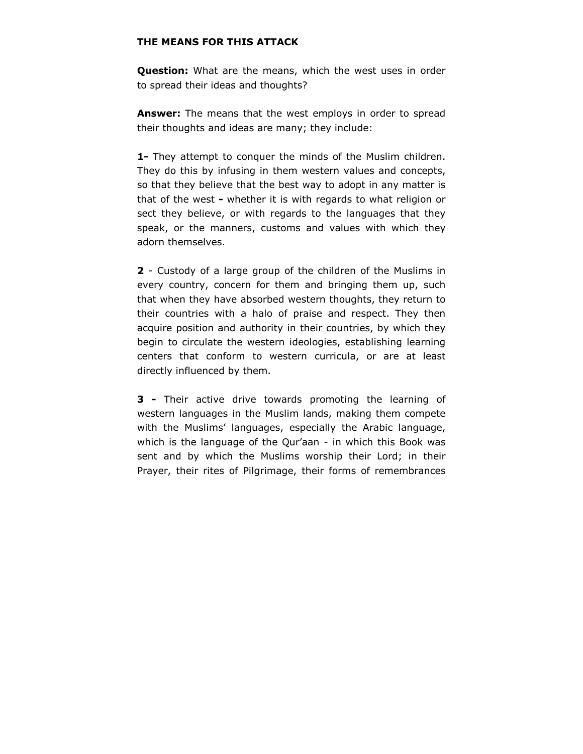**THE MEANS FOR THIS ATTACK**

**Question:** What are the means, which the west uses in order to spread their ideas and thoughts?

**Answer:** The means that the west employs in order to spread their thoughts and ideas are many; they include:

**1-** They attempt to conquer the minds of the Muslim children. They do this by infusing in them western values and concepts, so that they believe that the best way to adopt in any matter is that of the west **-** whether it is with regards to what religion or sect they believe, or with regards to the languages that they speak, or the manners, customs and values with which they adorn themselves.

**2** - Custody of a large group of the children of the Muslims in every country, concern for them and bringing them up, such that when they have absorbed western thoughts, they return to their countries with a halo of praise and respect. They then acquire position and authority in their countries, by which they begin to circulate the western ideologies, establishing learning centers that conform to western curricula, or are at least directly influenced by them.

**3 -** Their active drive towards promoting the learning of western languages in the Muslim lands, making them compete with the Muslims' languages, especially the Arabic language, which is the language of the Qur'aan - in which this Book was sent and by which the Muslims worship their Lord; in their Prayer, their rites of Pilgrimage, their forms of remembrances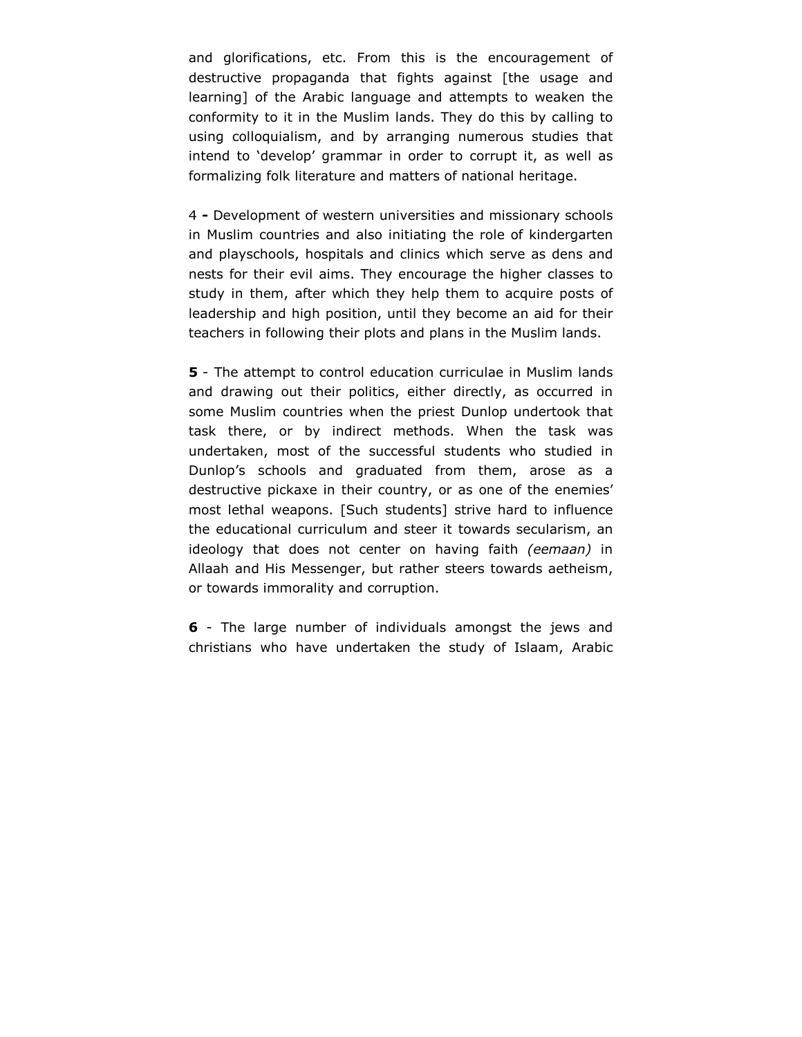and glorifications, etc. From this is the encouragement of destructive propaganda that fights against [the usage and learning] of the Arabic language and attempts to weaken the conformity to it in the Muslim lands. They do this by calling to using colloquialism, and by arranging numerous studies that intend to 'develop' grammar in order to corrupt it, as well as formalizing folk literature and matters of national heritage.

4 **-** Development of western universities and missionary schools in Muslim countries and also initiating the role of kindergarten and playschools, hospitals and clinics which serve as dens and nests for their evil aims. They encourage the higher classes to study in them, after which they help them to acquire posts of leadership and high position, until they become an aid for their teachers in following their plots and plans in the Muslim lands.

**5** - The attempt to control education curriculae in Muslim lands and drawing out their politics, either directly, as occurred in some Muslim countries when the priest Dunlop undertook that task there, or by indirect methods. When the task was undertaken, most of the successful students who studied in Dunlop's schools and graduated from them, arose as a destructive pickaxe in their country, or as one of the enemies' most lethal weapons. [Such students] strive hard to influence the educational curriculum and steer it towards secularism, an ideology that does not center on having faith *(eemaan)* in Allaah and His Messenger, but rather steers towards aetheism, or towards immorality and corruption.

**6** - The large number of individuals amongst the jews and christians who have undertaken the study of Islaam, Arabic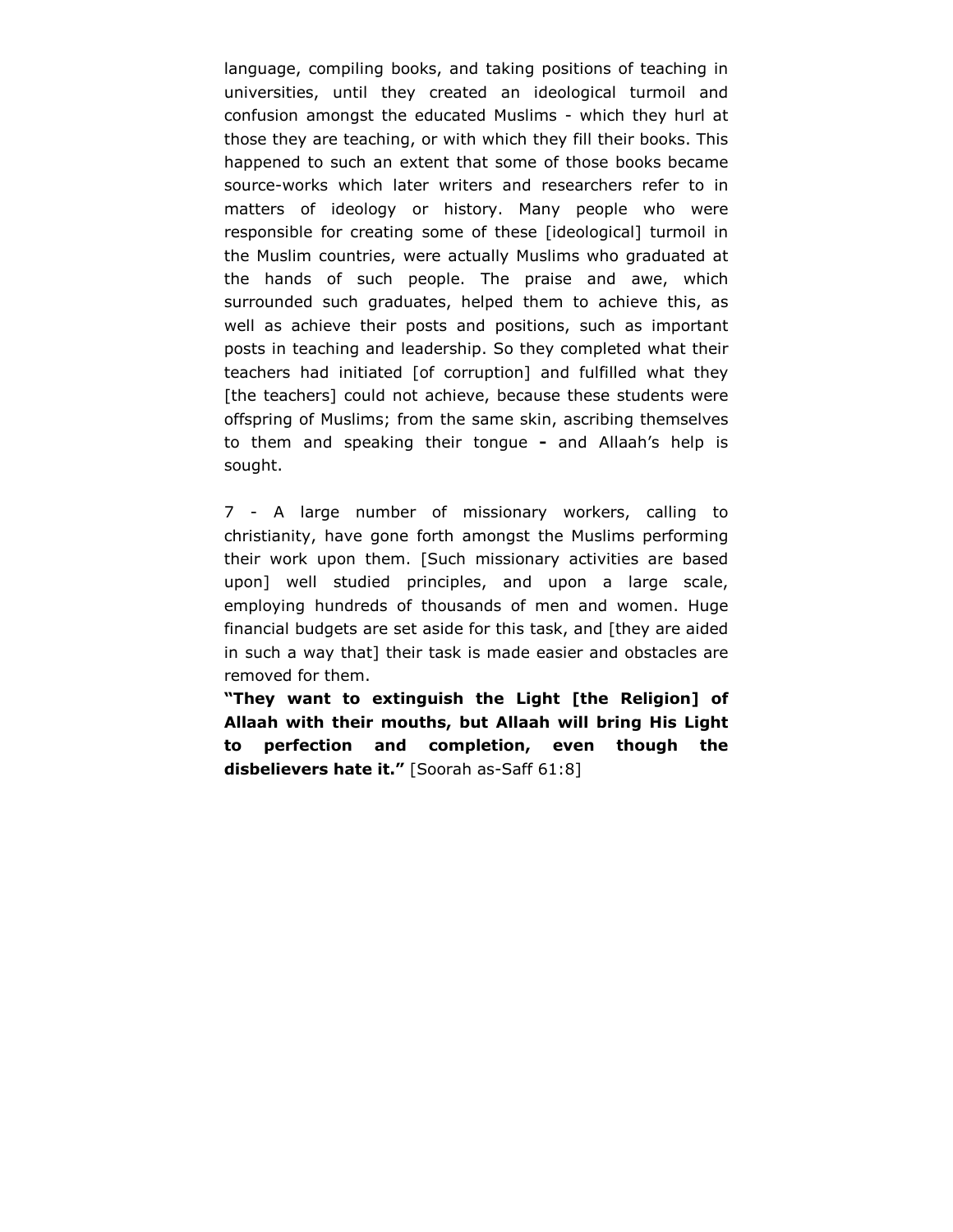language, compiling books, and taking positions of teaching in universities, until they created an ideological turmoil and confusion amongst the educated Muslims - which they hurl at those they are teaching, or with which they fill their books. This happened to such an extent that some of those books became source-works which later writers and researchers refer to in matters of ideology or history. Many people who were responsible for creating some of these [ideological] turmoil in the Muslim countries, were actually Muslims who graduated at the hands of such people. The praise and awe, which surrounded such graduates, helped them to achieve this, as well as achieve their posts and positions, such as important posts in teaching and leadership. So they completed what their teachers had initiated [of corruption] and fulfilled what they [the teachers] could not achieve, because these students were offspring of Muslims; from the same skin, ascribing themselves to them and speaking their tongue **-** and Allaah's help is sought.

7 - A large number of missionary workers, calling to christianity, have gone forth amongst the Muslims performing their work upon them. [Such missionary activities are based upon] well studied principles, and upon a large scale, employing hundreds of thousands of men and women. Huge financial budgets are set aside for this task, and [they are aided in such a way that] their task is made easier and obstacles are removed for them.

**"They want to extinguish the Light [the Religion] of Allaah with their mouths, but Allaah will bring His Light to perfection and completion, even though the disbelievers hate it."** [Soorah as-Saff 61:8]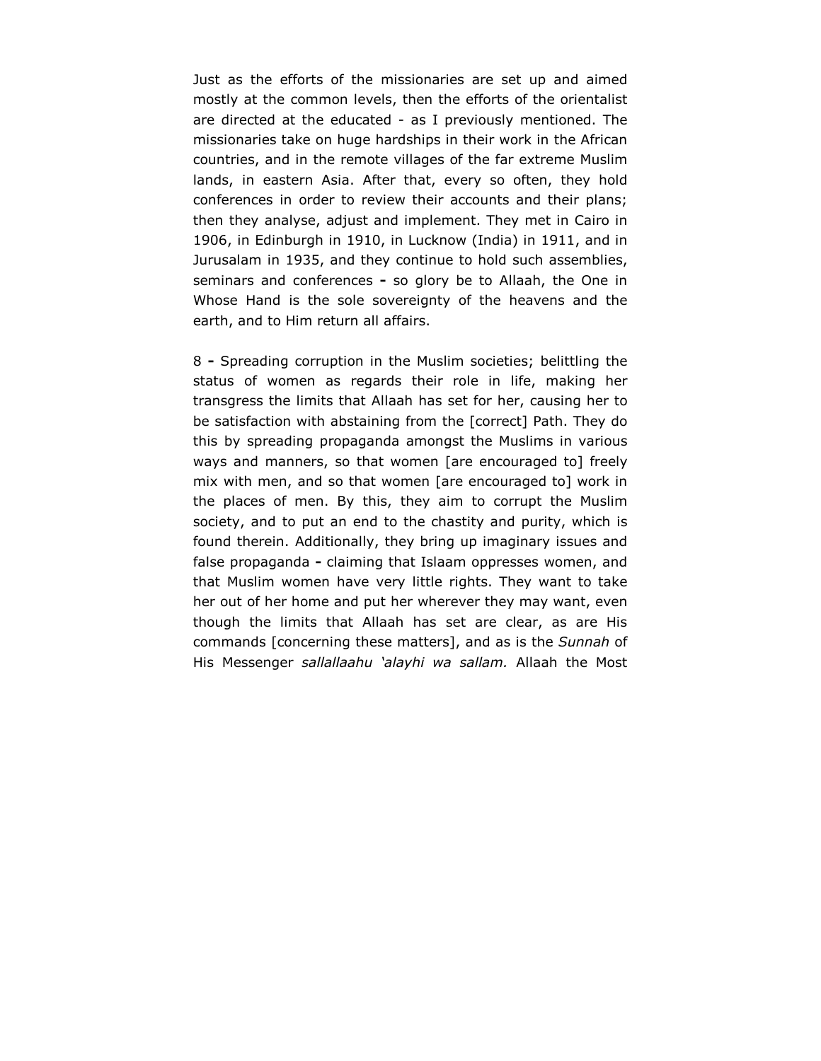Just as the efforts of the missionaries are set up and aimed mostly at the common levels, then the efforts of the orientalist are directed at the educated - as I previously mentioned. The missionaries take on huge hardships in their work in the African countries, and in the remote villages of the far extreme Muslim lands, in eastern Asia. After that, every so often, they hold conferences in order to review their accounts and their plans; then they analyse, adjust and implement. They met in Cairo in 1906, in Edinburgh in 1910, in Lucknow (India) in 1911, and in Jurusalam in 1935, and they continue to hold such assemblies, seminars and conferences **-** so glory be to Allaah, the One in Whose Hand is the sole sovereignty of the heavens and the earth, and to Him return all affairs.

8 **-** Spreading corruption in the Muslim societies; belittling the status of women as regards their role in life, making her transgress the limits that Allaah has set for her, causing her to be satisfaction with abstaining from the [correct] Path. They do this by spreading propaganda amongst the Muslims in various ways and manners, so that women [are encouraged to] freely mix with men, and so that women [are encouraged to] work in the places of men. By this, they aim to corrupt the Muslim society, and to put an end to the chastity and purity, which is found therein. Additionally, they bring up imaginary issues and false propaganda **-** claiming that Islaam oppresses women, and that Muslim women have very little rights. They want to take her out of her home and put her wherever they may want, even though the limits that Allaah has set are clear, as are His commands [concerning these matters], and as is the *Sunnah* of His Messenger *sallallaahu 'alayhi wa sallam.* Allaah the Most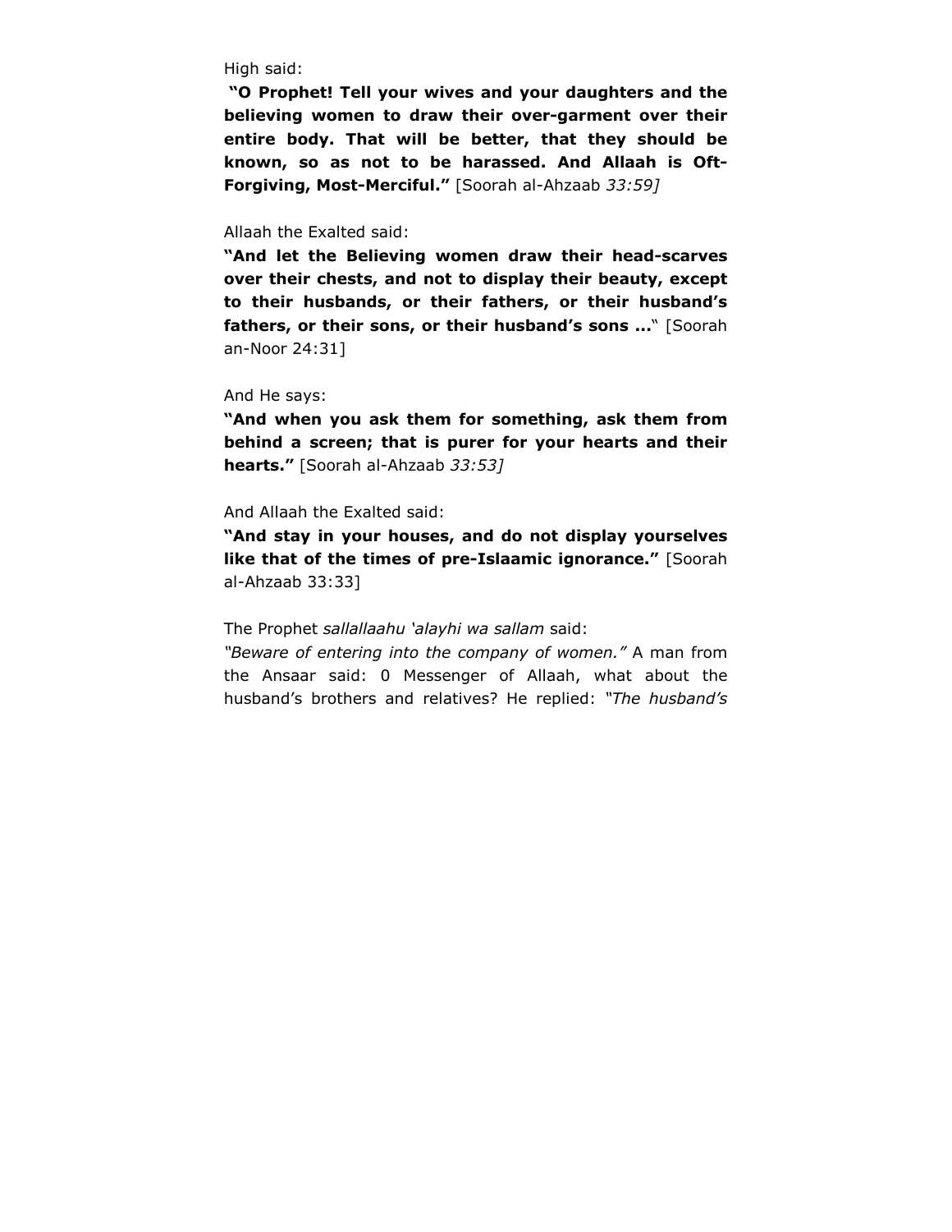High said:

**"O Prophet! Tell your wives and your daughters and the believing women to draw their over-garment over their entire body. That will be better, that they should be known, so as not to be harassed. And Allaah is Oft-Forgiving, Most-Merciful."** [Soorah al-Ahzaab *33:59]*

Allaah the Exalted said:

**"And let the Believing women draw their head-scarves over their chests, and not to display their beauty, except to their husbands, or their fathers, or their husband's fathers, or their sons, or their husband's sons ...**" [Soorah an-Noor 24:31]

And He says:

**"And when you ask them for something, ask them from behind a screen; that is purer for your hearts and their hearts."** [Soorah al-Ahzaab *33:53]*

And Allaah the Exalted said:

**"And stay in your houses, and do not display yourselves like that of the times of pre-Islaamic ignorance."** [Soorah al-Ahzaab 33:33]

The Prophet *sallallaahu 'alayhi wa sallam* said:

*"Beware of entering into the company of women."* A man from the Ansaar said: 0 Messenger of Allaah, what about the husband's brothers and relatives? He replied: *"The husband's*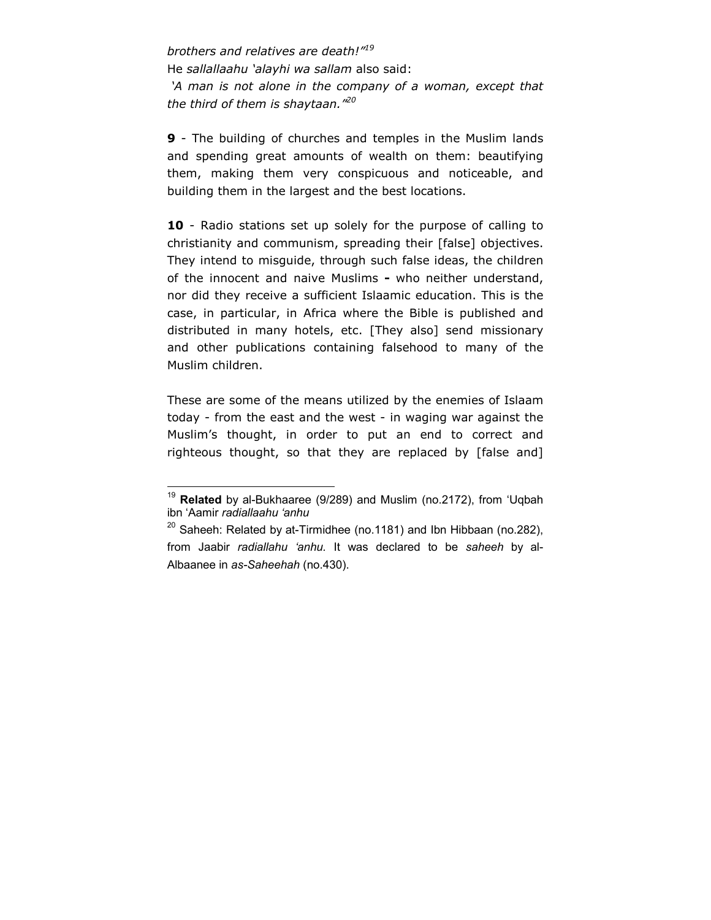*brothers and relatives are death!"*[19]

He *sallallaahu 'alayhi wa sallam* also said:

*'A man is not alone in the company of a woman, except that the third of them is shaytaan."*[20]

**9** - The building of churches and temples in the Muslim lands and spending great amounts of wealth on them: beautifying them, making them very conspicuous and noticeable, and building them in the largest and the best locations.

**10** - Radio stations set up solely for the purpose of calling to christianity and communism, spreading their [false] objectives. They intend to misguide, through such false ideas, the children of the innocent and naive Muslims **-** who neither understand, nor did they receive a sufficient Islaamic education. This is the case, in particular, in Africa where the Bible is published and distributed in many hotels, etc. [They also] send missionary and other publications containing falsehood to many of the Muslim children.

These are some of the means utilized by the enemies of Islaam today - from the east and the west - in waging war against the Muslim's thought, in order to put an end to correct and righteous thought, so that they are replaced by [false and]

---

[19] **Related** by al-Bukhaaree (9/289) and Muslim (no.2172), from 'Uqbah ibn 'Aamir *radiallaahu 'anhu*

[20] Saheeh: Related by at-Tirmidhee (no.1181) and Ibn Hibbaan (no.282), from Jaabir *radiallahu 'anhu.* It was declared to be *saheeh* by al-Albaanee in *as-Saheehah* (no.430).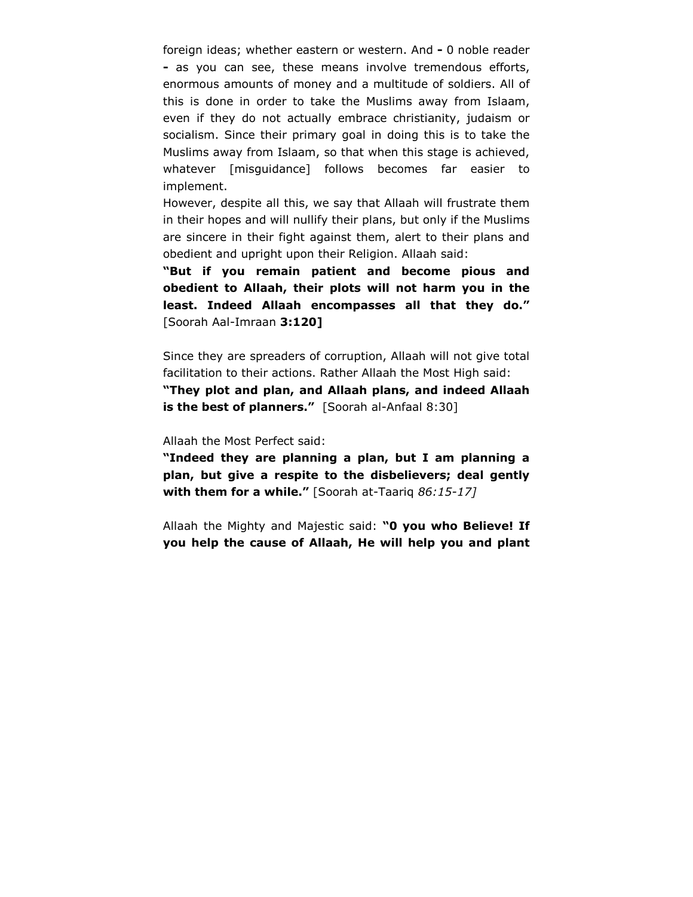foreign ideas; whether eastern or western. And **-** 0 noble reader **-** as you can see, these means involve tremendous efforts, enormous amounts of money and a multitude of soldiers. All of this is done in order to take the Muslims away from Islaam, even if they do not actually embrace christianity, judaism or socialism. Since their primary goal in doing this is to take the Muslims away from Islaam, so that when this stage is achieved, whatever [misguidance] follows becomes far easier to implement.

However, despite all this, we say that Allaah will frustrate them in their hopes and will nullify their plans, but only if the Muslims are sincere in their fight against them, alert to their plans and obedient and upright upon their Religion. Allaah said:

**"But if you remain patient and become pious and obedient to Allaah, their plots will not harm you in the least. Indeed Allaah encompasses all that they do."** [Soorah Aal-Imraan **3:120]**

Since they are spreaders of corruption, Allaah will not give total facilitation to their actions. Rather Allaah the Most High said:

**"They plot and plan, and Allaah plans, and indeed Allaah is the best of planners."** [Soorah al-Anfaal 8:30]

Allaah the Most Perfect said:

**"Indeed they are planning a plan, but I am planning a plan, but give a respite to the disbelievers; deal gently with them for a while."** [Soorah at-Taariq *86:15-17]*

Allaah the Mighty and Majestic said: **"0 you who Believe! If you help the cause of Allaah, He will help you and plant**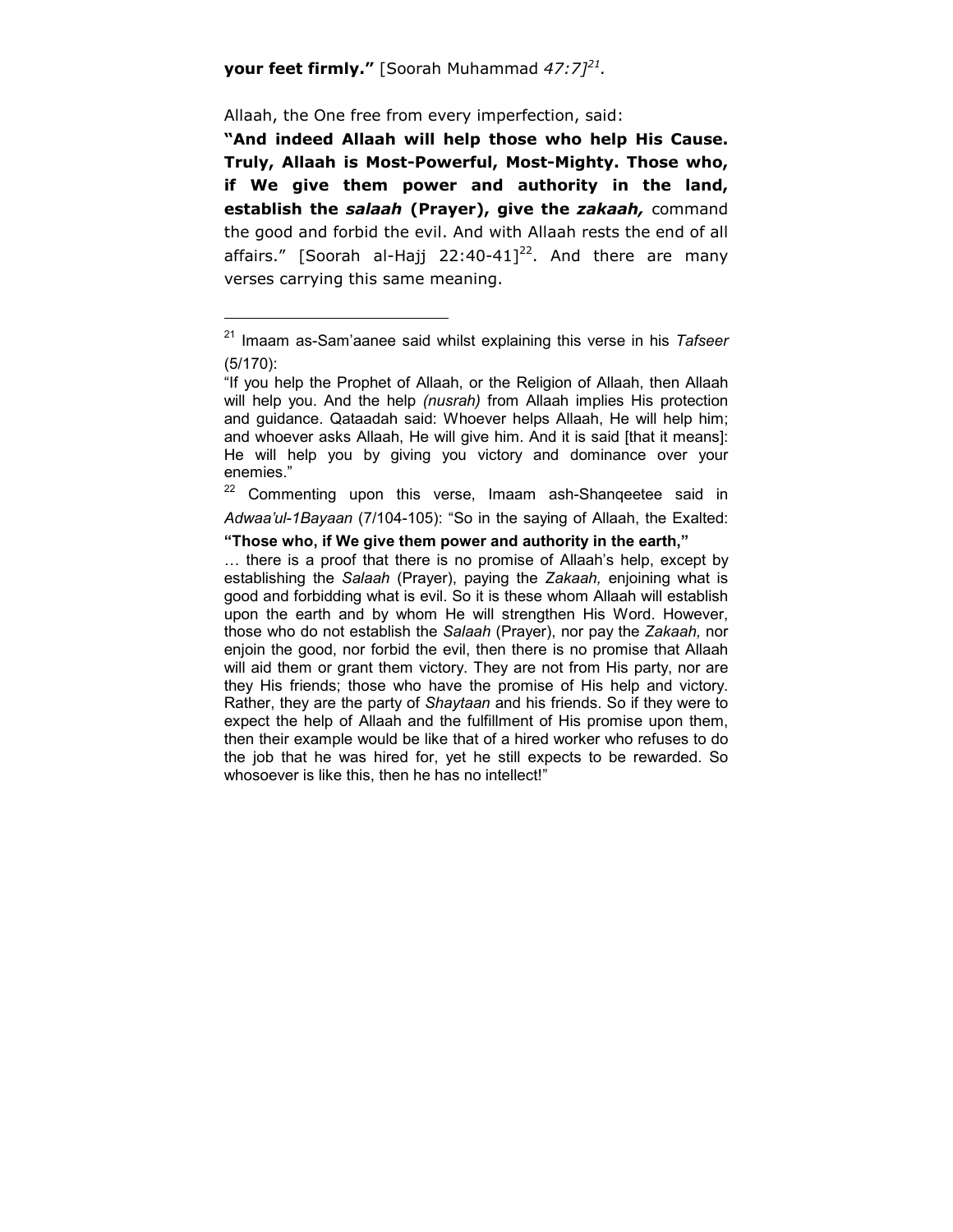**your feet firmly."** [Soorah Muhammad *47:7]*[21].

Allaah, the One free from every imperfection, said:

**"And indeed Allaah will help those who help His Cause. Truly, Allaah is Most-Powerful, Most-Mighty. Those who, if We give them power and authority in the land, establish the *salaah* (Prayer), give the *zakaah,*** command the good and forbid the evil. And with Allaah rests the end of all affairs." [Soorah al-Hajj 22:40-41][22]. And there are many verses carrying this same meaning.

---

[21] Imaam as-Sam'aanee said whilst explaining this verse in his *Tafseer* (5/170):

"If you help the Prophet of Allaah, or the Religion of Allaah, then Allaah will help you. And the help *(nusrah)* from Allaah implies His protection and guidance. Qataadah said: Whoever helps Allaah, He will help him; and whoever asks Allaah, He will give him. And it is said [that it means]: He will help you by giving you victory and dominance over your enemies."

[22] Commenting upon this verse, Imaam ash-Shanqeetee said in *Adwaa'ul-1Bayaan* (7/104-105): "So in the saying of Allaah, the Exalted:

**"Those who, if We give them power and authority in the earth,"**

… there is a proof that there is no promise of Allaah's help, except by establishing the *Salaah* (Prayer), paying the *Zakaah,* enjoining what is good and forbidding what is evil. So it is these whom Allaah will establish upon the earth and by whom He will strengthen His Word. However, those who do not establish the *Salaah* (Prayer), nor pay the *Zakaah,* nor enjoin the good, nor forbid the evil, then there is no promise that Allaah will aid them or grant them victory. They are not from His party, nor are they His friends; those who have the promise of His help and victory. Rather, they are the party of *Shaytaan* and his friends. So if they were to expect the help of Allaah and the fulfillment of His promise upon them, then their example would be like that of a hired worker who refuses to do the job that he was hired for, yet he still expects to be rewarded. So whosoever is like this, then he has no intellect!"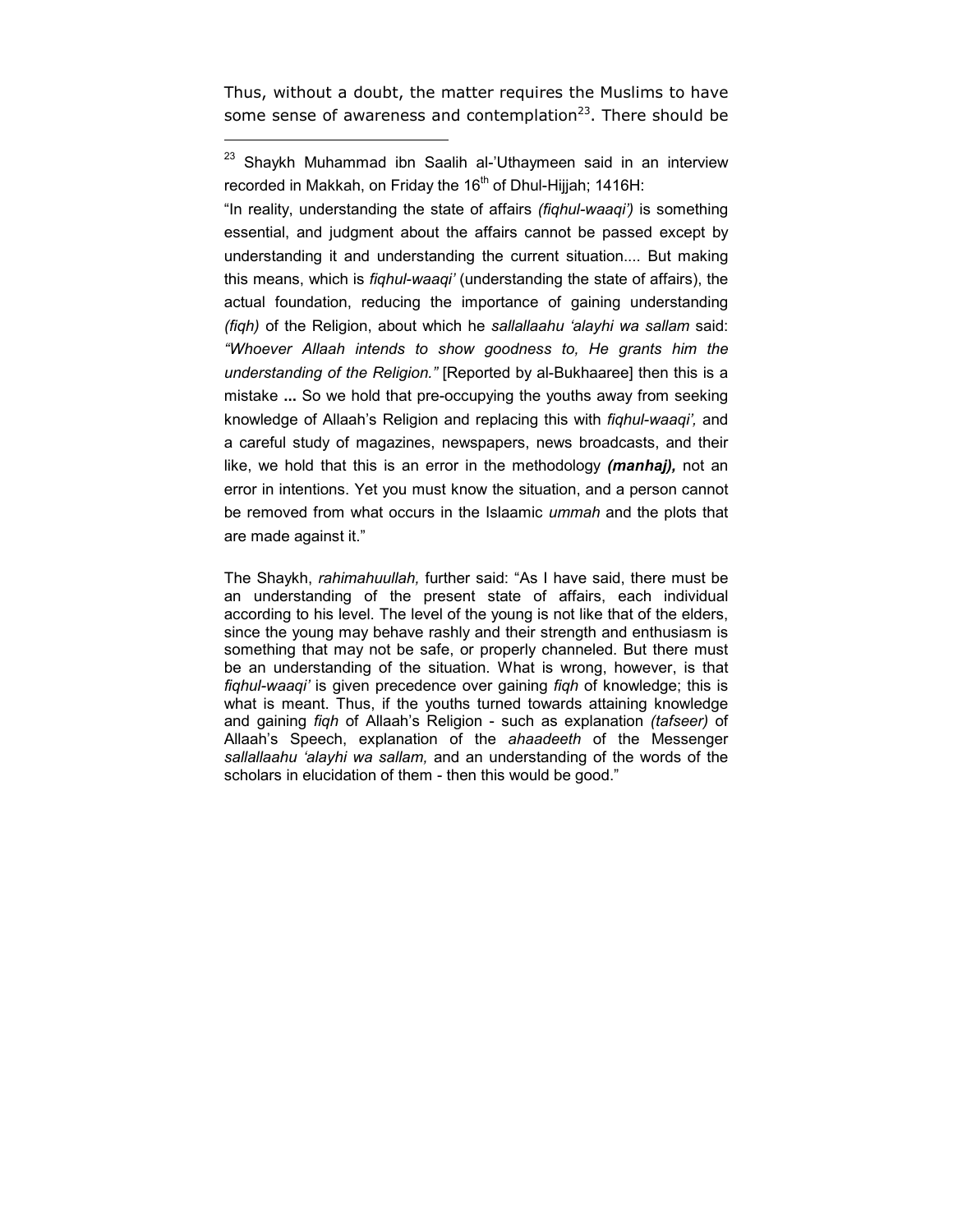Thus, without a doubt, the matter requires the Muslims to have some sense of awareness and contemplation[23]. There should be

---

[23] Shaykh Muhammad ibn Saalih al-'Uthaymeen said in an interview recorded in Makkah, on Friday the 16th of Dhul-Hijjah; 1416H:

"In reality, understanding the state of affairs *(fiqhul-waaqi')* is something essential, and judgment about the affairs cannot be passed except by understanding it and understanding the current situation.... But making this means, which is *fiqhul-waaqi'* (understanding the state of affairs), the actual foundation, reducing the importance of gaining understanding *(fiqh)* of the Religion, about which he *sallallaahu 'alayhi wa sallam* said: *"Whoever Allaah intends to show goodness to, He grants him the understanding of the Religion."* [Reported by al-Bukhaaree] then this is a mistake **...** So we hold that pre-occupying the youths away from seeking knowledge of Allaah's Religion and replacing this with *fiqhul-waaqi',* and a careful study of magazines, newspapers, news broadcasts, and their like, we hold that this is an error in the methodology ***(manhaj),*** not an error in intentions. Yet you must know the situation, and a person cannot be removed from what occurs in the Islaamic *ummah* and the plots that are made against it."

The Shaykh, *rahimahuullah,* further said: "As I have said, there must be an understanding of the present state of affairs, each individual according to his level. The level of the young is not like that of the elders, since the young may behave rashly and their strength and enthusiasm is something that may not be safe, or properly channeled. But there must be an understanding of the situation. What is wrong, however, is that *fiqhul-waaqi'* is given precedence over gaining *fiqh* of knowledge; this is what is meant. Thus, if the youths turned towards attaining knowledge and gaining *fiqh* of Allaah's Religion - such as explanation *(tafseer)* of Allaah's Speech, explanation of the *ahaadeeth* of the Messenger *sallallaahu 'alayhi wa sallam,* and an understanding of the words of the scholars in elucidation of them - then this would be good."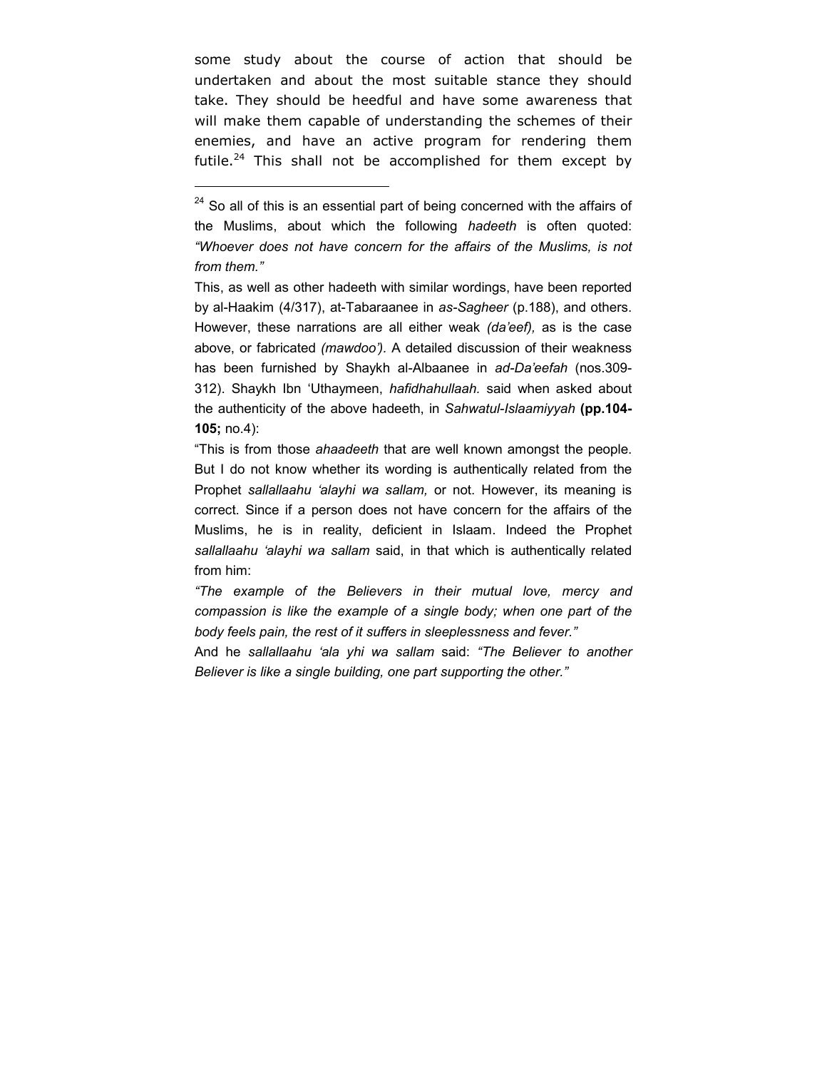some study about the course of action that should be undertaken and about the most suitable stance they should take. They should be heedful and have some awareness that will make them capable of understanding the schemes of their enemies, and have an active program for rendering them futile.[24] This shall not be accomplished for them except by

---

[24] So all of this is an essential part of being concerned with the affairs of the Muslims, about which the following *hadeeth* is often quoted: *"Whoever does not have concern for the affairs of the Muslims, is not from them."*

This, as well as other hadeeth with similar wordings, have been reported by al-Haakim (4/317), at-Tabaraanee in *as-Sagheer* (p.188), and others. However, these narrations are all either weak *(da'eef),* as is the case above, or fabricated *(mawdoo')*. A detailed discussion of their weakness has been furnished by Shaykh al-Albaanee in *ad-Da'eefah* (nos.309-312). Shaykh Ibn 'Uthaymeen, *hafidhahullaah.* said when asked about the authenticity of the above hadeeth, in *Sahwatul-Islaamiyyah* **(pp.104-105;** no.4):

"This is from those *ahaadeeth* that are well known amongst the people. But I do not know whether its wording is authentically related from the Prophet *sallallaahu 'alayhi wa sallam,* or not. However, its meaning is correct. Since if a person does not have concern for the affairs of the Muslims, he is in reality, deficient in Islaam. Indeed the Prophet *sallallaahu 'alayhi wa sallam* said, in that which is authentically related from him:

*"The example of the Believers in their mutual love, mercy and compassion is like the example of a single body; when one part of the body feels pain, the rest of it suffers in sleeplessness and fever."*

And he *sallallaahu 'ala yhi wa sallam* said: *"The Believer to another Believer is like a single building, one part supporting the other."*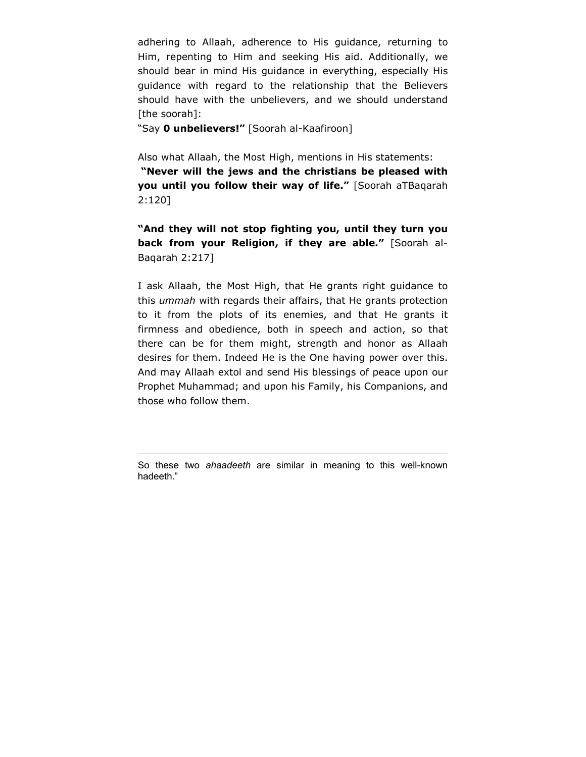adhering to Allaah, adherence to His guidance, returning to Him, repenting to Him and seeking His aid. Additionally, we should bear in mind His guidance in everything, especially His guidance with regard to the relationship that the Believers should have with the unbelievers, and we should understand [the soorah]:

"Say **0 unbelievers!"** [Soorah al-Kaafiroon]

Also what Allaah, the Most High, mentions in His statements:

**"Never will the jews and the christians be pleased with you until you follow their way of life."** [Soorah aTBaqarah 2:120]

**"And they will not stop fighting you, until they turn you back from your Religion, if they are able."** [Soorah al-Baqarah 2:217]

I ask Allaah, the Most High, that He grants right guidance to this *ummah* with regards their affairs, that He grants protection to it from the plots of its enemies, and that He grants it firmness and obedience, both in speech and action, so that there can be for them might, strength and honor as Allaah desires for them. Indeed He is the One having power over this. And may Allaah extol and send His blessings of peace upon our Prophet Muhammad; and upon his Family, his Companions, and those who follow them.

---

So these two *ahaadeeth* are similar in meaning to this well-known hadeeth."